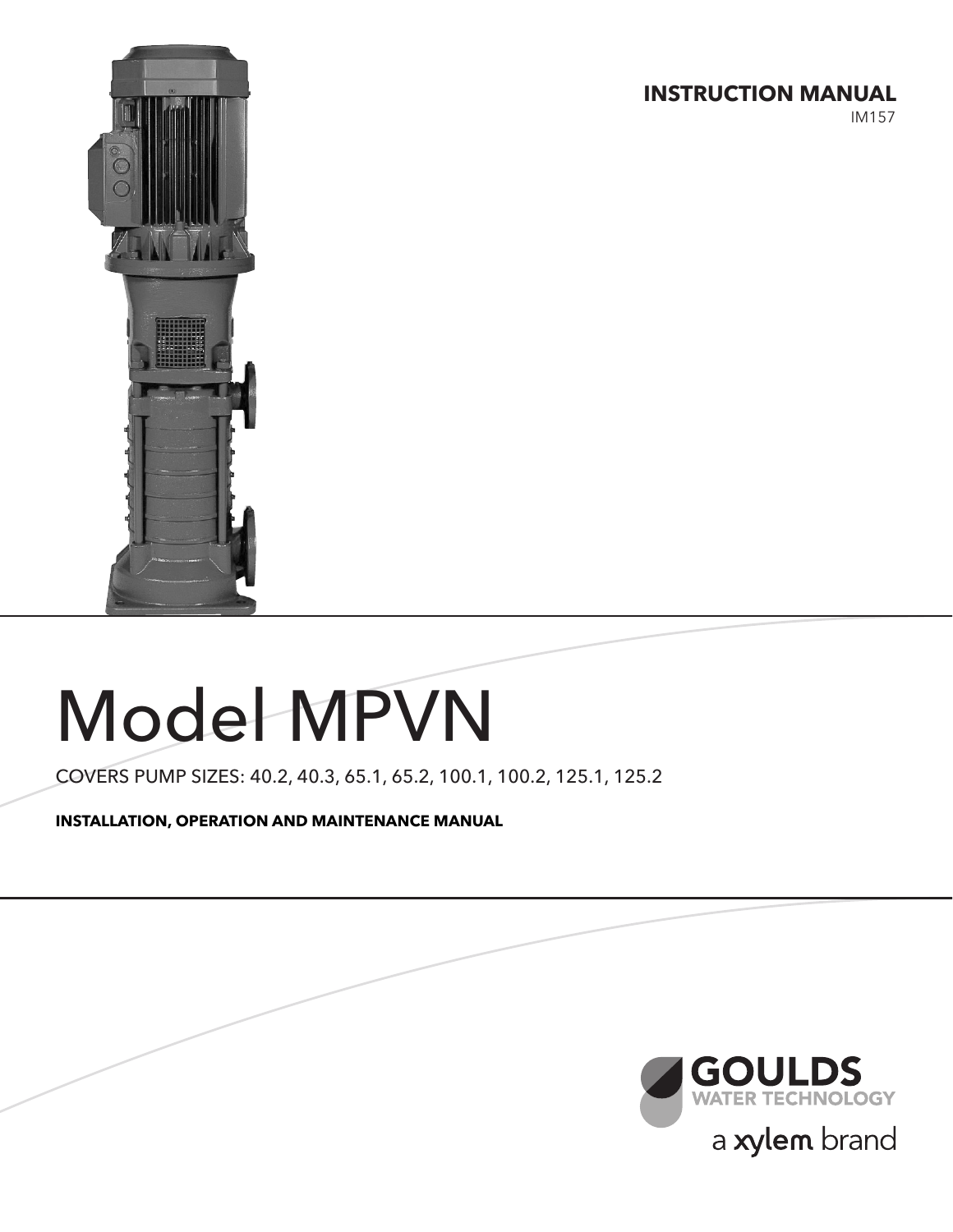**INSTRUCTION MANUAL**
IM157

# Model MPVN

COVERS PUMP SIZES: 40.2, 40.3, 65.1, 65.2, 100.1, 100.2, 125.1, 125.2

**INSTALLATION, OPERATION AND MAINTENANCE MANUAL**

GOULDS WATER TECHNOLOGY

a xylem brand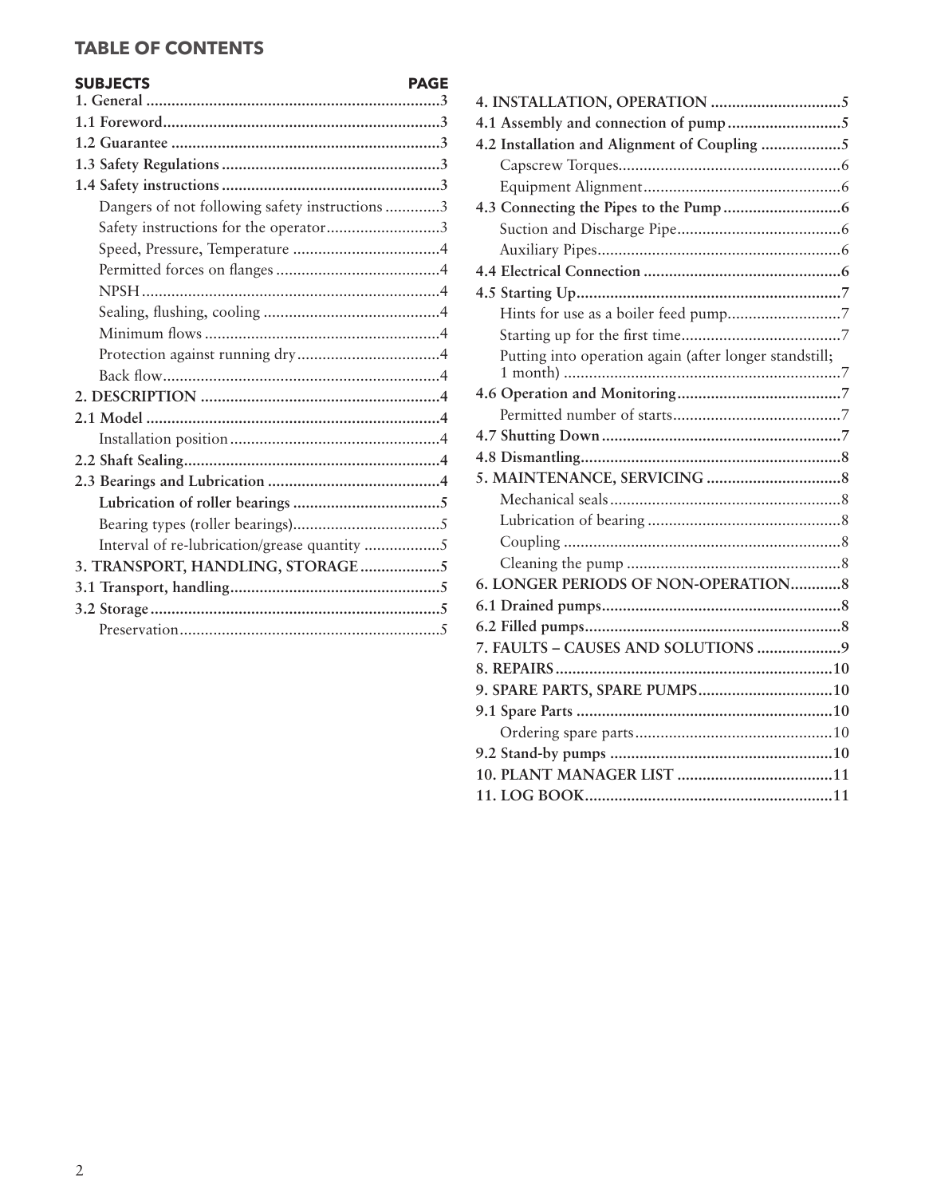## TABLE OF CONTENTS

| SUBJECTS | PAGE |
|---|---|
| **1. General** | 3 |
| **1.1 Foreword** | 3 |
| **1.2 Guarantee** | 3 |
| **1.3 Safety Regulations** | 3 |
| **1.4 Safety instructions** | 3 |
| Dangers of not following safety instructions | 3 |
| Safety instructions for the operator | 3 |
| Speed, Pressure, Temperature | 4 |
| Permitted forces on flanges | 4 |
| NPSH | 4 |
| Sealing, flushing, cooling | 4 |
| Minimum flows | 4 |
| Protection against running dry | 4 |
| Back flow | 4 |
| **2. DESCRIPTION** | 4 |
| **2.1 Model** | 4 |
| Installation position | 4 |
| **2.2 Shaft Sealing** | 4 |
| **2.3 Bearings and Lubrication** | 4 |
| **Lubrication of roller bearings** | 5 |
| Bearing types (roller bearings) | 5 |
| Interval of re-lubrication/grease quantity | 5 |
| **3. TRANSPORT, HANDLING, STORAGE** | 5 |
| **3.1 Transport, handling** | 5 |
| **3.2 Storage** | 5 |
| Preservation | 5 |
| **4. INSTALLATION, OPERATION** | 5 |
| **4.1 Assembly and connection of pump** | 5 |
| **4.2 Installation and Alignment of Coupling** | 5 |
| Capscrew Torques | 6 |
| Equipment Alignment | 6 |
| **4.3 Connecting the Pipes to the Pump** | 6 |
| Suction and Discharge Pipe | 6 |
| Auxiliary Pipes | 6 |
| **4.4 Electrical Connection** | 6 |
| **4.5 Starting Up** | 7 |
| Hints for use as a boiler feed pump | 7 |
| Starting up for the first time | 7 |
| Putting into operation again (after longer standstill; 1 month) | 7 |
| **4.6 Operation and Monitoring** | 7 |
| Permitted number of starts | 7 |
| **4.7 Shutting Down** | 7 |
| **4.8 Dismantling** | 8 |
| **5. MAINTENANCE, SERVICING** | 8 |
| Mechanical seals | 8 |
| Lubrication of bearing | 8 |
| Coupling | 8 |
| Cleaning the pump | 8 |
| **6. LONGER PERIODS OF NON-OPERATION** | 8 |
| **6.1 Drained pumps** | 8 |
| **6.2 Filled pumps** | 8 |
| **7. FAULTS – CAUSES AND SOLUTIONS** | 9 |
| **8. REPAIRS** | 10 |
| **9. SPARE PARTS, SPARE PUMPS** | 10 |
| **9.1 Spare Parts** | 10 |
| Ordering spare parts | 10 |
| **9.2 Stand-by pumps** | 10 |
| **10. PLANT MANAGER LIST** | 11 |
| **11. LOG BOOK** | 11 |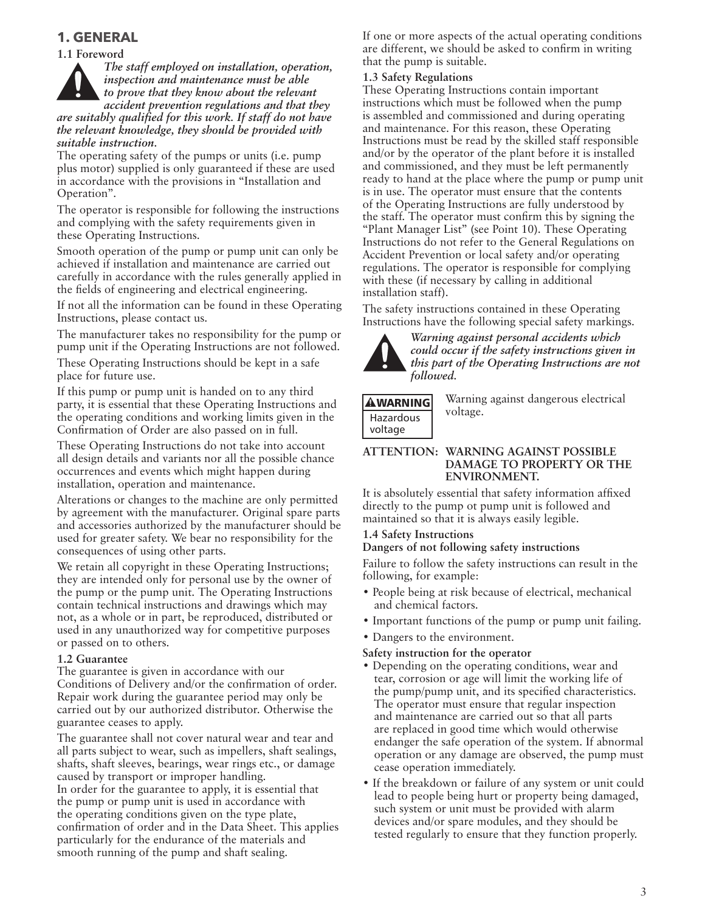# 1. GENERAL

### 1.1 Foreword

***The staff employed on installation, operation, inspection and maintenance must be able to prove that they know about the relevant accident prevention regulations and that they are suitably qualified for this work. If staff do not have the relevant knowledge, they should be provided with suitable instruction.***

The operating safety of the pumps or units (i.e. pump plus motor) supplied is only guaranteed if these are used in accordance with the provisions in "Installation and Operation".

The operator is responsible for following the instructions and complying with the safety requirements given in these Operating Instructions.

Smooth operation of the pump or pump unit can only be achieved if installation and maintenance are carried out carefully in accordance with the rules generally applied in the fields of engineering and electrical engineering.

If not all the information can be found in these Operating Instructions, please contact us.

The manufacturer takes no responsibility for the pump or pump unit if the Operating Instructions are not followed.

These Operating Instructions should be kept in a safe place for future use.

If this pump or pump unit is handed on to any third party, it is essential that these Operating Instructions and the operating conditions and working limits given in the Confirmation of Order are also passed on in full.

These Operating Instructions do not take into account all design details and variants nor all the possible chance occurrences and events which might happen during installation, operation and maintenance.

Alterations or changes to the machine are only permitted by agreement with the manufacturer. Original spare parts and accessories authorized by the manufacturer should be used for greater safety. We bear no responsibility for the consequences of using other parts.

We retain all copyright in these Operating Instructions; they are intended only for personal use by the owner of the pump or the pump unit. The Operating Instructions contain technical instructions and drawings which may not, as a whole or in part, be reproduced, distributed or used in any unauthorized way for competitive purposes or passed on to others.

### 1.2 Guarantee

The guarantee is given in accordance with our Conditions of Delivery and/or the confirmation of order. Repair work during the guarantee period may only be carried out by our authorized distributor. Otherwise the guarantee ceases to apply.

The guarantee shall not cover natural wear and tear and all parts subject to wear, such as impellers, shaft sealings, shafts, shaft sleeves, bearings, wear rings etc., or damage caused by transport or improper handling.
In order for the guarantee to apply, it is essential that the pump or pump unit is used in accordance with the operating conditions given on the type plate, confirmation of order and in the Data Sheet. This applies particularly for the endurance of the materials and smooth running of the pump and shaft sealing.

If one or more aspects of the actual operating conditions are different, we should be asked to confirm in writing that the pump is suitable.

### 1.3 Safety Regulations

These Operating Instructions contain important instructions which must be followed when the pump is assembled and commissioned and during operating and maintenance. For this reason, these Operating Instructions must be read by the skilled staff responsible and/or by the operator of the plant before it is installed and commissioned, and they must be left permanently ready to hand at the place where the pump or pump unit is in use. The operator must ensure that the contents of the Operating Instructions are fully understood by the staff. The operator must confirm this by signing the "Plant Manager List" (see Point 10). These Operating Instructions do not refer to the General Regulations on Accident Prevention or local safety and/or operating regulations. The operator is responsible for complying with these (if necessary by calling in additional installation staff).

The safety instructions contained in these Operating Instructions have the following special safety markings.

***Warning against personal accidents which could occur if the safety instructions given in this part of the Operating Instructions are not followed.***

**WARNING** Hazardous voltage — Warning against dangerous electrical voltage.

**ATTENTION: WARNING AGAINST POSSIBLE DAMAGE TO PROPERTY OR THE ENVIRONMENT.**

It is absolutely essential that safety information affixed directly to the pump ot pump unit is followed and maintained so that it is always easily legible.

### 1.4 Safety Instructions

**Dangers of not following safety instructions**

Failure to follow the safety instructions can result in the following, for example:

- People being at risk because of electrical, mechanical and chemical factors.
- Important functions of the pump or pump unit failing.
- Dangers to the environment.

**Safety instruction for the operator**

- Depending on the operating conditions, wear and tear, corrosion or age will limit the working life of the pump/pump unit, and its specified characteristics. The operator must ensure that regular inspection and maintenance are carried out so that all parts are replaced in good time which would otherwise endanger the safe operation of the system. If abnormal operation or any damage are observed, the pump must cease operation immediately.
- If the breakdown or failure of any system or unit could lead to people being hurt or property being damaged, such system or unit must be provided with alarm devices and/or spare modules, and they should be tested regularly to ensure that they function properly.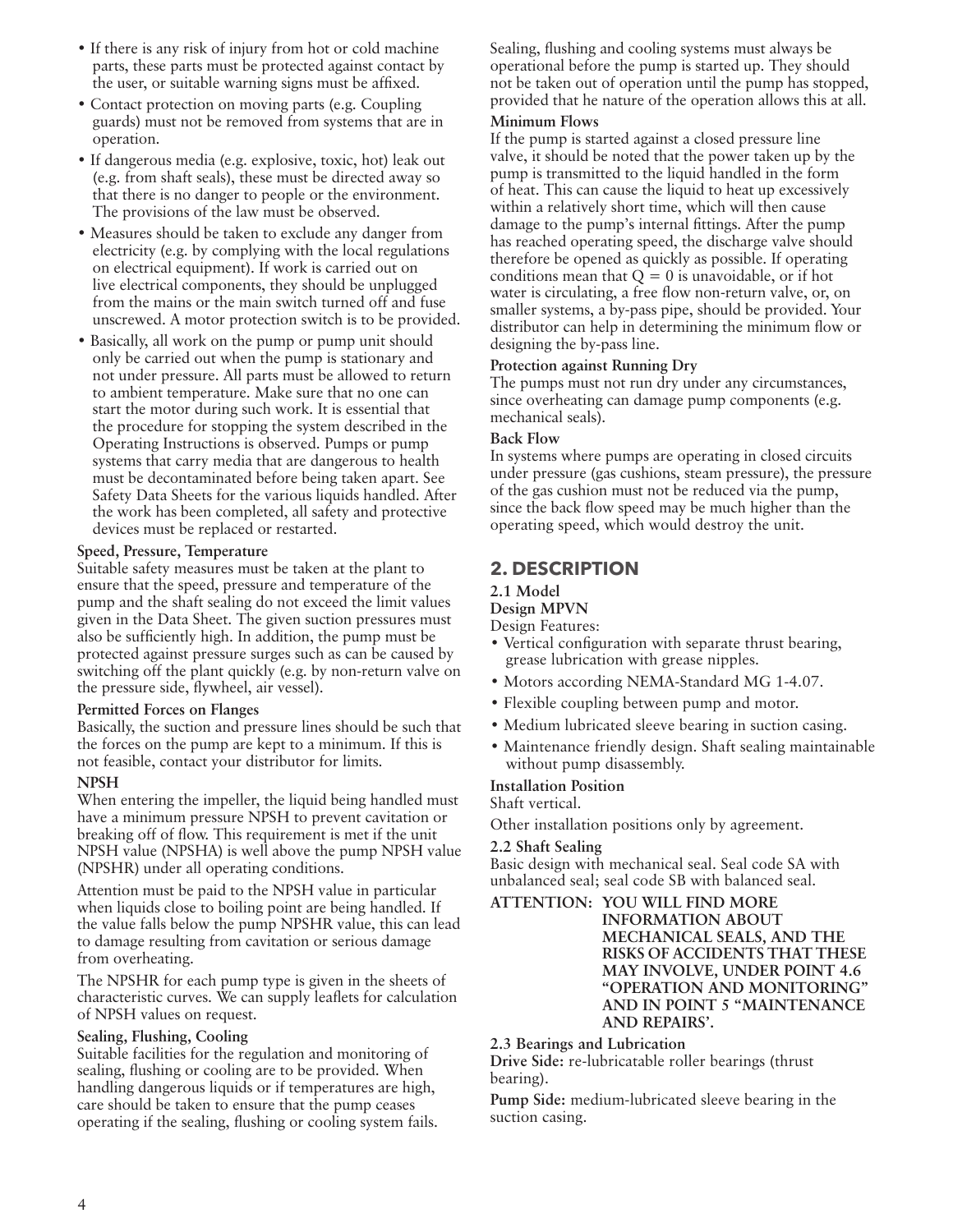- If there is any risk of injury from hot or cold machine parts, these parts must be protected against contact by the user, or suitable warning signs must be affixed.
- Contact protection on moving parts (e.g. Coupling guards) must not be removed from systems that are in operation.
- If dangerous media (e.g. explosive, toxic, hot) leak out (e.g. from shaft seals), these must be directed away so that there is no danger to people or the environment. The provisions of the law must be observed.
- Measures should be taken to exclude any danger from electricity (e.g. by complying with the local regulations on electrical equipment). If work is carried out on live electrical components, they should be unplugged from the mains or the main switch turned off and fuse unscrewed. A motor protection switch is to be provided.
- Basically, all work on the pump or pump unit should only be carried out when the pump is stationary and not under pressure. All parts must be allowed to return to ambient temperature. Make sure that no one can start the motor during such work. It is essential that the procedure for stopping the system described in the Operating Instructions is observed. Pumps or pump systems that carry media that are dangerous to health must be decontaminated before being taken apart. See Safety Data Sheets for the various liquids handled. After the work has been completed, all safety and protective devices must be replaced or restarted.

**Speed, Pressure, Temperature**
Suitable safety measures must be taken at the plant to ensure that the speed, pressure and temperature of the pump and the shaft sealing do not exceed the limit values given in the Data Sheet. The given suction pressures must also be sufficiently high. In addition, the pump must be protected against pressure surges such as can be caused by switching off the plant quickly (e.g. by non-return valve on the pressure side, flywheel, air vessel).

**Permitted Forces on Flanges**
Basically, the suction and pressure lines should be such that the forces on the pump are kept to a minimum. If this is not feasible, contact your distributor for limits.

**NPSH**
When entering the impeller, the liquid being handled must have a minimum pressure NPSH to prevent cavitation or breaking off of flow. This requirement is met if the unit NPSH value (NPSHA) is well above the pump NPSH value (NPSHR) under all operating conditions.

Attention must be paid to the NPSH value in particular when liquids close to boiling point are being handled. If the value falls below the pump NPSHR value, this can lead to damage resulting from cavitation or serious damage from overheating.

The NPSHR for each pump type is given in the sheets of characteristic curves. We can supply leaflets for calculation of NPSH values on request.

**Sealing, Flushing, Cooling**
Suitable facilities for the regulation and monitoring of sealing, flushing or cooling are to be provided. When handling dangerous liquids or if temperatures are high, care should be taken to ensure that the pump ceases operating if the sealing, flushing or cooling system fails.

Sealing, flushing and cooling systems must always be operational before the pump is started up. They should not be taken out of operation until the pump has stopped, provided that he nature of the operation allows this at all.

**Minimum Flows**
If the pump is started against a closed pressure line valve, it should be noted that the power taken up by the pump is transmitted to the liquid handled in the form of heat. This can cause the liquid to heat up excessively within a relatively short time, which will then cause damage to the pump's internal fittings. After the pump has reached operating speed, the discharge valve should therefore be opened as quickly as possible. If operating conditions mean that $Q = 0$ is unavoidable, or if hot water is circulating, a free flow non-return valve, or, on smaller systems, a by-pass pipe, should be provided. Your distributor can help in determining the minimum flow or designing the by-pass line.

**Protection against Running Dry**
The pumps must not run dry under any circumstances, since overheating can damage pump components (e.g. mechanical seals).

**Back Flow**
In systems where pumps are operating in closed circuits under pressure (gas cushions, steam pressure), the pressure of the gas cushion must not be reduced via the pump, since the back flow speed may be much higher than the operating speed, which would destroy the unit.

## 2. DESCRIPTION

### 2.1 Model

**Design MPVN**

Design Features:

- Vertical configuration with separate thrust bearing, grease lubrication with grease nipples.
- Motors according NEMA-Standard MG 1-4.07.
- Flexible coupling between pump and motor.
- Medium lubricated sleeve bearing in suction casing.
- Maintenance friendly design. Shaft sealing maintainable without pump disassembly.

**Installation Position**
Shaft vertical.

Other installation positions only by agreement.

### 2.2 Shaft Sealing

Basic design with mechanical seal. Seal code SA with unbalanced seal; seal code SB with balanced seal.

**ATTENTION: YOU WILL FIND MORE INFORMATION ABOUT MECHANICAL SEALS, AND THE RISKS OF ACCIDENTS THAT THESE MAY INVOLVE, UNDER POINT 4.6 "OPERATION AND MONITORING" AND IN POINT 5 "MAINTENANCE AND REPAIRS'.**

### 2.3 Bearings and Lubrication

**Drive Side:** re-lubricatable roller bearings (thrust bearing).

**Pump Side:** medium-lubricated sleeve bearing in the suction casing.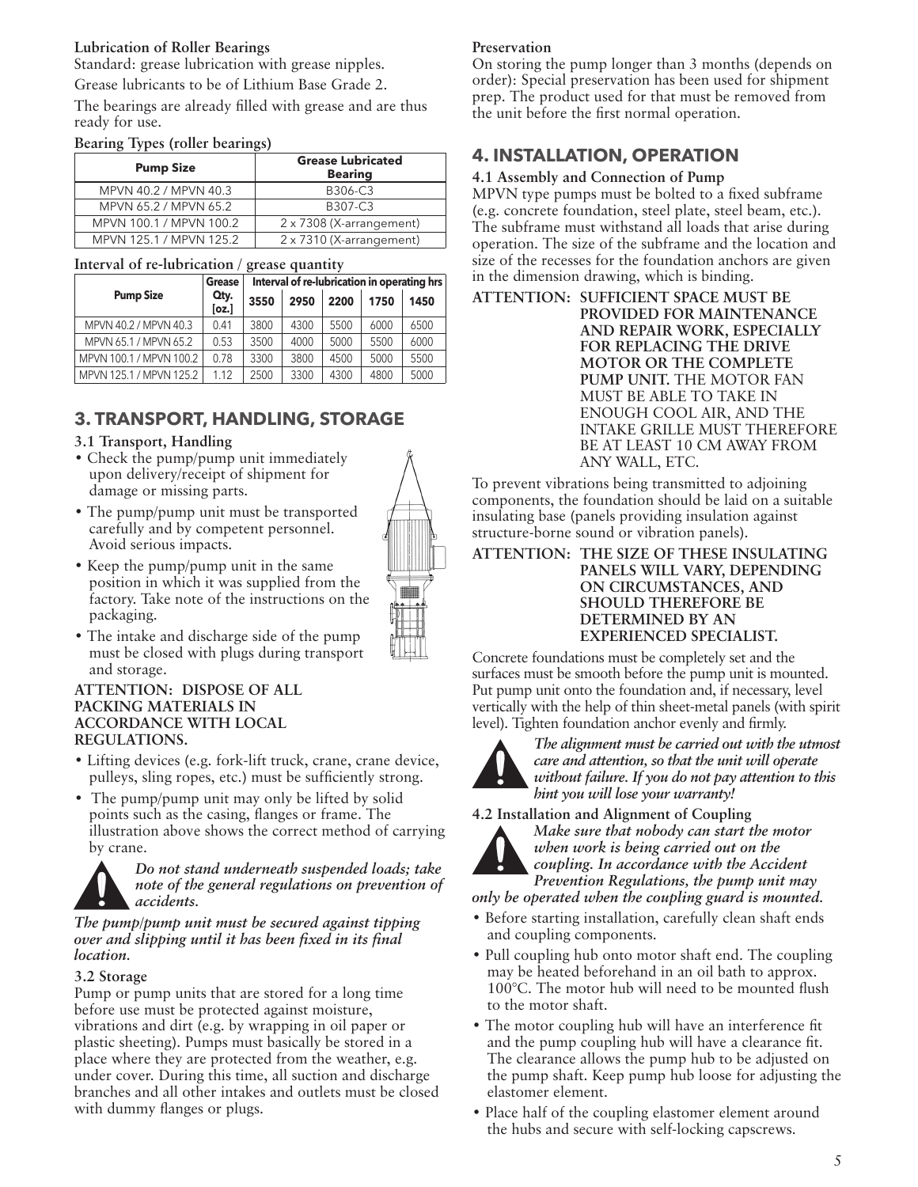**Lubrication of Roller Bearings**

Standard: grease lubrication with grease nipples.

Grease lubricants to be of Lithium Base Grade 2.

The bearings are already filled with grease and are thus ready for use.

**Bearing Types (roller bearings)**

| Pump Size | Grease Lubricated Bearing |
|---|---|
| MPVN 40.2 / MPVN 40.3 | B306-C3 |
| MPVN 65.2 / MPVN 65.2 | B307-C3 |
| MPVN 100.1 / MPVN 100.2 | 2 x 7308 (X-arrangement) |
| MPVN 125.1 / MPVN 125.2 | 2 x 7310 (X-arrangement) |

**Interval of re-lubrication / grease quantity**

| Pump Size | Grease Qty. [oz.] | Interval of re-lubrication in operating hrs | | | | |
|---|---|---|---|---|---|---|
| | | 3550 | 2950 | 2200 | 1750 | 1450 |
| MPVN 40.2 / MPVN 40.3 | 0.41 | 3800 | 4300 | 5500 | 6000 | 6500 |
| MPVN 65.1 / MPVN 65.2 | 0.53 | 3500 | 4000 | 5000 | 5500 | 6000 |
| MPVN 100.1 / MPVN 100.2 | 0.78 | 3300 | 3800 | 4500 | 5000 | 5500 |
| MPVN 125.1 / MPVN 125.2 | 1.12 | 2500 | 3300 | 4300 | 4800 | 5000 |

## 3. TRANSPORT, HANDLING, STORAGE

### 3.1 Transport, Handling

- Check the pump/pump unit immediately upon delivery/receipt of shipment for damage or missing parts.
- The pump/pump unit must be transported carefully and by competent personnel. Avoid serious impacts.
- Keep the pump/pump unit in the same position in which it was supplied from the factory. Take note of the instructions on the packaging.
- The intake and discharge side of the pump must be closed with plugs during transport and storage.

**ATTENTION: DISPOSE OF ALL PACKING MATERIALS IN ACCORDANCE WITH LOCAL REGULATIONS.**

- Lifting devices (e.g. fork-lift truck, crane, crane device, pulleys, sling ropes, etc.) must be sufficiently strong.
- The pump/pump unit may only be lifted by solid points such as the casing, flanges or frame. The illustration above shows the correct method of carrying by crane.

***Do not stand underneath suspended loads; take note of the general regulations on prevention of accidents.***

***The pump/pump unit must be secured against tipping over and slipping until it has been fixed in its final location.***

### 3.2 Storage

Pump or pump units that are stored for a long time before use must be protected against moisture, vibrations and dirt (e.g. by wrapping in oil paper or plastic sheeting). Pumps must basically be stored in a place where they are protected from the weather, e.g. under cover. During this time, all suction and discharge branches and all other intakes and outlets must be closed with dummy flanges or plugs.

**Preservation**

On storing the pump longer than 3 months (depends on order): Special preservation has been used for shipment prep. The product used for that must be removed from the unit before the first normal operation.

## 4. INSTALLATION, OPERATION

### 4.1 Assembly and Connection of Pump

MPVN type pumps must be bolted to a fixed subframe (e.g. concrete foundation, steel plate, steel beam, etc.). The subframe must withstand all loads that arise during operation. The size of the subframe and the location and size of the recesses for the foundation anchors are given in the dimension drawing, which is binding.

**ATTENTION: SUFFICIENT SPACE MUST BE PROVIDED FOR MAINTENANCE AND REPAIR WORK, ESPECIALLY FOR REPLACING THE DRIVE MOTOR OR THE COMPLETE PUMP UNIT.** THE MOTOR FAN MUST BE ABLE TO TAKE IN ENOUGH COOL AIR, AND THE INTAKE GRILLE MUST THEREFORE BE AT LEAST 10 CM AWAY FROM ANY WALL, ETC.

To prevent vibrations being transmitted to adjoining components, the foundation should be laid on a suitable insulating base (panels providing insulation against structure-borne sound or vibration panels).

**ATTENTION: THE SIZE OF THESE INSULATING PANELS WILL VARY, DEPENDING ON CIRCUMSTANCES, AND SHOULD THEREFORE BE DETERMINED BY AN EXPERIENCED SPECIALIST.**

Concrete foundations must be completely set and the surfaces must be smooth before the pump unit is mounted. Put pump unit onto the foundation and, if necessary, level vertically with the help of thin sheet-metal panels (with spirit level). Tighten foundation anchor evenly and firmly.

***The alignment must be carried out with the utmost care and attention, so that the unit will operate without failure. If you do not pay attention to this hint you will lose your warranty!***

### 4.2 Installation and Alignment of Coupling

***Make sure that nobody can start the motor when work is being carried out on the coupling. In accordance with the Accident Prevention Regulations, the pump unit may only be operated when the coupling guard is mounted.***

- Before starting installation, carefully clean shaft ends and coupling components.
- Pull coupling hub onto motor shaft end. The coupling may be heated beforehand in an oil bath to approx. 100°C. The motor hub will need to be mounted flush to the motor shaft.
- The motor coupling hub will have an interference fit and the pump coupling hub will have a clearance fit. The clearance allows the pump hub to be adjusted on the pump shaft. Keep pump hub loose for adjusting the elastomer element.
- Place half of the coupling elastomer element around the hubs and secure with self-locking capscrews.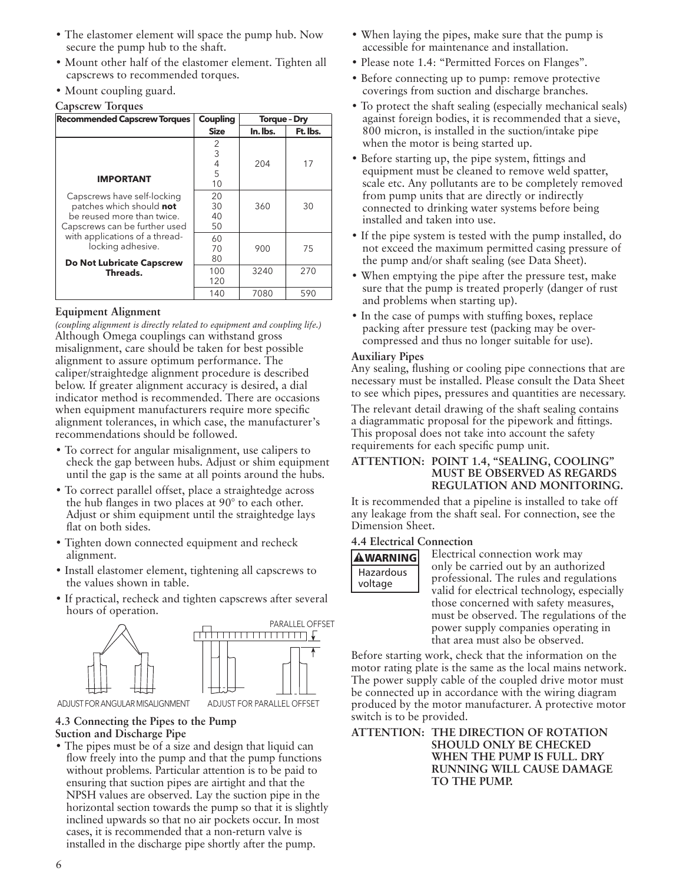- The elastomer element will space the pump hub. Now secure the pump hub to the shaft.
- Mount other half of the elastomer element. Tighten all capscrews to recommended torques.
- Mount coupling guard.

**Capscrew Torques**

| Recommended Capscrew Torques | Coupling Size | Torque - Dry In. lbs. | Torque - Dry Ft. lbs. |
|---|---|---|---|
| **IMPORTANT** Capscrews have self-locking patches which should **not** be reused more than twice. Capscrews can be further used with applications of a thread-locking adhesive. **Do Not Lubricate Capscrew Threads.** | 2, 3, 4, 5, 10 | 204 | 17 |
| | 20, 30, 40, 50 | 360 | 30 |
| | 60, 70, 80 | 900 | 75 |
| | 100, 120 | 3240 | 270 |
| | 140 | 7080 | 590 |

**Equipment Alignment**

*(coupling alignment is directly related to equipment and coupling life.)*
Although Omega couplings can withstand gross misalignment, care should be taken for best possible alignment to assure optimum performance. The caliper/straightedge alignment procedure is described below. If greater alignment accuracy is desired, a dial indicator method is recommended. There are occasions when equipment manufacturers require more specific alignment tolerances, in which case, the manufacturer's recommendations should be followed.

- To correct for angular misalignment, use calipers to check the gap between hubs. Adjust or shim equipment until the gap is the same at all points around the hubs.
- To correct parallel offset, place a straightedge across the hub flanges in two places at 90° to each other. Adjust or shim equipment until the straightedge lays flat on both sides.
- Tighten down connected equipment and recheck alignment.
- Install elastomer element, tightening all capscrews to the values shown in table.
- If practical, recheck and tighten capscrews after several hours of operation.

PARALLEL OFFSET

ADJUST FOR ANGULAR MISALIGNMENT    ADJUST FOR PARALLEL OFFSET

### 4.3 Connecting the Pipes to the Pump

**Suction and Discharge Pipe**

- The pipes must be of a size and design that liquid can flow freely into the pump and that the pump functions without problems. Particular attention is to be paid to ensuring that suction pipes are airtight and that the NPSH values are observed. Lay the suction pipe in the horizontal section towards the pump so that it is slightly inclined upwards so that no air pockets occur. In most cases, it is recommended that a non-return valve is installed in the discharge pipe shortly after the pump.
- When laying the pipes, make sure that the pump is accessible for maintenance and installation.
- Please note 1.4: "Permitted Forces on Flanges".
- Before connecting up to pump: remove protective coverings from suction and discharge branches.
- To protect the shaft sealing (especially mechanical seals) against foreign bodies, it is recommended that a sieve, 800 micron, is installed in the suction/intake pipe when the motor is being started up.
- Before starting up, the pipe system, fittings and equipment must be cleaned to remove weld spatter, scale etc. Any pollutants are to be completely removed from pump units that are directly or indirectly connected to drinking water systems before being installed and taken into use.
- If the pipe system is tested with the pump installed, do not exceed the maximum permitted casing pressure of the pump and/or shaft sealing (see Data Sheet).
- When emptying the pipe after the pressure test, make sure that the pump is treated properly (danger of rust and problems when starting up).
- In the case of pumps with stuffing boxes, replace packing after pressure test (packing may be over-compressed and thus no longer suitable for use).

**Auxiliary Pipes**

Any sealing, flushing or cooling pipe connections that are necessary must be installed. Please consult the Data Sheet to see which pipes, pressures and quantities are necessary.

The relevant detail drawing of the shaft sealing contains a diagrammatic proposal for the pipework and fittings. This proposal does not take into account the safety requirements for each specific pump unit.

**ATTENTION: POINT 1.4, "SEALING, COOLING" MUST BE OBSERVED AS REGARDS REGULATION AND MONITORING.**

It is recommended that a pipeline is installed to take off any leakage from the shaft seal. For connection, see the Dimension Sheet.

### 4.4 Electrical Connection

**⚠WARNING**
Hazardous voltage

Electrical connection work may only be carried out by an authorized professional. The rules and regulations valid for electrical technology, especially those concerned with safety measures, must be observed. The regulations of the power supply companies operating in that area must also be observed.

Before starting work, check that the information on the motor rating plate is the same as the local mains network. The power supply cable of the coupled drive motor must be connected up in accordance with the wiring diagram produced by the motor manufacturer. A protective motor switch is to be provided.

**ATTENTION: THE DIRECTION OF ROTATION SHOULD ONLY BE CHECKED WHEN THE PUMP IS FULL. DRY RUNNING WILL CAUSE DAMAGE TO THE PUMP.**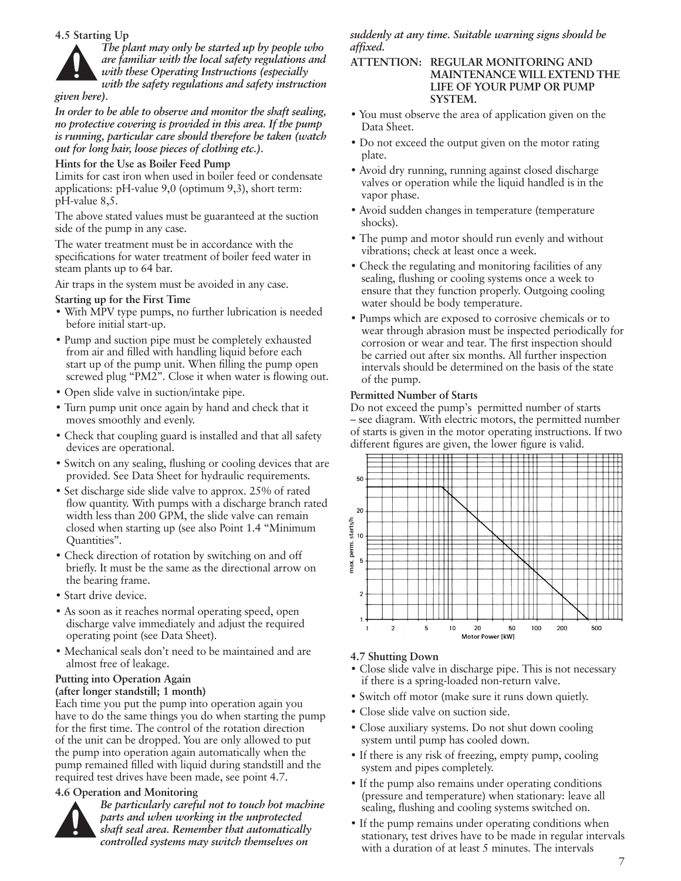### 4.5 Starting Up

***The plant may only be started up by people who are familiar with the local safety regulations and with these Operating Instructions (especially with the safety regulations and safety instruction given here).***

***In order to be able to observe and monitor the shaft sealing, no protective covering is provided in this area. If the pump is running, particular care should therefore be taken (watch out for long hair, loose pieces of clothing etc.).***

**Hints for the Use as Boiler Feed Pump**

Limits for cast iron when used in boiler feed or condensate applications: pH-value 9,0 (optimum 9,3), short term: pH-value 8,5.

The above stated values must be guaranteed at the suction side of the pump in any case.

The water treatment must be in accordance with the specifications for water treatment of boiler feed water in steam plants up to 64 bar.

Air traps in the system must be avoided in any case.

**Starting up for the First Time**

- With MPV type pumps, no further lubrication is needed before initial start-up.
- Pump and suction pipe must be completely exhausted from air and filled with handling liquid before each start up of the pump unit. When filling the pump open screwed plug "PM2". Close it when water is flowing out.
- Open slide valve in suction/intake pipe.
- Turn pump unit once again by hand and check that it moves smoothly and evenly.
- Check that coupling guard is installed and that all safety devices are operational.
- Switch on any sealing, flushing or cooling devices that are provided. See Data Sheet for hydraulic requirements.
- Set discharge side slide valve to approx. 25% of rated flow quantity. With pumps with a discharge branch rated width less than 200 GPM, the slide valve can remain closed when starting up (see also Point 1.4 "Minimum Quantities".
- Check direction of rotation by switching on and off briefly. It must be the same as the directional arrow on the bearing frame.
- Start drive device.
- As soon as it reaches normal operating speed, open discharge valve immediately and adjust the required operating point (see Data Sheet).
- Mechanical seals don't need to be maintained and are almost free of leakage.

**Putting into Operation Again (after longer standstill; 1 month)**

Each time you put the pump into operation again you have to do the same things you do when starting the pump for the first time. The control of the rotation direction of the unit can be dropped. You are only allowed to put the pump into operation again automatically when the pump remained filled with liquid during standstill and the required test drives have been made, see point 4.7.

### 4.6 Operation and Monitoring

***Be particularly careful not to touch hot machine parts and when working in the unprotected shaft seal area. Remember that automatically controlled systems may switch themselves on suddenly at any time. Suitable warning signs should be affixed.***

**ATTENTION: REGULAR MONITORING AND MAINTENANCE WILL EXTEND THE LIFE OF YOUR PUMP OR PUMP SYSTEM.**

- You must observe the area of application given on the Data Sheet.
- Do not exceed the output given on the motor rating plate.
- Avoid dry running, running against closed discharge valves or operation while the liquid handled is in the vapor phase.
- Avoid sudden changes in temperature (temperature shocks).
- The pump and motor should run evenly and without vibrations; check at least once a week.
- Check the regulating and monitoring facilities of any sealing, flushing or cooling systems once a week to ensure that they function properly. Outgoing cooling water should be body temperature.
- Pumps which are exposed to corrosive chemicals or to wear through abrasion must be inspected periodically for corrosion or wear and tear. The first inspection should be carried out after six months. All further inspection intervals should be determined on the basis of the state of the pump.

**Permitted Number of Starts**

Do not exceed the pump's permitted number of starts – see diagram. With electric motors, the permitted number of starts is given in the motor operating instructions. If two different figures are given, the lower figure is valid.

### 4.7 Shutting Down

- Close slide valve in discharge pipe. This is not necessary if there is a spring-loaded non-return valve.
- Switch off motor (make sure it runs down quietly.
- Close slide valve on suction side.
- Close auxiliary systems. Do not shut down cooling system until pump has cooled down.
- If there is any risk of freezing, empty pump, cooling system and pipes completely.
- If the pump also remains under operating conditions (pressure and temperature) when stationary: leave all sealing, flushing and cooling systems switched on.
- If the pump remains under operating conditions when stationary, test drives have to be made in regular intervals with a duration of at least 5 minutes. The intervals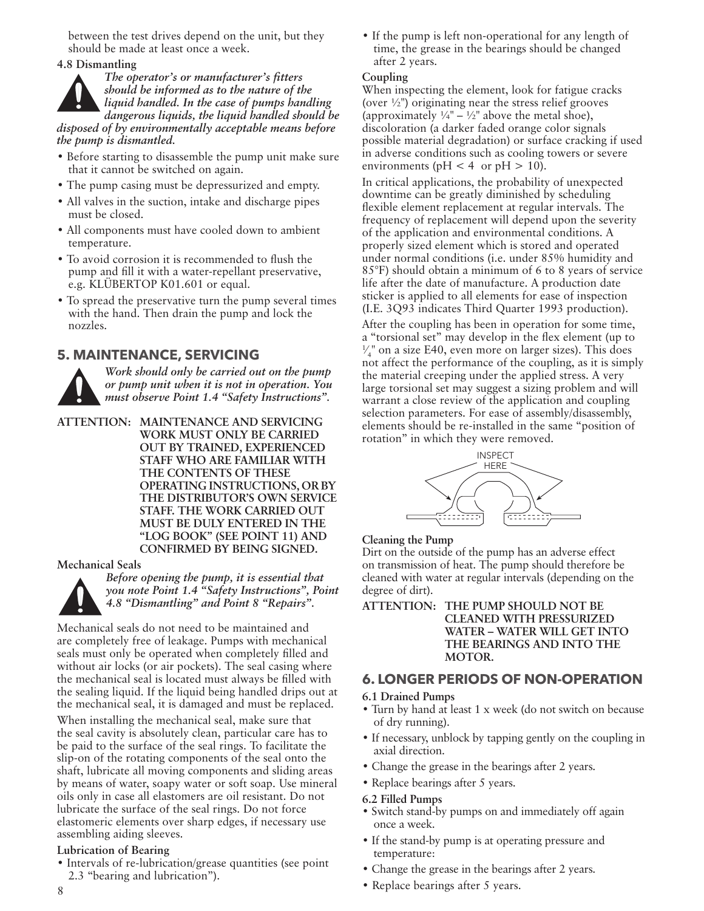between the test drives depend on the unit, but they should be made at least once a week.

**4.8 Dismantling**

***The operator's or manufacturer's fitters should be informed as to the nature of the liquid handled. In the case of pumps handling dangerous liquids, the liquid handled should be disposed of by environmentally acceptable means before the pump is dismantled.***

- Before starting to disassemble the pump unit make sure that it cannot be switched on again.
- The pump casing must be depressurized and empty.
- All valves in the suction, intake and discharge pipes must be closed.
- All components must have cooled down to ambient temperature.
- To avoid corrosion it is recommended to flush the pump and fill it with a water-repellant preservative, e.g. KLÜBERTOP K01.601 or equal.
- To spread the preservative turn the pump several times with the hand. Then drain the pump and lock the nozzles.

## 5. MAINTENANCE, SERVICING

***Work should only be carried out on the pump or pump unit when it is not in operation. You must observe Point 1.4 "Safety Instructions".***

**ATTENTION: MAINTENANCE AND SERVICING WORK MUST ONLY BE CARRIED OUT BY TRAINED, EXPERIENCED STAFF WHO ARE FAMILIAR WITH THE CONTENTS OF THESE OPERATING INSTRUCTIONS, OR BY THE DISTRIBUTOR'S OWN SERVICE STAFF. THE WORK CARRIED OUT MUST BE DULY ENTERED IN THE "LOG BOOK" (SEE POINT 11) AND CONFIRMED BY BEING SIGNED.**

**Mechanical Seals**

***Before opening the pump, it is essential that you note Point 1.4 "Safety Instructions", Point 4.8 "Dismantling" and Point 8 "Repairs".***

Mechanical seals do not need to be maintained and are completely free of leakage. Pumps with mechanical seals must only be operated when completely filled and without air locks (or air pockets). The seal casing where the mechanical seal is located must always be filled with the sealing liquid. If the liquid being handled drips out at the mechanical seal, it is damaged and must be replaced.

When installing the mechanical seal, make sure that the seal cavity is absolutely clean, particular care has to be paid to the surface of the seal rings. To facilitate the slip-on of the rotating components of the seal onto the shaft, lubricate all moving components and sliding areas by means of water, soapy water or soft soap. Use mineral oils only in case all elastomers are oil resistant. Do not lubricate the surface of the seal rings. Do not force elastomeric elements over sharp edges, if necessary use assembling aiding sleeves.

**Lubrication of Bearing**

- Intervals of re-lubrication/grease quantities (see point 2.3 "bearing and lubrication").
- If the pump is left non-operational for any length of time, the grease in the bearings should be changed after 2 years.

**Coupling**

When inspecting the element, look for fatigue cracks (over ½") originating near the stress relief grooves (approximately ¼" – ½" above the metal shoe), discoloration (a darker faded orange color signals possible material degradation) or surface cracking if used in adverse conditions such as cooling towers or severe environments ($pH < 4$ or $pH > 10$).

In critical applications, the probability of unexpected downtime can be greatly diminished by scheduling flexible element replacement at regular intervals. The frequency of replacement will depend upon the severity of the application and environmental conditions. A properly sized element which is stored and operated under normal conditions (i.e. under 85% humidity and 85°F) should obtain a minimum of 6 to 8 years of service life after the date of manufacture. A production date sticker is applied to all elements for ease of inspection (I.E. 3Q93 indicates Third Quarter 1993 production).

After the coupling has been in operation for some time, a "torsional set" may develop in the flex element (up to ¼" on a size E40, even more on larger sizes). This does not affect the performance of the coupling, as it is simply the material creeping under the applied stress. A very large torsional set may suggest a sizing problem and will warrant a close review of the application and coupling selection parameters. For ease of assembly/disassembly, elements should be re-installed in the same "position of rotation" in which they were removed.

INSPECT HERE

**Cleaning the Pump**

Dirt on the outside of the pump has an adverse effect on transmission of heat. The pump should therefore be cleaned with water at regular intervals (depending on the degree of dirt).

**ATTENTION: THE PUMP SHOULD NOT BE CLEANED WITH PRESSURIZED WATER – WATER WILL GET INTO THE BEARINGS AND INTO THE MOTOR.**

## 6. LONGER PERIODS OF NON-OPERATION

**6.1 Drained Pumps**

- Turn by hand at least 1 x week (do not switch on because of dry running).
- If necessary, unblock by tapping gently on the coupling in axial direction.
- Change the grease in the bearings after 2 years.
- Replace bearings after 5 years.

**6.2 Filled Pumps**

- Switch stand-by pumps on and immediately off again once a week.
- If the stand-by pump is at operating pressure and temperature:
- Change the grease in the bearings after 2 years.
- Replace bearings after 5 years.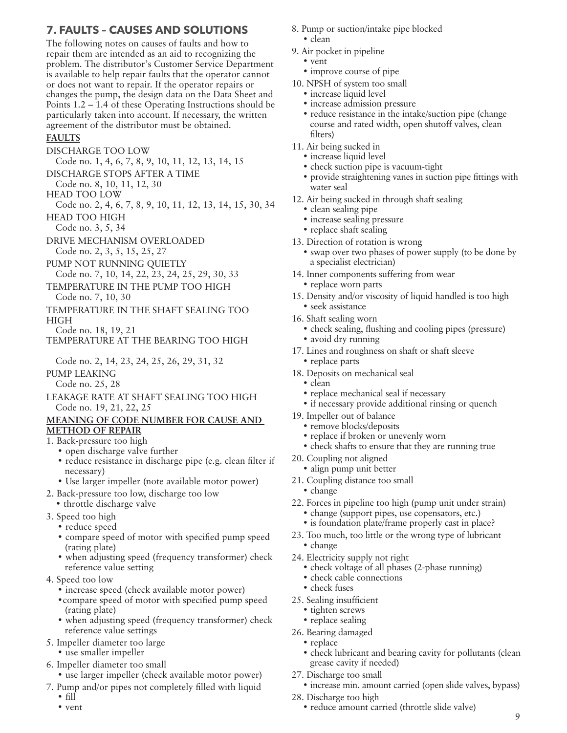## 7. FAULTS – CAUSES AND SOLUTIONS

The following notes on causes of faults and how to repair them are intended as an aid to recognizing the problem. The distributor's Customer Service Department is available to help repair faults that the operator cannot or does not want to repair. If the operator repairs or changes the pump, the design data on the Data Sheet and Points 1.2 – 1.4 of these Operating Instructions should be particularly taken into account. If necessary, the written agreement of the distributor must be obtained.

**FAULTS**

DISCHARGE TOO LOW
Code no. 1, 4, 6, 7, 8, 9, 10, 11, 12, 13, 14, 15

DISCHARGE STOPS AFTER A TIME
Code no. 8, 10, 11, 12, 30

HEAD TOO LOW
Code no. 2, 4, 6, 7, 8, 9, 10, 11, 12, 13, 14, 15, 30, 34

HEAD TOO HIGH
Code no. 3, 5, 34

DRIVE MECHANISM OVERLOADED
Code no. 2, 3, 5, 15, 25, 27

PUMP NOT RUNNING QUIETLY
Code no. 7, 10, 14, 22, 23, 24, 25, 29, 30, 33

TEMPERATURE IN THE PUMP TOO HIGH
Code no. 7, 10, 30

TEMPERATURE IN THE SHAFT SEALING TOO HIGH
Code no. 18, 19, 21

TEMPERATURE AT THE BEARING TOO HIGH
Code no. 2, 14, 23, 24, 25, 26, 29, 31, 32

PUMP LEAKING
Code no. 25, 28

LEAKAGE RATE AT SHAFT SEALING TOO HIGH
Code no. 19, 21, 22, 25

**MEANING OF CODE NUMBER FOR CAUSE AND METHOD OF REPAIR**

1. Back-pressure too high
   - open discharge valve further
   - reduce resistance in discharge pipe (e.g. clean filter if necessary)
   - Use larger impeller (note available motor power)
2. Back-pressure too low, discharge too low
   - throttle discharge valve
3. Speed too high
   - reduce speed
   - compare speed of motor with specified pump speed (rating plate)
   - when adjusting speed (frequency transformer) check reference value setting
4. Speed too low
   - increase speed (check available motor power)
   - compare speed of motor with specified pump speed (rating plate)
   - when adjusting speed (frequency transformer) check reference value settings
5. Impeller diameter too large
   - use smaller impeller
6. Impeller diameter too small
   - use larger impeller (check available motor power)
7. Pump and/or pipes not completely filled with liquid
   - fill
   - vent
8. Pump or suction/intake pipe blocked
   - clean
9. Air pocket in pipeline
   - vent
   - improve course of pipe
10. NPSH of system too small
    - increase liquid level
    - increase admission pressure
    - reduce resistance in the intake/suction pipe (change course and rated width, open shutoff valves, clean filters)
11. Air being sucked in
    - increase liquid level
    - check suction pipe is vacuum-tight
    - provide straightening vanes in suction pipe fittings with water seal
12. Air being sucked in through shaft sealing
    - clean sealing pipe
    - increase sealing pressure
    - replace shaft sealing
13. Direction of rotation is wrong
    - swap over two phases of power supply (to be done by a specialist electrician)
14. Inner components suffering from wear
    - replace worn parts
15. Density and/or viscosity of liquid handled is too high
    - seek assistance
16. Shaft sealing worn
    - check sealing, flushing and cooling pipes (pressure)
    - avoid dry running
17. Lines and roughness on shaft or shaft sleeve
    - replace parts
18. Deposits on mechanical seal
    - clean
    - replace mechanical seal if necessary
    - if necessary provide additional rinsing or quench
19. Impeller out of balance
    - remove blocks/deposits
    - replace if broken or unevenly worn
    - check shafts to ensure that they are running true
20. Coupling not aligned
    - align pump unit better
21. Coupling distance too small
    - change
22. Forces in pipeline too high (pump unit under strain)
    - change (support pipes, use copensators, etc.)
    - is foundation plate/frame properly cast in place?
23. Too much, too little or the wrong type of lubricant
    - change
24. Electricity supply not right
    - check voltage of all phases (2-phase running)
    - check cable connections
    - check fuses
25. Sealing insufficient
    - tighten screws
    - replace sealing
26. Bearing damaged
    - replace
    - check lubricant and bearing cavity for pollutants (clean grease cavity if needed)
27. Discharge too small
    - increase min. amount carried (open slide valves, bypass)
28. Discharge too high
    - reduce amount carried (throttle slide valve)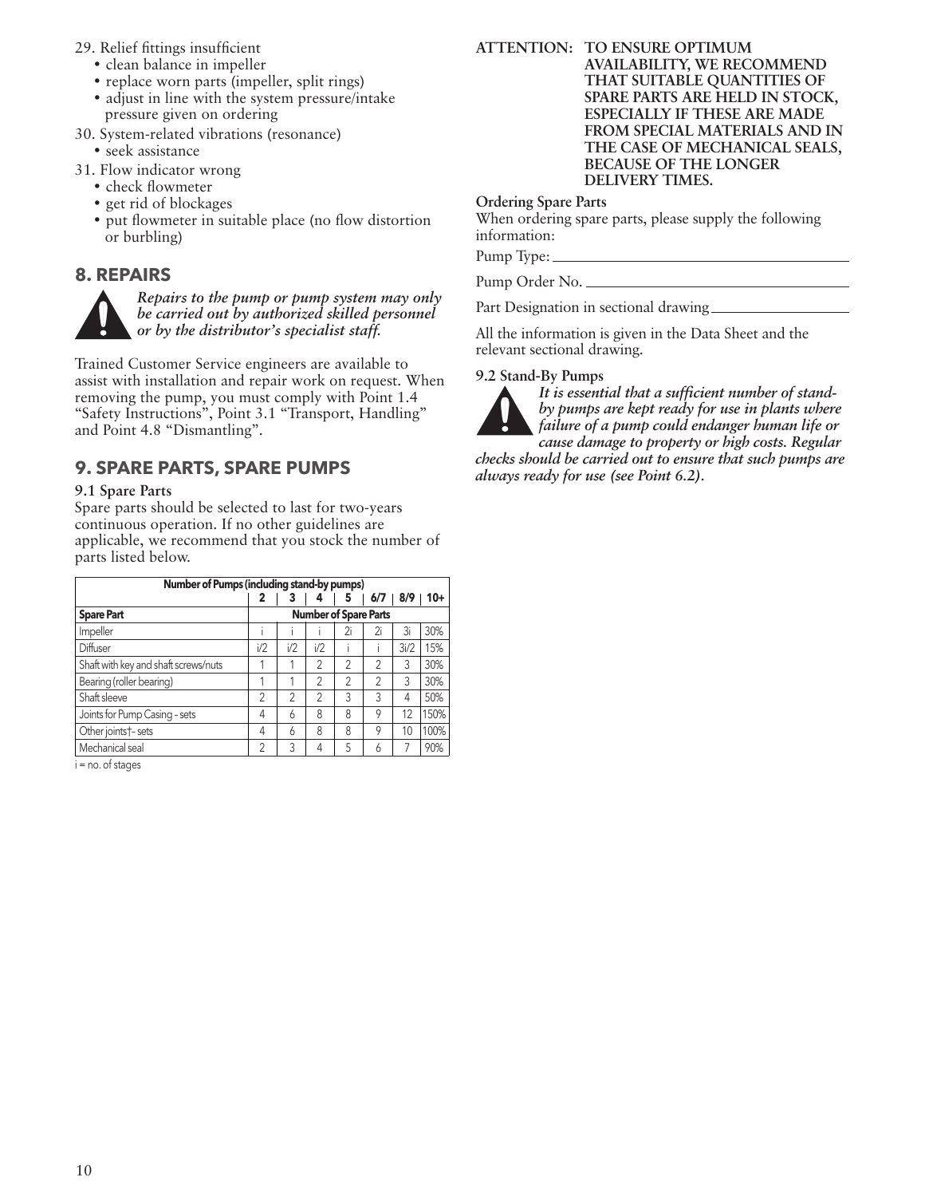29. Relief fittings insufficient
    - clean balance in impeller
    - replace worn parts (impeller, split rings)
    - adjust in line with the system pressure/intake pressure given on ordering
30. System-related vibrations (resonance)
    - seek assistance
31. Flow indicator wrong
    - check flowmeter
    - get rid of blockages
    - put flowmeter in suitable place (no flow distortion or burbling)

## 8. REPAIRS

***Repairs to the pump or pump system may only be carried out by authorized skilled personnel or by the distributor's specialist staff.***

Trained Customer Service engineers are available to assist with installation and repair work on request. When removing the pump, you must comply with Point 1.4 "Safety Instructions", Point 3.1 "Transport, Handling" and Point 4.8 "Dismantling".

## 9. SPARE PARTS, SPARE PUMPS

### 9.1 Spare Parts

Spare parts should be selected to last for two-years continuous operation. If no other guidelines are applicable, we recommend that you stock the number of parts listed below.

| Number of Pumps (including stand-by pumps) | 2 | 3 | 4 | 5 | 6/7 | 8/9 | 10+ |
|---|---|---|---|---|---|---|---|
| **Spare Part** | **Number of Spare Parts** | | | | | | |
| Impeller | i | i | i | 2i | 2i | 3i | 30% |
| Diffuser | i/2 | i/2 | i/2 | i | i | 3i/2 | 15% |
| Shaft with key and shaft screws/nuts | 1 | 1 | 2 | 2 | 2 | 3 | 30% |
| Bearing (roller bearing) | 1 | 1 | 2 | 2 | 2 | 3 | 30% |
| Shaft sleeve | 2 | 2 | 2 | 3 | 3 | 4 | 50% |
| Joints for Pump Casing - sets | 4 | 6 | 8 | 8 | 9 | 12 | 150% |
| Other joints† - sets | 4 | 6 | 8 | 8 | 9 | 10 | 100% |
| Mechanical seal | 2 | 3 | 4 | 5 | 6 | 7 | 90% |

i = no. of stages

**ATTENTION: TO ENSURE OPTIMUM AVAILABILITY, WE RECOMMEND THAT SUITABLE QUANTITIES OF SPARE PARTS ARE HELD IN STOCK, ESPECIALLY IF THESE ARE MADE FROM SPECIAL MATERIALS AND IN THE CASE OF MECHANICAL SEALS, BECAUSE OF THE LONGER DELIVERY TIMES.**

**Ordering Spare Parts**

When ordering spare parts, please supply the following information:

Pump Type: ____________________

Pump Order No. ____________________

Part Designation in sectional drawing ____________________

All the information is given in the Data Sheet and the relevant sectional drawing.

### 9.2 Stand-By Pumps

***It is essential that a sufficient number of stand-by pumps are kept ready for use in plants where failure of a pump could endanger human life or cause damage to property or high costs. Regular checks should be carried out to ensure that such pumps are always ready for use (see Point 6.2).***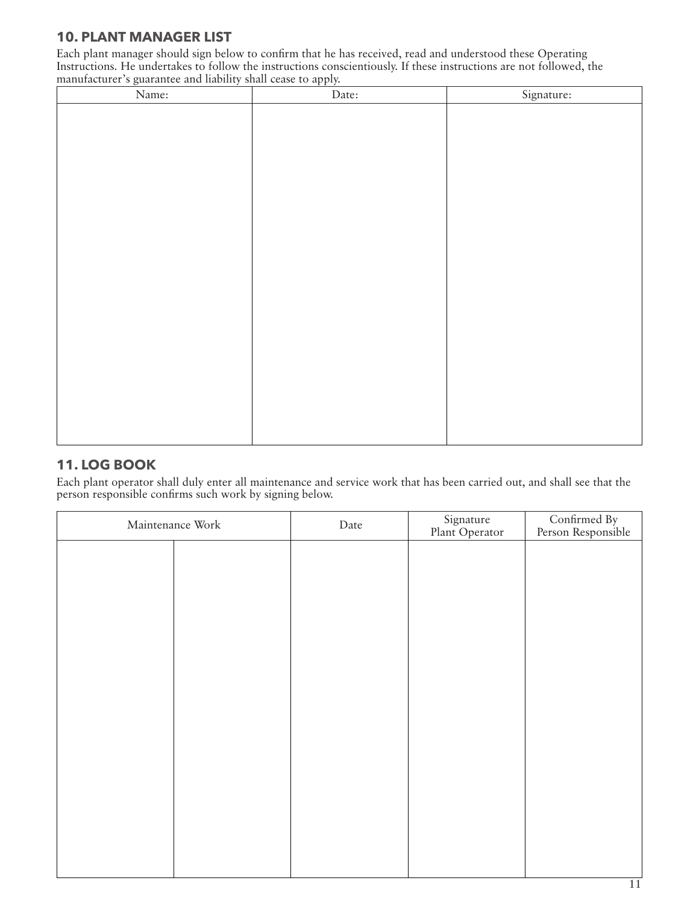## 10. PLANT MANAGER LIST

Each plant manager should sign below to confirm that he has received, read and understood these Operating Instructions. He undertakes to follow the instructions conscientiously. If these instructions are not followed, the manufacturer's guarantee and liability shall cease to apply.

| Name: | Date: | Signature: |
| --- | --- | --- |
| | | |

## 11. LOG BOOK

Each plant operator shall duly enter all maintenance and service work that has been carried out, and shall see that the person responsible confirms such work by signing below.

| Maintenance Work | | Date | Signature Plant Operator | Confirmed By Person Responsible |
| --- | --- | --- | --- | --- |
| | | | | |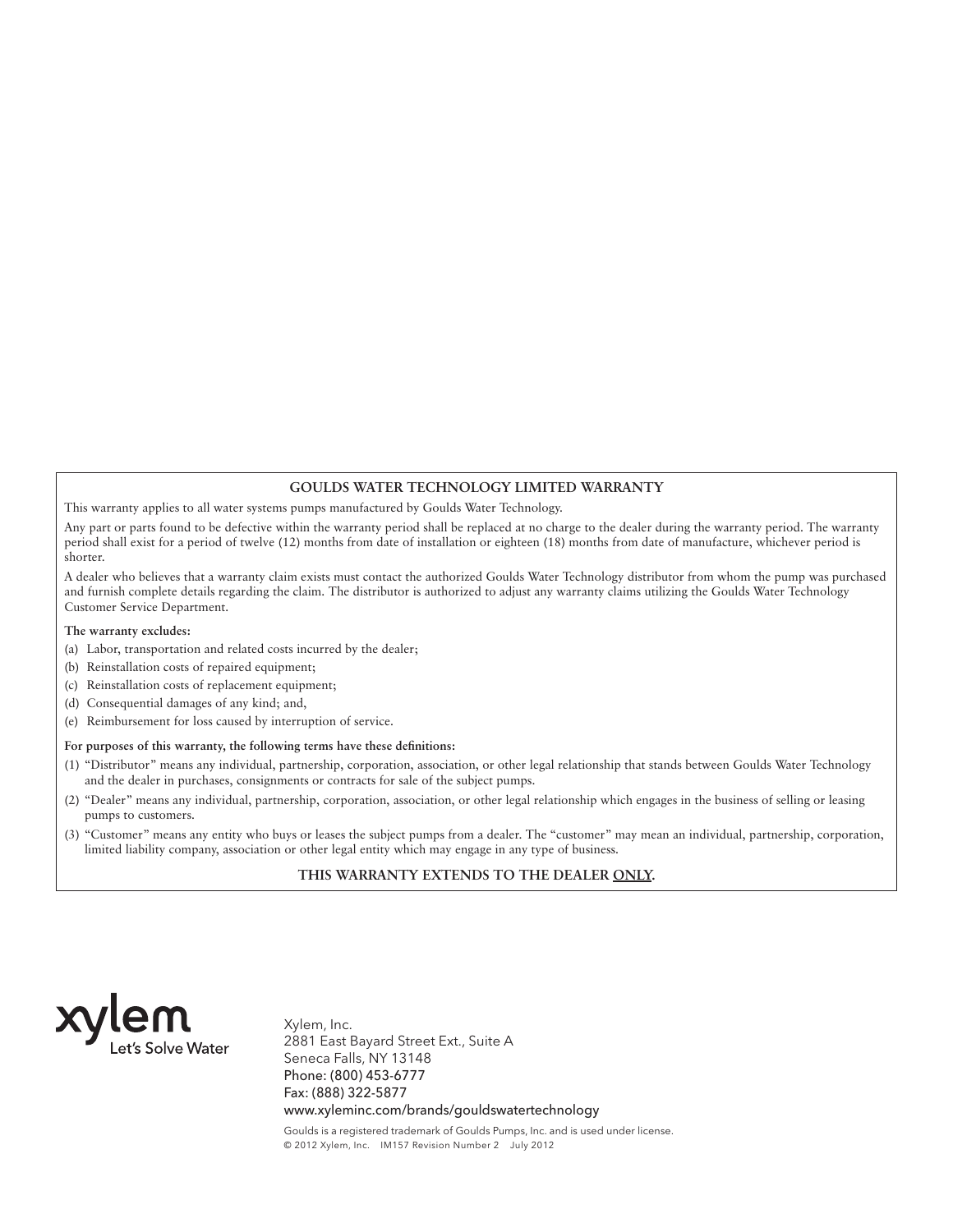## GOULDS WATER TECHNOLOGY LIMITED WARRANTY

This warranty applies to all water systems pumps manufactured by Goulds Water Technology.

Any part or parts found to be defective within the warranty period shall be replaced at no charge to the dealer during the warranty period. The warranty period shall exist for a period of twelve (12) months from date of installation or eighteen (18) months from date of manufacture, whichever period is shorter.

A dealer who believes that a warranty claim exists must contact the authorized Goulds Water Technology distributor from whom the pump was purchased and furnish complete details regarding the claim. The distributor is authorized to adjust any warranty claims utilizing the Goulds Water Technology Customer Service Department.

**The warranty excludes:**

(a) Labor, transportation and related costs incurred by the dealer;

(b) Reinstallation costs of repaired equipment;

(c) Reinstallation costs of replacement equipment;

(d) Consequential damages of any kind; and,

(e) Reimbursement for loss caused by interruption of service.

**For purposes of this warranty, the following terms have these definitions:**

(1) "Distributor" means any individual, partnership, corporation, association, or other legal relationship that stands between Goulds Water Technology and the dealer in purchases, consignments or contracts for sale of the subject pumps.

(2) "Dealer" means any individual, partnership, corporation, association, or other legal relationship which engages in the business of selling or leasing pumps to customers.

(3) "Customer" means any entity who buys or leases the subject pumps from a dealer. The "customer" may mean an individual, partnership, corporation, limited liability company, association or other legal entity which may engage in any type of business.

**THIS WARRANTY EXTENDS TO THE DEALER ONLY.**

xylem
Let's Solve Water

Xylem, Inc.
2881 East Bayard Street Ext., Suite A
Seneca Falls, NY 13148
Phone: (800) 453-6777
Fax: (888) 322-5877
www.xyleminc.com/brands/gouldswatertechnology

Goulds is a registered trademark of Goulds Pumps, Inc. and is used under license.
© 2012 Xylem, Inc. IM157 Revision Number 2 July 2012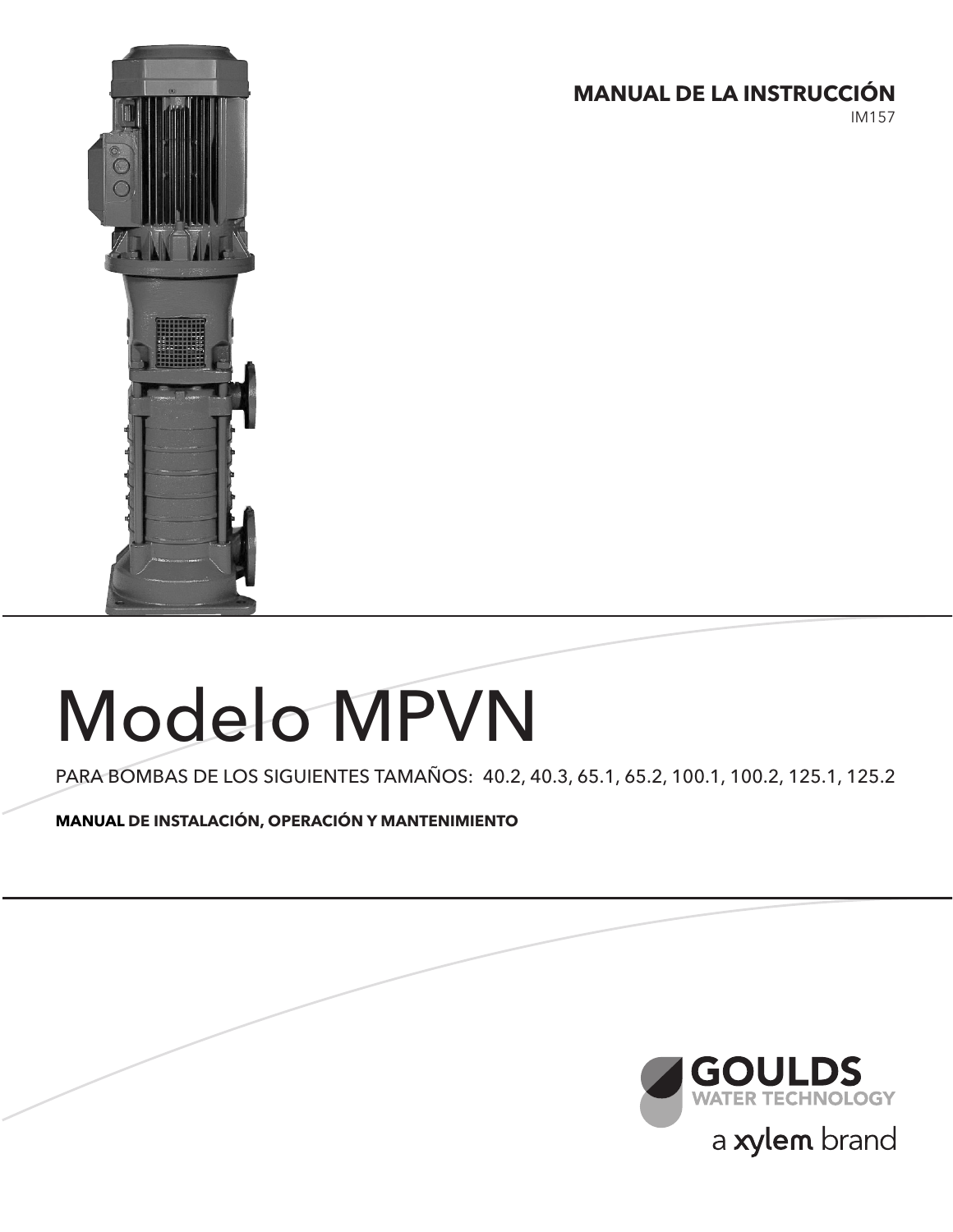**MANUAL DE LA INSTRUCCIÓN**

IM157

# Modelo MPVN

PARA BOMBAS DE LOS SIGUIENTES TAMAÑOS: 40.2, 40.3, 65.1, 65.2, 100.1, 100.2, 125.1, 125.2

**MANUAL DE INSTALACIÓN, OPERACIÓN Y MANTENIMIENTO**

GOULDS WATER TECHNOLOGY

a xylem brand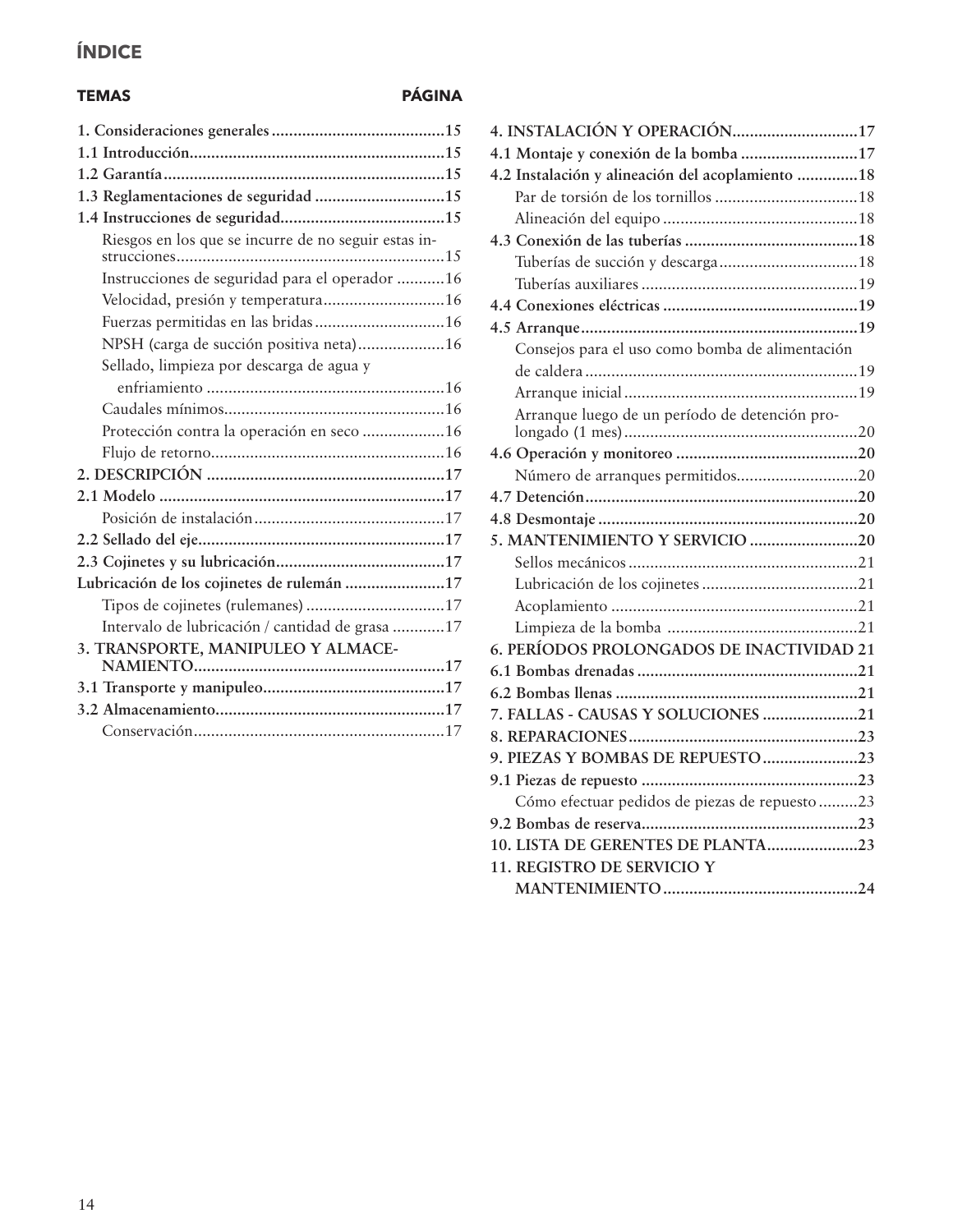## ÍNDICE

| TEMAS | PÁGINA |
|---|---|
| **1. Consideraciones generales** | **15** |
| **1.1 Introducción** | **15** |
| **1.2 Garantía** | **15** |
| **1.3 Reglamentaciones de seguridad** | **15** |
| **1.4 Instrucciones de seguridad** | **15** |
| Riesgos en los que se incurre de no seguir estas instrucciones | 15 |
| Instrucciones de seguridad para el operador | 16 |
| Velocidad, presión y temperatura | 16 |
| Fuerzas permitidas en las bridas | 16 |
| NPSH (carga de succión positiva neta) | 16 |
| Sellado, limpieza por descarga de agua y enfriamiento | 16 |
| Caudales mínimos | 16 |
| Protección contra la operación en seco | 16 |
| Flujo de retorno | 16 |
| **2. DESCRIPCIÓN** | **17** |
| **2.1 Modelo** | **17** |
| Posición de instalación | 17 |
| **2.2 Sellado del eje** | **17** |
| **2.3 Cojinetes y su lubricación** | **17** |
| **Lubricación de los cojinetes de rulemán** | **17** |
| Tipos de cojinetes (rulemanes) | 17 |
| Intervalo de lubricación / cantidad de grasa | 17 |
| **3. TRANSPORTE, MANIPULEO Y ALMACENAMIENTO** | **17** |
| **3.1 Transporte y manipuleo** | **17** |
| **3.2 Almacenamiento** | **17** |
| Conservación | 17 |
| **4. INSTALACIÓN Y OPERACIÓN** | **17** |
| **4.1 Montaje y conexión de la bomba** | **17** |
| **4.2 Instalación y alineación del acoplamiento** | **18** |
| Par de torsión de los tornillos | 18 |
| Alineación del equipo | 18 |
| **4.3 Conexión de las tuberías** | **18** |
| Tuberías de succión y descarga | 18 |
| Tuberías auxiliares | 19 |
| **4.4 Conexiones eléctricas** | **19** |
| **4.5 Arranque** | **19** |
| Consejos para el uso como bomba de alimentación de caldera | 19 |
| Arranque inicial | 19 |
| Arranque luego de un período de detención prolongado (1 mes) | 20 |
| **4.6 Operación y monitoreo** | **20** |
| Número de arranques permitidos | 20 |
| **4.7 Detención** | **20** |
| **4.8 Desmontaje** | **20** |
| **5. MANTENIMIENTO Y SERVICIO** | **20** |
| Sellos mecánicos | 21 |
| Lubricación de los cojinetes | 21 |
| Acoplamiento | 21 |
| Limpieza de la bomba | 21 |
| **6. PERÍODOS PROLONGADOS DE INACTIVIDAD** | **21** |
| **6.1 Bombas drenadas** | **21** |
| **6.2 Bombas llenas** | **21** |
| **7. FALLAS - CAUSAS Y SOLUCIONES** | **21** |
| **8. REPARACIONES** | **23** |
| **9. PIEZAS Y BOMBAS DE REPUESTO** | **23** |
| **9.1 Piezas de repuesto** | **23** |
| Cómo efectuar pedidos de piezas de repuesto | 23 |
| **9.2 Bombas de reserva** | **23** |
| **10. LISTA DE GERENTES DE PLANTA** | **23** |
| **11. REGISTRO DE SERVICIO Y MANTENIMIENTO** | **24** |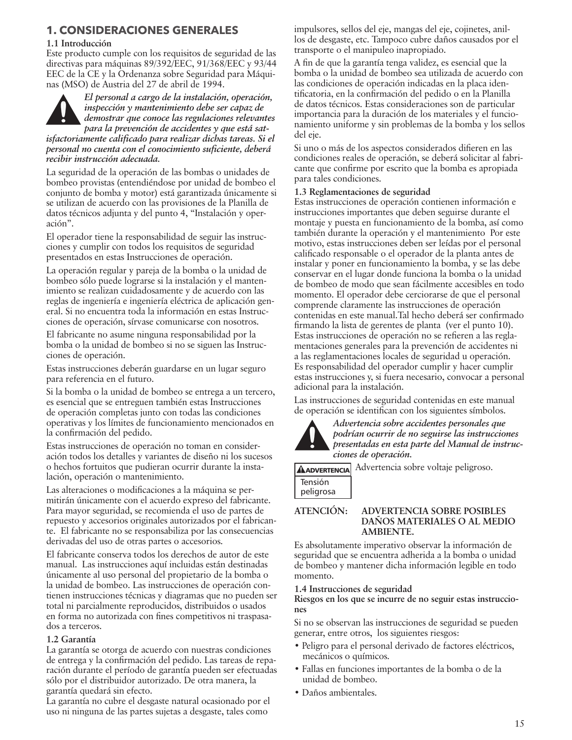# 1. CONSIDERACIONES GENERALES

**1.1 Introducción**

Este producto cumple con los requisitos de seguridad de las directivas para máquinas 89/392/EEC, 91/368/EEC y 93/44 EEC de la CE y la Ordenanza sobre Seguridad para Máquinas (MSO) de Austria del 27 de abril de 1994.

***El personal a cargo de la instalación, operación, inspección y mantenimiento debe ser capaz de demostrar que conoce las regulaciones relevantes para la prevención de accidentes y que está satisfactoriamente calificado para realizar dichas tareas. Si el personal no cuenta con el conocimiento suficiente, deberá recibir instrucción adecuada.***

La seguridad de la operación de las bombas o unidades de bombeo provistas (entendiéndose por unidad de bombeo el conjunto de bomba y motor) está garantizada únicamente si se utilizan de acuerdo con las provisiones de la Planilla de datos técnicos adjunta y del punto 4, "Instalación y operación".

El operador tiene la responsabilidad de seguir las instrucciones y cumplir con todos los requisitos de seguridad presentados en estas Instrucciones de operación.

La operación regular y pareja de la bomba o la unidad de bombeo sólo puede lograrse si la instalación y el mantenimiento se realizan cuidadosamente y de acuerdo con las reglas de ingeniería e ingeniería eléctrica de aplicación general. Si no encuentra toda la información en estas Instrucciones de operación, sírvase comunicarse con nosotros.

El fabricante no asume ninguna responsabilidad por la bomba o la unidad de bombeo si no se siguen las Instrucciones de operación.

Estas instrucciones deberán guardarse en un lugar seguro para referencia en el futuro.

Si la bomba o la unidad de bombeo se entrega a un tercero, es esencial que se entreguen también estas Instrucciones de operación completas junto con todas las condiciones operativas y los límites de funcionamiento mencionados en la confirmación del pedido.

Estas instrucciones de operación no toman en consideración todos los detalles y variantes de diseño ni los sucesos o hechos fortuitos que pudieran ocurrir durante la instalación, operación o mantenimiento.

Las alteraciones o modificaciones a la máquina se permitirán únicamente con el acuerdo expreso del fabricante. Para mayor seguridad, se recomienda el uso de partes de repuesto y accesorios originales autorizados por el fabricante. El fabricante no se responsabiliza por las consecuencias derivadas del uso de otras partes o accesorios.

El fabricante conserva todos los derechos de autor de este manual. Las instrucciones aquí incluidas están destinadas únicamente al uso personal del propietario de la bomba o la unidad de bombeo. Las instrucciones de operación contienen instrucciones técnicas y diagramas que no pueden ser total ni parcialmente reproducidos, distribuidos o usados en forma no autorizada con fines competitivos ni traspasados a terceros.

**1.2 Garantía**

La garantía se otorga de acuerdo con nuestras condiciones de entrega y la confirmación del pedido. Las tareas de reparación durante el período de garantía pueden ser efectuadas sólo por el distribuidor autorizado. De otra manera, la garantía quedará sin efecto.

La garantía no cubre el desgaste natural ocasionado por el uso ni ninguna de las partes sujetas a desgaste, tales como impulsores, sellos del eje, mangas del eje, cojinetes, anillos de desgaste, etc. Tampoco cubre daños causados por el transporte o el manipuleo inapropiado.

A fin de que la garantía tenga validez, es esencial que la bomba o la unidad de bombeo sea utilizada de acuerdo con las condiciones de operación indicadas en la placa identificatoria, en la confirmación del pedido o en la Planilla de datos técnicos. Estas consideraciones son de particular importancia para la duración de los materiales y el funcionamiento uniforme y sin problemas de la bomba y los sellos del eje.

Si uno o más de los aspectos considerados difieren en las condiciones reales de operación, se deberá solicitar al fabricante que confirme por escrito que la bomba es apropiada para tales condiciones.

**1.3 Reglamentaciones de seguridad**

Estas instrucciones de operación contienen información e instrucciones importantes que deben seguirse durante el montaje y puesta en funcionamiento de la bomba, así como también durante la operación y el mantenimiento Por este motivo, estas instrucciones deben ser leídas por el personal calificado responsable o el operador de la planta antes de instalar y poner en funcionamiento la bomba, y se las debe conservar en el lugar donde funciona la bomba o la unidad de bombeo de modo que sean fácilmente accesibles en todo momento. El operador debe cerciorarse de que el personal comprende claramente las instrucciones de operación contenidas en este manual.Tal hecho deberá ser confirmado firmando la lista de gerentes de planta (ver el punto 10). Estas instrucciones de operación no se refieren a las reglamentaciones generales para la prevención de accidentes ni a las reglamentaciones locales de seguridad u operación. Es responsabilidad del operador cumplir y hacer cumplir estas instrucciones y, si fuera necesario, convocar a personal adicional para la instalación.

Las instrucciones de seguridad contenidas en este manual de operación se identifican con los siguientes símbolos.

***Advertencia sobre accidentes personales que podrían ocurrir de no seguirse las instrucciones presentadas en esta parte del Manual de instrucciones de operación.***

**ADVERTENCIA** Tensión peligrosa — Advertencia sobre voltaje peligroso.

**ATENCIÓN: ADVERTENCIA SOBRE POSIBLES DAÑOS MATERIALES O AL MEDIO AMBIENTE.**

Es absolutamente imperativo observar la información de seguridad que se encuentra adherida a la bomba o unidad de bombeo y mantener dicha información legible en todo momento.

**1.4 Instrucciones de seguridad**

**Riesgos en los que se incurre de no seguir estas instrucciones**

Si no se observan las instrucciones de seguridad se pueden generar, entre otros, los siguientes riesgos:

- Peligro para el personal derivado de factores eléctricos, mecánicos o químicos.
- Fallas en funciones importantes de la bomba o de la unidad de bombeo.
- Daños ambientales.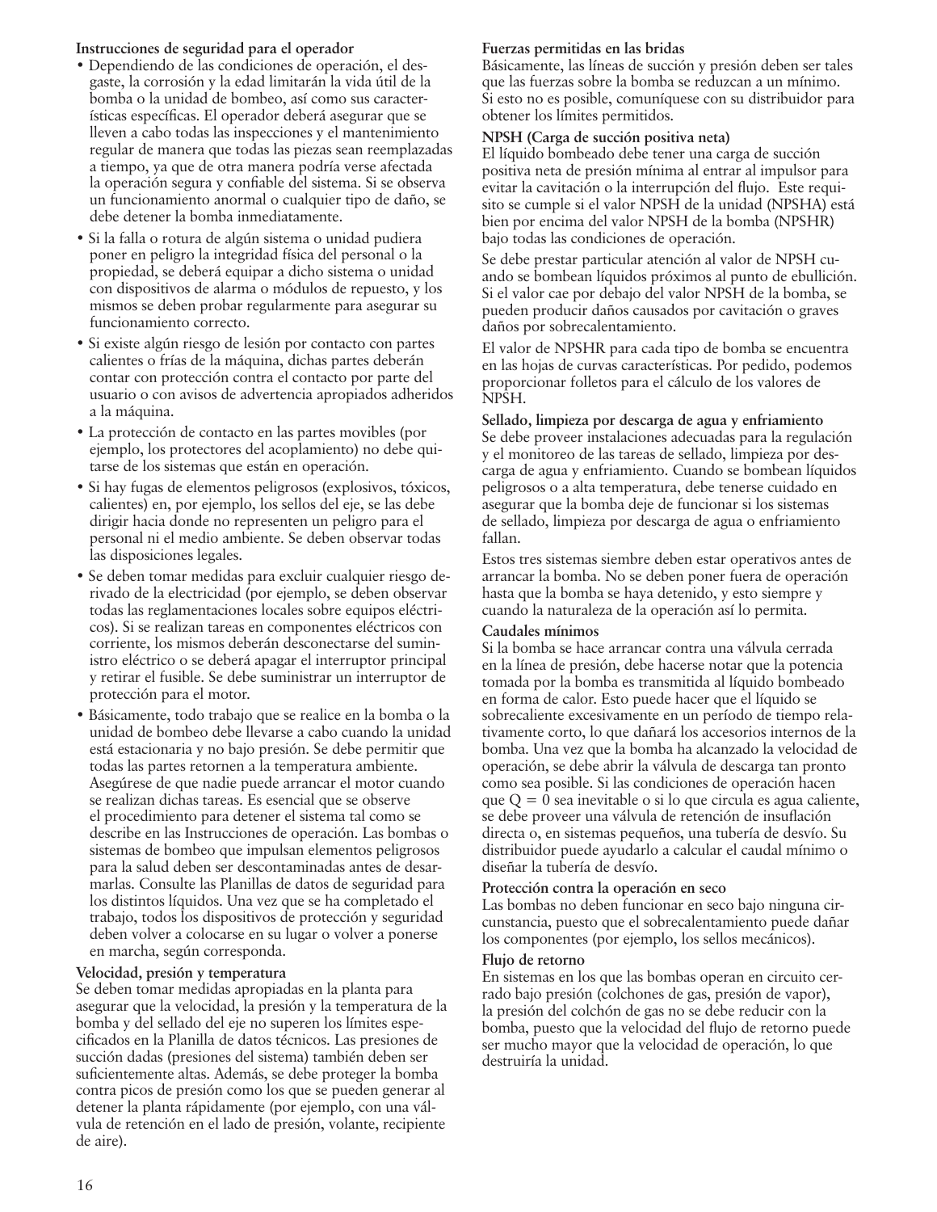**Instrucciones de seguridad para el operador**

- Dependiendo de las condiciones de operación, el desgaste, la corrosión y la edad limitarán la vida útil de la bomba o la unidad de bombeo, así como sus características específicas. El operador deberá asegurar que se lleven a cabo todas las inspecciones y el mantenimiento regular de manera que todas las piezas sean reemplazadas a tiempo, ya que de otra manera podría verse afectada la operación segura y confiable del sistema. Si se observa un funcionamiento anormal o cualquier tipo de daño, se debe detener la bomba inmediatamente.
- Si la falla o rotura de algún sistema o unidad pudiera poner en peligro la integridad física del personal o la propiedad, se deberá equipar a dicho sistema o unidad con dispositivos de alarma o módulos de repuesto, y los mismos se deben probar regularmente para asegurar su funcionamiento correcto.
- Si existe algún riesgo de lesión por contacto con partes calientes o frías de la máquina, dichas partes deberán contar con protección contra el contacto por parte del usuario o con avisos de advertencia apropiados adheridos a la máquina.
- La protección de contacto en las partes movibles (por ejemplo, los protectores del acoplamiento) no debe quitarse de los sistemas que están en operación.
- Si hay fugas de elementos peligrosos (explosivos, tóxicos, calientes) en, por ejemplo, los sellos del eje, se las debe dirigir hacia donde no representen un peligro para el personal ni el medio ambiente. Se deben observar todas las disposiciones legales.
- Se deben tomar medidas para excluir cualquier riesgo derivado de la electricidad (por ejemplo, se deben observar todas las reglamentaciones locales sobre equipos eléctricos). Si se realizan tareas en componentes eléctricos con corriente, los mismos deberán desconectarse del suministro eléctrico o se deberá apagar el interruptor principal y retirar el fusible. Se debe suministrar un interruptor de protección para el motor.
- Básicamente, todo trabajo que se realice en la bomba o la unidad de bombeo debe llevarse a cabo cuando la unidad está estacionaria y no bajo presión. Se debe permitir que todas las partes retornen a la temperatura ambiente. Asegúrese de que nadie puede arrancar el motor cuando se realizan dichas tareas. Es esencial que se observe el procedimiento para detener el sistema tal como se describe en las Instrucciones de operación. Las bombas o sistemas de bombeo que impulsan elementos peligrosos para la salud deben ser descontaminadas antes de desarmarlas. Consulte las Planillas de datos de seguridad para los distintos líquidos. Una vez que se ha completado el trabajo, todos los dispositivos de protección y seguridad deben volver a colocarse en su lugar o volver a ponerse en marcha, según corresponda.

**Velocidad, presión y temperatura**

Se deben tomar medidas apropiadas en la planta para asegurar que la velocidad, la presión y la temperatura de la bomba y del sellado del eje no superen los límites especificados en la Planilla de datos técnicos. Las presiones de succión dadas (presiones del sistema) también deben ser suficientemente altas. Además, se debe proteger la bomba contra picos de presión como los que se pueden generar al detener la planta rápidamente (por ejemplo, con una válvula de retención en el lado de presión, volante, recipiente de aire).

**Fuerzas permitidas en las bridas**

Básicamente, las líneas de succión y presión deben ser tales que las fuerzas sobre la bomba se reduzcan a un mínimo. Si esto no es posible, comuníquese con su distribuidor para obtener los límites permitidos.

**NPSH (Carga de succión positiva neta)**

El líquido bombeado debe tener una carga de succión positiva neta de presión mínima al entrar al impulsor para evitar la cavitación o la interrupción del flujo. Este requisito se cumple si el valor NPSH de la unidad (NPSHA) está bien por encima del valor NPSH de la bomba (NPSHR) bajo todas las condiciones de operación.

Se debe prestar particular atención al valor de NPSH cuando se bombean líquidos próximos al punto de ebullición. Si el valor cae por debajo del valor NPSH de la bomba, se pueden producir daños causados por cavitación o graves daños por sobrecalentamiento.

El valor de NPSHR para cada tipo de bomba se encuentra en las hojas de curvas características. Por pedido, podemos proporcionar folletos para el cálculo de los valores de NPSH.

**Sellado, limpieza por descarga de agua y enfriamiento**

Se debe proveer instalaciones adecuadas para la regulación y el monitoreo de las tareas de sellado, limpieza por descarga de agua y enfriamiento. Cuando se bombean líquidos peligrosos o a alta temperatura, debe tenerse cuidado en asegurar que la bomba deje de funcionar si los sistemas de sellado, limpieza por descarga de agua o enfriamiento fallan.

Estos tres sistemas siembre deben estar operativos antes de arrancar la bomba. No se deben poner fuera de operación hasta que la bomba se haya detenido, y esto siempre y cuando la naturaleza de la operación así lo permita.

**Caudales mínimos**

Si la bomba se hace arrancar contra una válvula cerrada en la línea de presión, debe hacerse notar que la potencia tomada por la bomba es transmitida al líquido bombeado en forma de calor. Esto puede hacer que el líquido se sobrecaliente excesivamente en un período de tiempo relativamente corto, lo que dañará los accesorios internos de la bomba. Una vez que la bomba ha alcanzado la velocidad de operación, se debe abrir la válvula de descarga tan pronto como sea posible. Si las condiciones de operación hacen que $Q = 0$ sea inevitable o si lo que circula es agua caliente, se debe proveer una válvula de retención de insuflación directa o, en sistemas pequeños, una tubería de desvío. Su distribuidor puede ayudarlo a calcular el caudal mínimo o diseñar la tubería de desvío.

**Protección contra la operación en seco**

Las bombas no deben funcionar en seco bajo ninguna circunstancia, puesto que el sobrecalentamiento puede dañar los componentes (por ejemplo, los sellos mecánicos).

**Flujo de retorno**

En sistemas en los que las bombas operan en circuito cerrado bajo presión (colchones de gas, presión de vapor), la presión del colchón de gas no se debe reducir con la bomba, puesto que la velocidad del flujo de retorno puede ser mucho mayor que la velocidad de operación, lo que destruiría la unidad.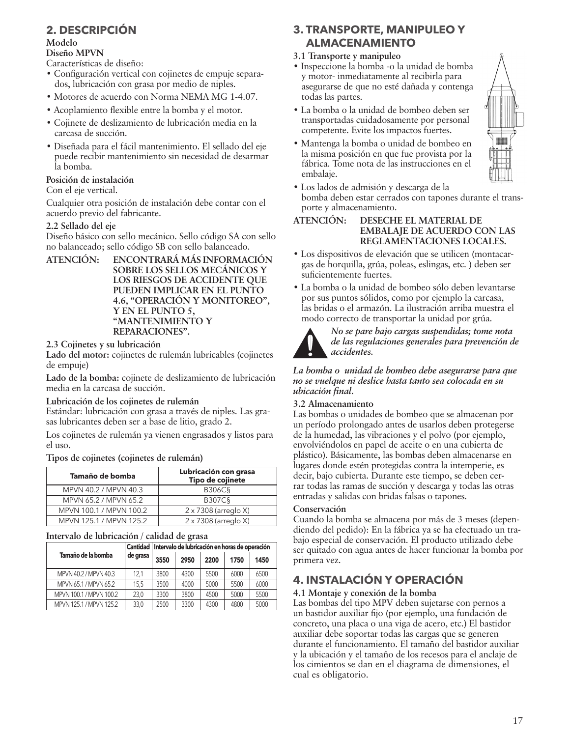## 2. DESCRIPCIÓN

**Modelo**

**Diseño MPVN**

Características de diseño:

- Configuración vertical con cojinetes de empuje separados, lubricación con grasa por medio de niples.
- Motores de acuerdo con Norma NEMA MG 1-4.07.
- Acoplamiento flexible entre la bomba y el motor.
- Cojinete de deslizamiento de lubricación media en la carcasa de succión.
- Diseñada para el fácil mantenimiento. El sellado del eje puede recibir mantenimiento sin necesidad de desarmar la bomba.

**Posición de instalación**

Con el eje vertical.

Cualquier otra posición de instalación debe contar con el acuerdo previo del fabricante.

**2.2 Sellado del eje**

Diseño básico con sello mecánico. Sello código SA con sello no balanceado; sello código SB con sello balanceado.

**ATENCIÓN: ENCONTRARÁ MÁS INFORMACIÓN SOBRE LOS SELLOS MECÁNICOS Y LOS RIESGOS DE ACCIDENTE QUE PUEDEN IMPLICAR EN EL PUNTO 4.6, "OPERACIÓN Y MONITOREO", Y EN EL PUNTO 5, "MANTENIMIENTO Y REPARACIONES".**

**2.3 Cojinetes y su lubricación**

**Lado del motor:** cojinetes de rulemán lubricables (cojinetes de empuje)

**Lado de la bomba:** cojinete de deslizamiento de lubricación media en la carcasa de succión.

**Lubricación de los cojinetes de rulemán**

Estándar: lubricación con grasa a través de niples. Las grasas lubricantes deben ser a base de litio, grado 2.

Los cojinetes de rulemán ya vienen engrasados y listos para el uso.

**Tipos de cojinetes (cojinetes de rulemán)**

| Tamaño de bomba | Lubricación con grasa Tipo de cojinete |
|---|---|
| MPVN 40.2 / MPVN 40.3 | B306C§ |
| MPVN 65.2 / MPVN 65.2 | B307C§ |
| MPVN 100.1 / MPVN 100.2 | 2 x 7308 (arreglo X) |
| MPVN 125.1 / MPVN 125.2 | 2 x 7308 (arreglo X) |

**Intervalo de lubricación / calidad de grasa**

| Tamaño de la bomba | Cantidad de grasa | Intervalo de lubricación en horas de operación | | | | |
|---|---|---|---|---|---|---|
| | | 3550 | 2950 | 2200 | 1750 | 1450 |
| MPVN 40.2 / MPVN 40.3 | 12,1 | 3800 | 4300 | 5500 | 6000 | 6500 |
| MPVN 65.1 / MPVN 65.2 | 15,5 | 3500 | 4000 | 5000 | 5500 | 6000 |
| MPVN 100.1 / MPVN 100.2 | 23,0 | 3300 | 3800 | 4500 | 5000 | 5500 |
| MPVN 125.1 / MPVN 125.2 | 33,0 | 2500 | 3300 | 4300 | 4800 | 5000 |

## 3. TRANSPORTE, MANIPULEO Y ALMACENAMIENTO

**3.1 Transporte y manipuleo**

- Inspeccione la bomba -o la unidad de bomba y motor- inmediatamente al recibirla para asegurarse de que no esté dañada y contenga todas las partes.
- La bomba o la unidad de bombeo deben ser transportadas cuidadosamente por personal competente. Evite los impactos fuertes.
- Mantenga la bomba o unidad de bombeo en la misma posición en que fue provista por la fábrica. Tome nota de las instrucciones en el embalaje.
- Los lados de admisión y descarga de la bomba deben estar cerrados con tapones durante el transporte y almacenamiento.

**ATENCIÓN: DESECHE EL MATERIAL DE EMBALAJE DE ACUERDO CON LAS REGLAMENTACIONES LOCALES.**

- Los dispositivos de elevación que se utilicen (montacargas de horquilla, grúa, poleas, eslingas, etc. ) deben ser suficientemente fuertes.
- La bomba o la unidad de bombeo sólo deben levantarse por sus puntos sólidos, como por ejemplo la carcasa, las bridas o el armazón. La ilustración arriba muestra el modo correcto de transportar la unidad por grúa.

***No se pare bajo cargas suspendidas; tome nota de las regulaciones generales para prevención de accidentes.***

***La bomba o unidad de bombeo debe asegurarse para que no se vuelque ni deslice hasta tanto sea colocada en su ubicación final.***

**3.2 Almacenamiento**

Las bombas o unidades de bombeo que se almacenan por un período prolongado antes de usarlos deben protegerse de la humedad, las vibraciones y el polvo (por ejemplo, envolviéndolos en papel de aceite o en una cubierta de plástico). Básicamente, las bombas deben almacenarse en lugares donde estén protegidas contra la intemperie, es decir, bajo cubierta. Durante este tiempo, se deben cerrar todas las ramas de succión y descarga y todas las otras entradas y salidas con bridas falsas o tapones.

**Conservación**

Cuando la bomba se almacena por más de 3 meses (dependiendo del pedido): En la fábrica ya se ha efectuado un trabajo especial de conservación. El producto utilizado debe ser quitado con agua antes de hacer funcionar la bomba por primera vez.

## 4. INSTALACIÓN Y OPERACIÓN

**4.1 Montaje y conexión de la bomba**

Las bombas del tipo MPV deben sujetarse con pernos a un bastidor auxiliar fijo (por ejemplo, una fundación de concreto, una placa o una viga de acero, etc.) El bastidor auxiliar debe soportar todas las cargas que se generen durante el funcionamiento. El tamaño del bastidor auxiliar y la ubicación y el tamaño de los recesos para el anclaje de los cimientos se dan en el diagrama de dimensiones, el cual es obligatorio.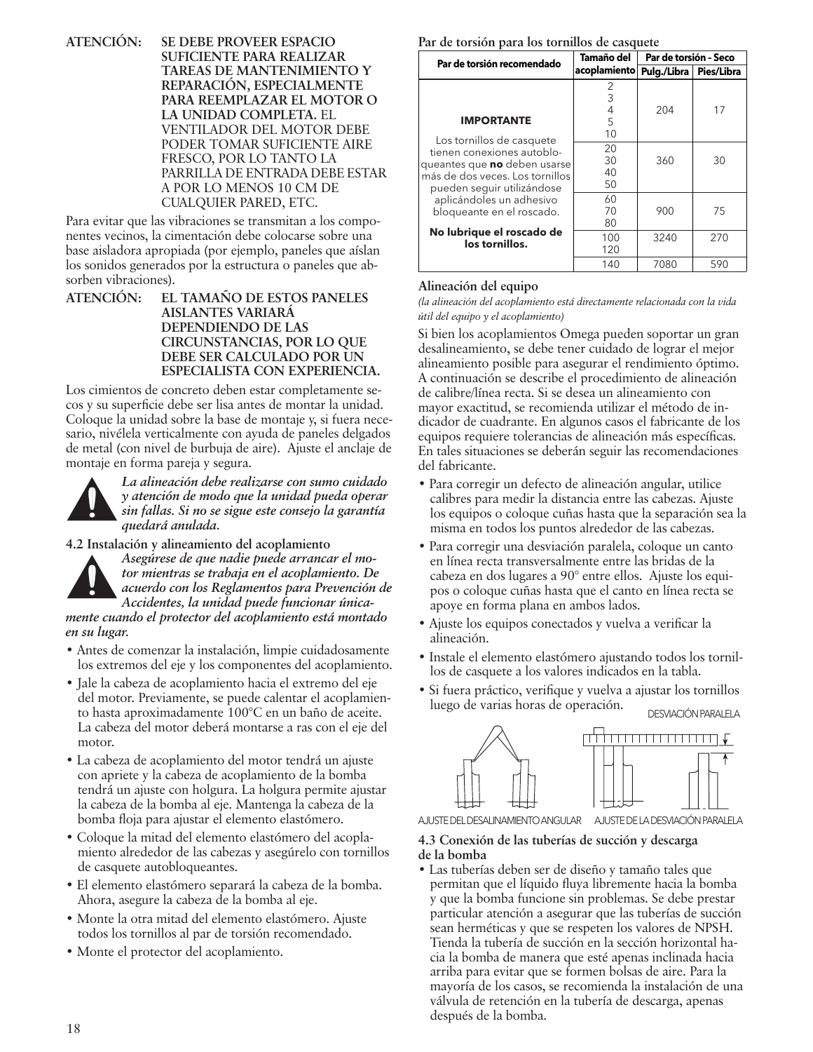**ATENCIÓN: SE DEBE PROVEER ESPACIO SUFICIENTE PARA REALIZAR TAREAS DE MANTENIMIENTO Y REPARACIÓN, ESPECIALMENTE PARA REEMPLAZAR EL MOTOR O LA UNIDAD COMPLETA.** EL VENTILADOR DEL MOTOR DEBE PODER TOMAR SUFICIENTE AIRE FRESCO, POR LO TANTO LA PARRILLA DE ENTRADA DEBE ESTAR A POR LO MENOS 10 CM DE CUALQUIER PARED, ETC.

Para evitar que las vibraciones se transmitan a los componentes vecinos, la cimentación debe colocarse sobre una base aisladora apropiada (por ejemplo, paneles que aíslan los sonidos generados por la estructura o paneles que absorben vibraciones).

**ATENCIÓN: EL TAMAÑO DE ESTOS PANELES AISLANTES VARIARÁ DEPENDIENDO DE LAS CIRCUNSTANCIAS, POR LO QUE DEBE SER CALCULADO POR UN ESPECIALISTA CON EXPERIENCIA.**

Los cimientos de concreto deben estar completamente secos y su superficie debe ser lisa antes de montar la unidad. Coloque la unidad sobre la base de montaje y, si fuera necesario, nivélela verticalmente con ayuda de paneles delgados de metal (con nivel de burbuja de aire). Ajuste el anclaje de montaje en forma pareja y segura.

***La alineación debe realizarse con sumo cuidado y atención de modo que la unidad pueda operar sin fallas. Si no se sigue este consejo la garantía quedará anulada.***

**4.2 Instalación y alineamiento del acoplamiento**

***Asegúrese de que nadie puede arrancar el motor mientras se trabaja en el acoplamiento. De acuerdo con los Reglamentos para Prevención de Accidentes, la unidad puede funcionar únicamente cuando el protector del acoplamiento está montado en su lugar.***

- Antes de comenzar la instalación, limpie cuidadosamente los extremos del eje y los componentes del acoplamiento.
- Jale la cabeza de acoplamiento hacia el extremo del eje del motor. Previamente, se puede calentar el acoplamiento hasta aproximadamente 100°C en un baño de aceite. La cabeza del motor deberá montarse a ras con el eje del motor.
- La cabeza de acoplamiento del motor tendrá un ajuste con apriete y la cabeza de acoplamiento de la bomba tendrá un ajuste con holgura. La holgura permite ajustar la cabeza de la bomba al eje. Mantenga la cabeza de la bomba floja para ajustar el elemento elastómero.
- Coloque la mitad del elemento elastómero del acoplamiento alrededor de las cabezas y asegúrelo con tornillos de casquete autobloqueantes.
- El elemento elastómero separará la cabeza de la bomba. Ahora, asegure la cabeza de la bomba al eje.
- Monte la otra mitad del elemento elastómero. Ajuste todos los tornillos al par de torsión recomendado.
- Monte el protector del acoplamiento.

**Par de torsión para los tornillos de casquete**

| Par de torsión recomendado | Tamaño del acoplamiento | Par de torsión – Seco | |
|---|---|---|---|
| | | Pulg./Libra | Pies/Libra |
| **IMPORTANTE** Los tornillos de casquete tienen conexiones autobloqueantes que **no** deben usarse más de dos veces. Los tornillos pueden seguir utilizándose aplicándoles un adhesivo bloqueante en el roscado. **No lubrique el roscado de los tornillos.** | 2, 3, 4, 5, 10 | 204 | 17 |
| | 20, 30, 40, 50 | 360 | 30 |
| | 60, 70, 80 | 900 | 75 |
| | 100, 120 | 3240 | 270 |
| | 140 | 7080 | 590 |

**Alineación del equipo**

*(la alineación del acoplamiento está directamente relacionada con la vida útil del equipo y el acoplamiento)*

Si bien los acoplamientos Omega pueden soportar un gran desalineamiento, se debe tener cuidado de lograr el mejor alineamiento posible para asegurar el rendimiento óptimo. A continuación se describe el procedimiento de alineación de calibre/línea recta. Si se desea un alineamiento con mayor exactitud, se recomienda utilizar el método de indicador de cuadrante. En algunos casos el fabricante de los equipos requiere tolerancias de alineación más específicas. En tales situaciones se deberán seguir las recomendaciones del fabricante.

- Para corregir un defecto de alineación angular, utilice calibres para medir la distancia entre las cabezas. Ajuste los equipos o coloque cuñas hasta que la separación sea la misma en todos los puntos alrededor de las cabezas.
- Para corregir una desviación paralela, coloque un canto en línea recta transversalmente entre las bridas de la cabeza en dos lugares a 90° entre ellos. Ajuste los equipos o coloque cuñas hasta que el canto en línea recta se apoye en forma plana en ambos lados.
- Ajuste los equipos conectados y vuelva a verificar la alineación.
- Instale el elemento elastómero ajustando todos los tornillos de casquete a los valores indicados en la tabla.
- Si fuera práctico, verifique y vuelva a ajustar los tornillos luego de varias horas de operación.

DESVIACIÓN PARALELA

AJUSTE DEL DESALINAMIENTO ANGULAR    AJUSTE DE LA DESVIACIÓN PARALELA

**4.3 Conexión de las tuberías de succión y descarga de la bomba**

- Las tuberías deben ser de diseño y tamaño tales que permitan que el líquido fluya libremente hacia la bomba y que la bomba funcione sin problemas. Se debe prestar particular atención a asegurar que las tuberías de succión sean herméticas y que se respeten los valores de NPSH. Tienda la tubería de succión en la sección horizontal hacia la bomba de manera que esté apenas inclinada hacia arriba para evitar que se formen bolsas de aire. Para la mayoría de los casos, se recomienda la instalación de una válvula de retención en la tubería de descarga, apenas después de la bomba.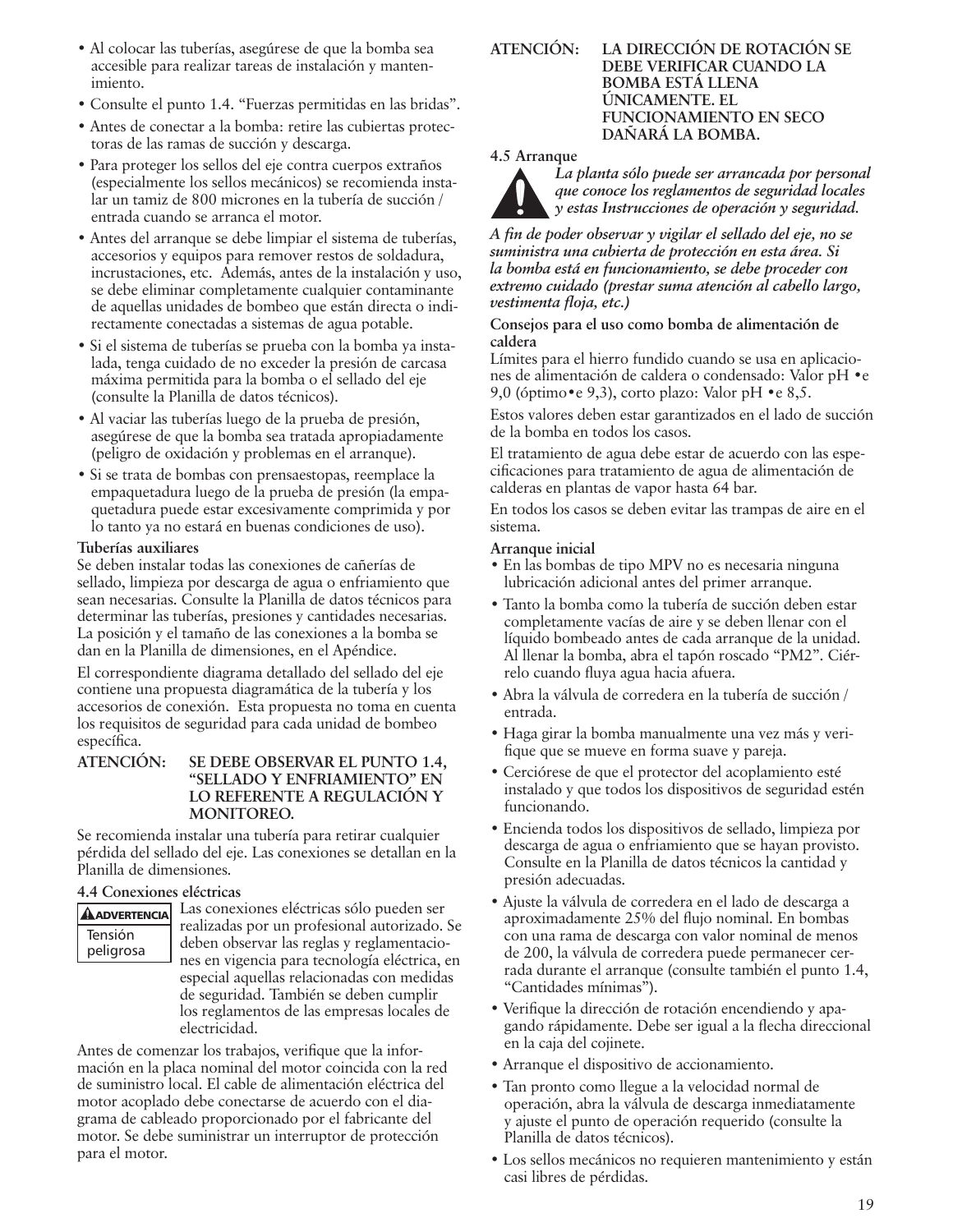- Al colocar las tuberías, asegúrese de que la bomba sea accesible para realizar tareas de instalación y mantenimiento.
- Consulte el punto 1.4. "Fuerzas permitidas en las bridas".
- Antes de conectar a la bomba: retire las cubiertas protectoras de las ramas de succión y descarga.
- Para proteger los sellos del eje contra cuerpos extraños (especialmente los sellos mecánicos) se recomienda instalar un tamiz de 800 micrones en la tubería de succión / entrada cuando se arranca el motor.
- Antes del arranque se debe limpiar el sistema de tuberías, accesorios y equipos para remover restos de soldadura, incrustaciones, etc. Además, antes de la instalación y uso, se debe eliminar completamente cualquier contaminante de aquellas unidades de bombeo que están directa o indirectamente conectadas a sistemas de agua potable.
- Si el sistema de tuberías se prueba con la bomba ya instalada, tenga cuidado de no exceder la presión de carcasa máxima permitida para la bomba o el sellado del eje (consulte la Planilla de datos técnicos).
- Al vaciar las tuberías luego de la prueba de presión, asegúrese de que la bomba sea tratada apropiadamente (peligro de oxidación y problemas en el arranque).
- Si se trata de bombas con prensaestopas, reemplace la empaquetadura luego de la prueba de presión (la empaquetadura puede estar excesivamente comprimida y por lo tanto ya no estará en buenas condiciones de uso).

**Tuberías auxiliares**

Se deben instalar todas las conexiones de cañerías de sellado, limpieza por descarga de agua o enfriamiento que sean necesarias. Consulte la Planilla de datos técnicos para determinar las tuberías, presiones y cantidades necesarias. La posición y el tamaño de las conexiones a la bomba se dan en la Planilla de dimensiones, en el Apéndice.

El correspondiente diagrama detallado del sellado del eje contiene una propuesta diagramática de la tubería y los accesorios de conexión. Esta propuesta no toma en cuenta los requisitos de seguridad para cada unidad de bombeo específica.

**ATENCIÓN: SE DEBE OBSERVAR EL PUNTO 1.4, "SELLADO Y ENFRIAMIENTO" EN LO REFERENTE A REGULACIÓN Y MONITOREO.**

Se recomienda instalar una tubería para retirar cualquier pérdida del sellado del eje. Las conexiones se detallan en la Planilla de dimensiones.

**4.4 Conexiones eléctricas**

**⚠ADVERTENCIA**
Tensión peligrosa

Las conexiones eléctricas sólo pueden ser realizadas por un profesional autorizado. Se deben observar las reglas y reglamentaciones en vigencia para tecnología eléctrica, en especial aquellas relacionadas con medidas de seguridad. También se deben cumplir los reglamentos de las empresas locales de electricidad.

Antes de comenzar los trabajos, verifique que la información en la placa nominal del motor coincida con la red de suministro local. El cable de alimentación eléctrica del motor acoplado debe conectarse de acuerdo con el diagrama de cableado proporcionado por el fabricante del motor. Se debe suministrar un interruptor de protección para el motor.

**ATENCIÓN: LA DIRECCIÓN DE ROTACIÓN SE DEBE VERIFICAR CUANDO LA BOMBA ESTÁ LLENA ÚNICAMENTE. EL FUNCIONAMIENTO EN SECO DAÑARÁ LA BOMBA.**

**4.5 Arranque**

***La planta sólo puede ser arrancada por personal que conoce los reglamentos de seguridad locales y estas Instrucciones de operación y seguridad.***

***A fin de poder observar y vigilar el sellado del eje, no se suministra una cubierta de protección en esta área. Si la bomba está en funcionamiento, se debe proceder con extremo cuidado (prestar suma atención al cabello largo, vestimenta floja, etc.)***

**Consejos para el uso como bomba de alimentación de caldera**

Límites para el hierro fundido cuando se usa en aplicaciones de alimentación de caldera o condensado: Valor pH •e 9,0 (óptimo•e 9,3), corto plazo: Valor pH •e 8,5.

Estos valores deben estar garantizados en el lado de succión de la bomba en todos los casos.

El tratamiento de agua debe estar de acuerdo con las especificaciones para tratamiento de agua de alimentación de calderas en plantas de vapor hasta 64 bar.

En todos los casos se deben evitar las trampas de aire en el sistema.

**Arranque inicial**

- En las bombas de tipo MPV no es necesaria ninguna lubricación adicional antes del primer arranque.
- Tanto la bomba como la tubería de succión deben estar completamente vacías de aire y se deben llenar con el líquido bombeado antes de cada arranque de la unidad. Al llenar la bomba, abra el tapón roscado "PM2". Ciérrelo cuando fluya agua hacia afuera.
- Abra la válvula de corredera en la tubería de succión / entrada.
- Haga girar la bomba manualmente una vez más y verifique que se mueve en forma suave y pareja.
- Cerciórese de que el protector del acoplamiento esté instalado y que todos los dispositivos de seguridad estén funcionando.
- Encienda todos los dispositivos de sellado, limpieza por descarga de agua o enfriamiento que se hayan provisto. Consulte en la Planilla de datos técnicos la cantidad y presión adecuadas.
- Ajuste la válvula de corredera en el lado de descarga a aproximadamente 25% del flujo nominal. En bombas con una rama de descarga con valor nominal de menos de 200, la válvula de corredera puede permanecer cerrada durante el arranque (consulte también el punto 1.4, "Cantidades mínimas").
- Verifique la dirección de rotación encendiendo y apagando rápidamente. Debe ser igual a la flecha direccional en la caja del cojinete.
- Arranque el dispositivo de accionamiento.
- Tan pronto como llegue a la velocidad normal de operación, abra la válvula de descarga inmediatamente y ajuste el punto de operación requerido (consulte la Planilla de datos técnicos).
- Los sellos mecánicos no requieren mantenimiento y están casi libres de pérdidas.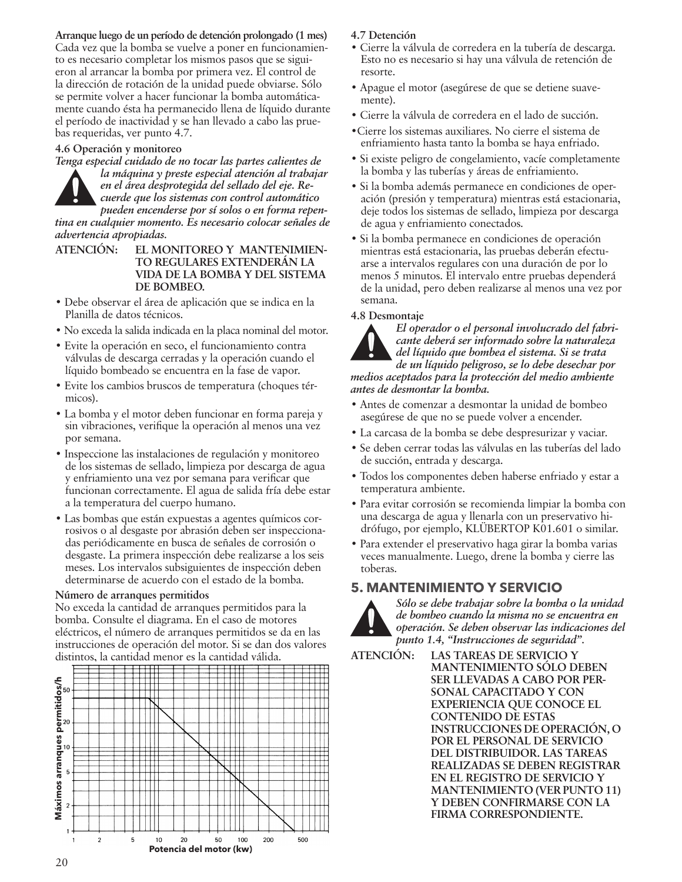**Arranque luego de un período de detención prolongado (1 mes)**
Cada vez que la bomba se vuelve a poner en funcionamiento es necesario completar los mismos pasos que se siguieron al arrancar la bomba por primera vez. El control de la dirección de rotación de la unidad puede obviarse. Sólo se permite volver a hacer funcionar la bomba automáticamente cuando ésta ha permanecido llena de líquido durante el período de inactividad y se han llevado a cabo las pruebas requeridas, ver punto 4.7.

**4.6 Operación y monitoreo**

***Tenga especial cuidado de no tocar las partes calientes de la máquina y preste especial atención al trabajar en el área desprotegida del sellado del eje. Recuerde que los sistemas con control automático pueden encenderse por sí solos o en forma repentina en cualquier momento. Es necesario colocar señales de advertencia apropiadas.***

**ATENCIÓN: EL MONITOREO Y MANTENIMIENTO REGULARES EXTENDERÁN LA VIDA DE LA BOMBA Y DEL SISTEMA DE BOMBEO.**

- Debe observar el área de aplicación que se indica en la Planilla de datos técnicos.
- No exceda la salida indicada en la placa nominal del motor.
- Evite la operación en seco, el funcionamiento contra válvulas de descarga cerradas y la operación cuando el líquido bombeado se encuentra en la fase de vapor.
- Evite los cambios bruscos de temperatura (choques térmicos).
- La bomba y el motor deben funcionar en forma pareja y sin vibraciones, verifique la operación al menos una vez por semana.
- Inspeccione las instalaciones de regulación y monitoreo de los sistemas de sellado, limpieza por descarga de agua y enfriamiento una vez por semana para verificar que funcionan correctamente. El agua de salida fría debe estar a la temperatura del cuerpo humano.
- Las bombas que están expuestas a agentes químicos corrosivos o al desgaste por abrasión deben ser inspeccionadas periódicamente en busca de señales de corrosión o desgaste. La primera inspección debe realizarse a los seis meses. Los intervalos subsiguientes de inspección deben determinarse de acuerdo con el estado de la bomba.

**Número de arranques permitidos**
No exceda la cantidad de arranques permitidos para la bomba. Consulte el diagrama. En el caso de motores eléctricos, el número de arranques permitidos se da en las instrucciones de operación del motor. Si se dan dos valores distintos, la cantidad menor es la cantidad válida.

Máximos arranques permitidos/h (1, 2, 5, 10, 20, 50) — Potencia del motor (kw) (1, 2, 5, 10, 20, 50, 100, 200, 500)

**4.7 Detención**

- Cierre la válvula de corredera en la tubería de descarga. Esto no es necesario si hay una válvula de retención de resorte.
- Apague el motor (asegúrese de que se detiene suavemente).
- Cierre la válvula de corredera en el lado de succión.
- Cierre los sistemas auxiliares. No cierre el sistema de enfriamiento hasta tanto la bomba se haya enfriado.
- Si existe peligro de congelamiento, vacíe completamente la bomba y las tuberías y áreas de enfriamiento.
- Si la bomba además permanece en condiciones de operación (presión y temperatura) mientras está estacionaria, deje todos los sistemas de sellado, limpieza por descarga de agua y enfriamiento conectados.
- Si la bomba permanece en condiciones de operación mientras está estacionaria, las pruebas deberán efectuarse a intervalos regulares con una duración de por lo menos 5 minutos. El intervalo entre pruebas dependerá de la unidad, pero deben realizarse al menos una vez por semana.

**4.8 Desmontaje**

***El operador o el personal involucrado del fabricante deberá ser informado sobre la naturaleza del líquido que bombea el sistema. Si se trata de un líquido peligroso, se lo debe desechar por medios aceptados para la protección del medio ambiente antes de desmontar la bomba.***

- Antes de comenzar a desmontar la unidad de bombeo asegúrese de que no se puede volver a encender.
- La carcasa de la bomba se debe despresurizar y vaciar.
- Se deben cerrar todas las válvulas en las tuberías del lado de succión, entrada y descarga.
- Todos los componentes deben haberse enfriado y estar a temperatura ambiente.
- Para evitar corrosión se recomienda limpiar la bomba con una descarga de agua y llenarla con un preservativo hidrófugo, por ejemplo, KLÜBERTOP K01.601 o similar.
- Para extender el preservativo haga girar la bomba varias veces manualmente. Luego, drene la bomba y cierre las toberas.

## 5. MANTENIMIENTO Y SERVICIO

***Sólo se debe trabajar sobre la bomba o la unidad de bombeo cuando la misma no se encuentra en operación. Se deben observar las indicaciones del punto 1.4, "Instrucciones de seguridad".***

**ATENCIÓN: LAS TAREAS DE SERVICIO Y MANTENIMIENTO SÓLO DEBEN SER LLEVADAS A CABO POR PERSONAL CAPACITADO Y CON EXPERIENCIA QUE CONOCE EL CONTENIDO DE ESTAS INSTRUCCIONES DE OPERACIÓN, O POR EL PERSONAL DE SERVICIO DEL DISTRIBUIDOR. LAS TAREAS REALIZADAS SE DEBEN REGISTRAR EN EL REGISTRO DE SERVICIO Y MANTENIMIENTO (VER PUNTO 11) Y DEBEN CONFIRMARSE CON LA FIRMA CORRESPONDIENTE.**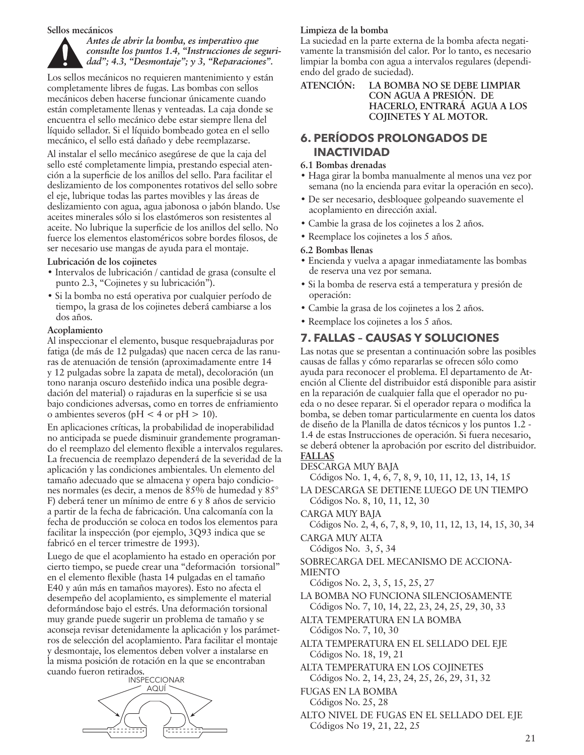**Sellos mecánicos**

***Antes de abrir la bomba, es imperativo que consulte los puntos 1.4, "Instrucciones de seguridad"; 4.3, "Desmontaje"; y 3, "Reparaciones".***

Los sellos mecánicos no requieren mantenimiento y están completamente libres de fugas. Las bombas con sellos mecánicos deben hacerse funcionar únicamente cuando están completamente llenas y venteadas. La caja donde se encuentra el sello mecánico debe estar siempre llena del líquido sellador. Si el líquido bombeado gotea en el sello mecánico, el sello está dañado y debe reemplazarse.

Al instalar el sello mecánico asegúrese de que la caja del sello esté completamente limpia, prestando especial atención a la superficie de los anillos del sello. Para facilitar el deslizamiento de los componentes rotativos del sello sobre el eje, lubrique todas las partes movibles y las áreas de deslizamiento con agua, agua jabonosa o jabón blando. Use aceites minerales sólo si los elastómeros son resistentes al aceite. No lubrique la superficie de los anillos del sello. No fuerce los elementos elastoméricos sobre bordes filosos, de ser necesario use mangas de ayuda para el montaje.

**Lubricación de los cojinetes**

- Intervalos de lubricación / cantidad de grasa (consulte el punto 2.3, "Cojinetes y su lubricación").
- Si la bomba no está operativa por cualquier período de tiempo, la grasa de los cojinetes deberá cambiarse a los dos años.

**Acoplamiento**

Al inspeccionar el elemento, busque resquebrajaduras por fatiga (de más de 12 pulgadas) que nacen cerca de las ranuras de atenuación de tensión (aproximadamente entre 14 y 12 pulgadas sobre la zapata de metal), decoloración (un tono naranja oscuro desteñido indica una posible degradación del material) o rajaduras en la superficie si se usa bajo condiciones adversas, como en torres de enfriamiento o ambientes severos (pH < 4 or pH > 10).

En aplicaciones críticas, la probabilidad de inoperabilidad no anticipada se puede disminuir grandemente programando el reemplazo del elemento flexible a intervalos regulares. La frecuencia de reemplazo dependerá de la severidad de la aplicación y las condiciones ambientales. Un elemento del tamaño adecuado que se almacena y opera bajo condiciones normales (es decir, a menos de 85% de humedad y 85° F) deberá tener un mínimo de entre 6 y 8 años de servicio a partir de la fecha de fabricación. Una calcomanía con la fecha de producción se coloca en todos los elementos para facilitar la inspección (por ejemplo, 3Q93 indica que se fabricó en el tercer trimestre de 1993).

Luego de que el acoplamiento ha estado en operación por cierto tiempo, se puede crear una "deformación torsional" en el elemento flexible (hasta 14 pulgadas en el tamaño E40 y aún más en tamaños mayores). Esto no afecta el desempeño del acoplamiento, es simplemente el material deformándose bajo el estrés. Una deformación torsional muy grande puede sugerir un problema de tamaño y se aconseja revisar detenidamente la aplicación y los parámetros de selección del acoplamiento. Para facilitar el montaje y desmontaje, los elementos deben volver a instalarse en la misma posición de rotación en la que se encontraban cuando fueron retirados.

INSPECCIONAR AQUÍ

**Limpieza de la bomba**

La suciedad en la parte externa de la bomba afecta negativamente la transmisión del calor. Por lo tanto, es necesario limpiar la bomba con agua a intervalos regulares (dependiendo del grado de suciedad).

**ATENCIÓN: LA BOMBA NO SE DEBE LIMPIAR CON AGUA A PRESIÓN. DE HACERLO, ENTRARÁ AGUA A LOS COJINETES Y AL MOTOR.**

## 6. PERÍODOS PROLONGADOS DE INACTIVIDAD

**6.1 Bombas drenadas**

- Haga girar la bomba manualmente al menos una vez por semana (no la encienda para evitar la operación en seco).
- De ser necesario, desbloquee golpeando suavemente el acoplamiento en dirección axial.
- Cambie la grasa de los cojinetes a los 2 años.
- Reemplace los cojinetes a los 5 años.

**6.2 Bombas llenas**

- Encienda y vuelva a apagar inmediatamente las bombas de reserva una vez por semana.
- Si la bomba de reserva está a temperatura y presión de operación:
- Cambie la grasa de los cojinetes a los 2 años.
- Reemplace los cojinetes a los 5 años.

## 7. FALLAS – CAUSAS Y SOLUCIONES

Las notas que se presentan a continuación sobre las posibles causas de fallas y cómo repararlas se ofrecen sólo como ayuda para reconocer el problema. El departamento de Atención al Cliente del distribuidor está disponible para asistir en la reparación de cualquier falla que el operador no pueda o no desee reparar. Si el operador repara o modifica la bomba, se deben tomar particularmente en cuenta los datos de diseño de la Planilla de datos técnicos y los puntos 1.2 - 1.4 de estas Instrucciones de operación. Si fuera necesario, se deberá obtener la aprobación por escrito del distribuidor.

**FALLAS**

DESCARGA MUY BAJA
Códigos No. 1, 4, 6, 7, 8, 9, 10, 11, 12, 13, 14, 15

LA DESCARGA SE DETIENE LUEGO DE UN TIEMPO
Códigos No. 8, 10, 11, 12, 30

CARGA MUY BAJA
Códigos No. 2, 4, 6, 7, 8, 9, 10, 11, 12, 13, 14, 15, 30, 34

CARGA MUY ALTA
Códigos No. 3, 5, 34

SOBRECARGA DEL MECANISMO DE ACCIONAMIENTO
Códigos No. 2, 3, 5, 15, 25, 27

LA BOMBA NO FUNCIONA SILENCIOSAMENTE
Códigos No. 7, 10, 14, 22, 23, 24, 25, 29, 30, 33

ALTA TEMPERATURA EN LA BOMBA
Códigos No. 7, 10, 30

ALTA TEMPERATURA EN EL SELLADO DEL EJE
Códigos No. 18, 19, 21

ALTA TEMPERATURA EN LOS COJINETES
Códigos No. 2, 14, 23, 24, 25, 26, 29, 31, 32

FUGAS EN LA BOMBA
Códigos No. 25, 28

ALTO NIVEL DE FUGAS EN EL SELLADO DEL EJE
Códigos No 19, 21, 22, 25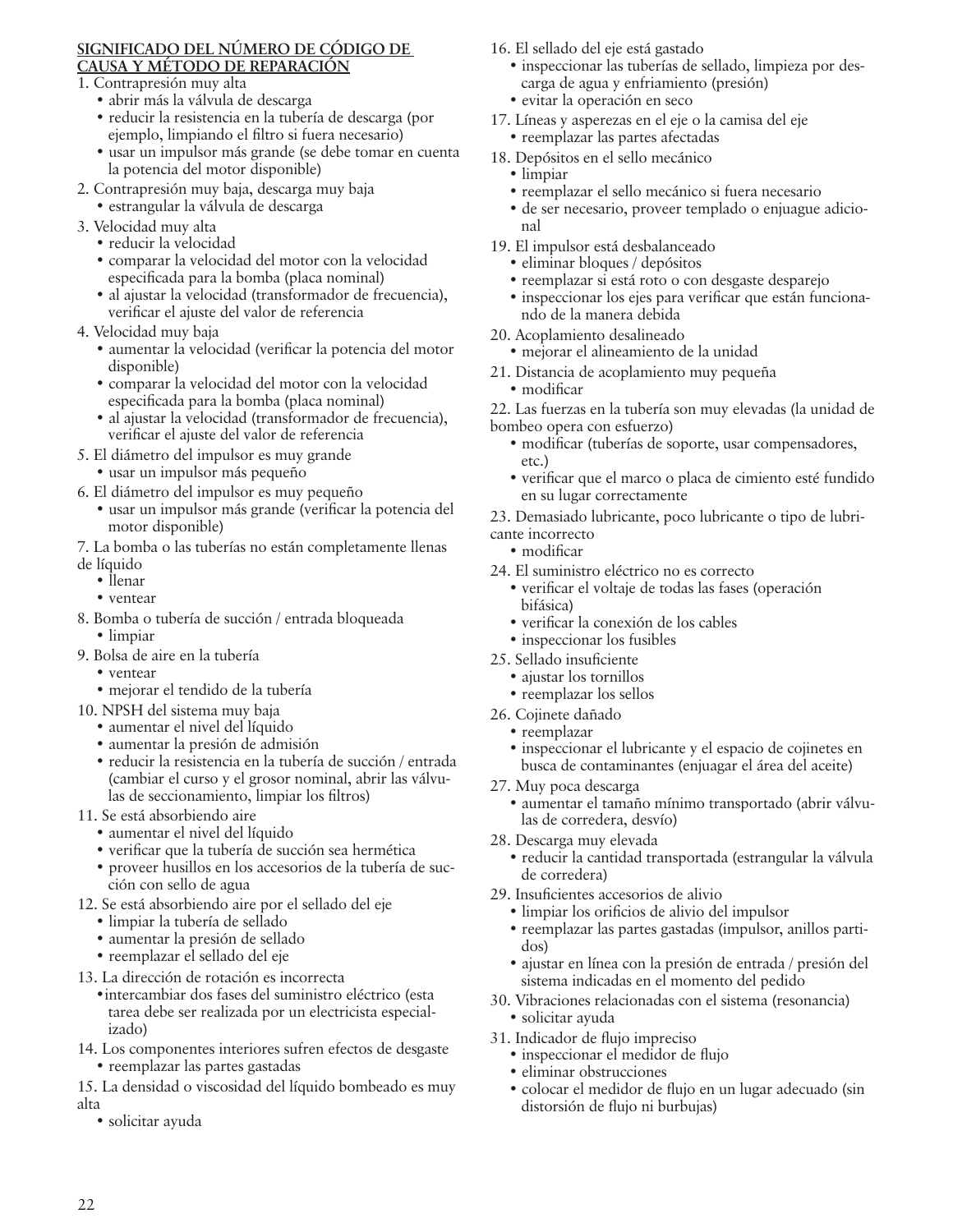**SIGNIFICADO DEL NÚMERO DE CÓDIGO DE CAUSA Y MÉTODO DE REPARACIÓN**

1. Contrapresión muy alta
   - abrir más la válvula de descarga
   - reducir la resistencia en la tubería de descarga (por ejemplo, limpiando el filtro si fuera necesario)
   - usar un impulsor más grande (se debe tomar en cuenta la potencia del motor disponible)
2. Contrapresión muy baja, descarga muy baja
   - estrangular la válvula de descarga
3. Velocidad muy alta
   - reducir la velocidad
   - comparar la velocidad del motor con la velocidad especificada para la bomba (placa nominal)
   - al ajustar la velocidad (transformador de frecuencia), verificar el ajuste del valor de referencia
4. Velocidad muy baja
   - aumentar la velocidad (verificar la potencia del motor disponible)
   - comparar la velocidad del motor con la velocidad especificada para la bomba (placa nominal)
   - al ajustar la velocidad (transformador de frecuencia), verificar el ajuste del valor de referencia
5. El diámetro del impulsor es muy grande
   - usar un impulsor más pequeño
6. El diámetro del impulsor es muy pequeño
   - usar un impulsor más grande (verificar la potencia del motor disponible)
7. La bomba o las tuberías no están completamente llenas de líquido
   - llenar
   - ventear
8. Bomba o tubería de succión / entrada bloqueada
   - limpiar
9. Bolsa de aire en la tubería
   - ventear
   - mejorar el tendido de la tubería
10. NPSH del sistema muy baja
    - aumentar el nivel del líquido
    - aumentar la presión de admisión
    - reducir la resistencia en la tubería de succión / entrada (cambiar el curso y el grosor nominal, abrir las válvulas de seccionamiento, limpiar los filtros)
11. Se está absorbiendo aire
    - aumentar el nivel del líquido
    - verificar que la tubería de succión sea hermética
    - proveer husillos en los accesorios de la tubería de succión con sello de agua
12. Se está absorbiendo aire por el sellado del eje
    - limpiar la tubería de sellado
    - aumentar la presión de sellado
    - reemplazar el sellado del eje
13. La dirección de rotación es incorrecta
    - intercambiar dos fases del suministro eléctrico (esta tarea debe ser realizada por un electricista especializado)
14. Los componentes interiores sufren efectos de desgaste
    - reemplazar las partes gastadas
15. La densidad o viscosidad del líquido bombeado es muy alta
    - solicitar ayuda
16. El sellado del eje está gastado
    - inspeccionar las tuberías de sellado, limpieza por descarga de agua y enfriamiento (presión)
    - evitar la operación en seco
17. Líneas y asperezas en el eje o la camisa del eje
    - reemplazar las partes afectadas
18. Depósitos en el sello mecánico
    - limpiar
    - reemplazar el sello mecánico si fuera necesario
    - de ser necesario, proveer templado o enjuague adicional
19. El impulsor está desbalanceado
    - eliminar bloques / depósitos
    - reemplazar si está roto o con desgaste desparejo
    - inspeccionar los ejes para verificar que están funcionando de la manera debida
20. Acoplamiento desalineado
    - mejorar el alineamiento de la unidad
21. Distancia de acoplamiento muy pequeña
    - modificar
22. Las fuerzas en la tubería son muy elevadas (la unidad de bombeo opera con esfuerzo)
    - modificar (tuberías de soporte, usar compensadores, etc.)
    - verificar que el marco o placa de cimiento esté fundido en su lugar correctamente
23. Demasiado lubricante, poco lubricante o tipo de lubricante incorrecto
    - modificar
24. El suministro eléctrico no es correcto
    - verificar el voltaje de todas las fases (operación bifásica)
    - verificar la conexión de los cables
    - inspeccionar los fusibles
25. Sellado insuficiente
    - ajustar los tornillos
    - reemplazar los sellos
26. Cojinete dañado
    - reemplazar
    - inspeccionar el lubricante y el espacio de cojinetes en busca de contaminantes (enjuagar el área del aceite)
27. Muy poca descarga
    - aumentar el tamaño mínimo transportado (abrir válvulas de corredera, desvío)
28. Descarga muy elevada
    - reducir la cantidad transportada (estrangular la válvula de corredera)
29. Insuficientes accesorios de alivio
    - limpiar los orificios de alivio del impulsor
    - reemplazar las partes gastadas (impulsor, anillos partidos)
    - ajustar en línea con la presión de entrada / presión del sistema indicadas en el momento del pedido
30. Vibraciones relacionadas con el sistema (resonancia)
    - solicitar ayuda
31. Indicador de flujo impreciso
    - inspeccionar el medidor de flujo
    - eliminar obstrucciones
    - colocar el medidor de flujo en un lugar adecuado (sin distorsión de flujo ni burbujas)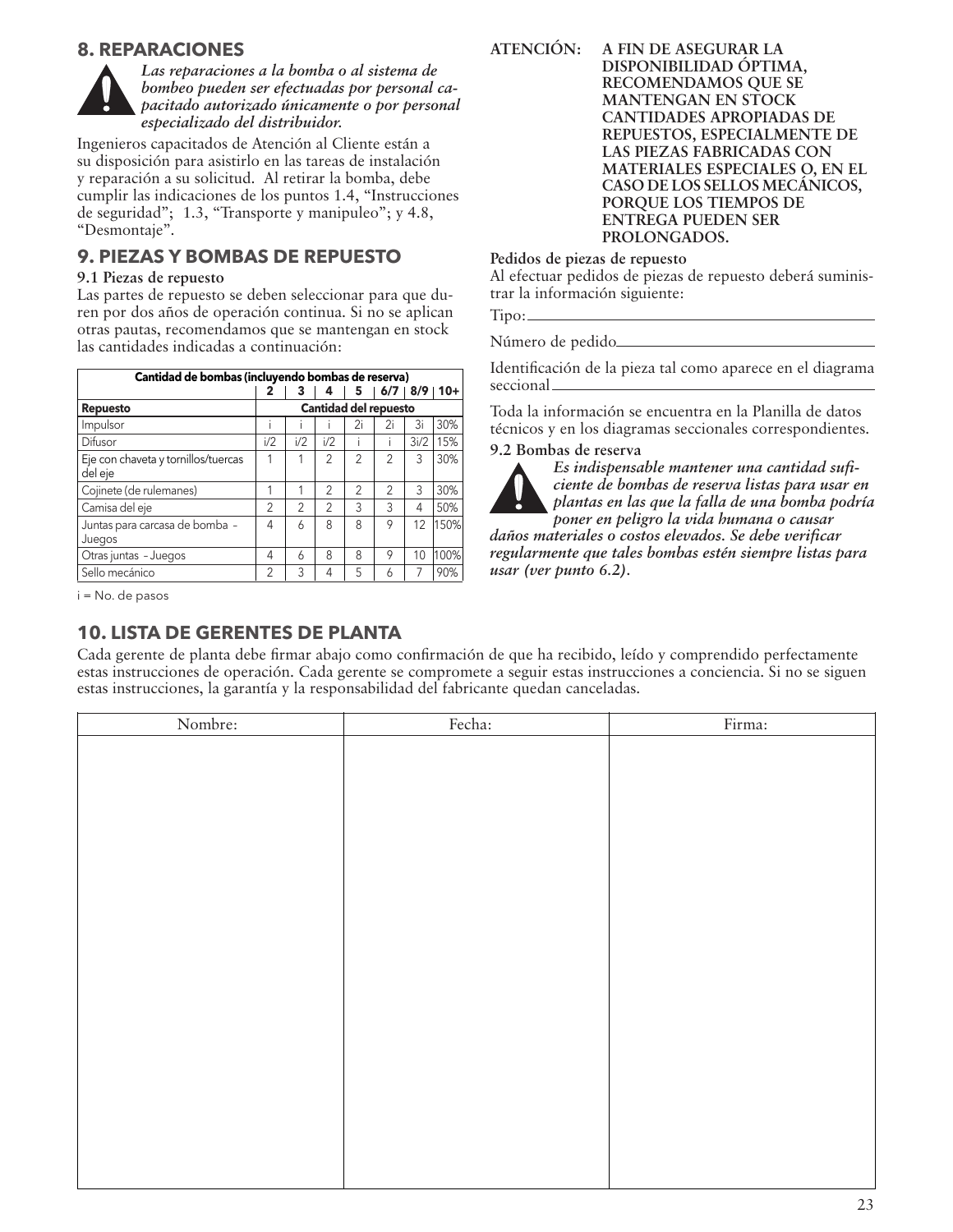## 8. REPARACIONES

***Las reparaciones a la bomba o al sistema de bombeo pueden ser efectuadas por personal capacitado autorizado únicamente o por personal especializado del distribuidor.***

Ingenieros capacitados de Atención al Cliente están a su disposición para asistirlo en las tareas de instalación y reparación a su solicitud. Al retirar la bomba, debe cumplir las indicaciones de los puntos 1.4, "Instrucciones de seguridad"; 1.3, "Transporte y manipuleo"; y 4.8, "Desmontaje".

## 9. PIEZAS Y BOMBAS DE REPUESTO

**9.1 Piezas de repuesto**

Las partes de repuesto se deben seleccionar para que duren por dos años de operación continua. Si no se aplican otras pautas, recomendamos que se mantengan en stock las cantidades indicadas a continuación:

| Cantidad de bombas (incluyendo bombas de reserva) | 2 | 3 | 4 | 5 | 6/7 | 8/9 | 10+ |
|---|---|---|---|---|---|---|---|
| **Repuesto** | **Cantidad del repuesto** | | | | | | |
| Impulsor | i | i | i | 2i | 2i | 3i | 30% |
| Difusor | i/2 | i/2 | i/2 | i | i | 3i/2 | 15% |
| Eje con chaveta y tornillos/tuercas del eje | 1 | 1 | 2 | 2 | 2 | 3 | 30% |
| Cojinete (de rulemanes) | 1 | 1 | 2 | 2 | 2 | 3 | 30% |
| Camisa del eje | 2 | 2 | 2 | 3 | 3 | 4 | 50% |
| Juntas para carcasa de bomba – Juegos | 4 | 6 | 8 | 8 | 9 | 12 | 150% |
| Otras juntas – Juegos | 4 | 6 | 8 | 8 | 9 | 10 | 100% |
| Sello mecánico | 2 | 3 | 4 | 5 | 6 | 7 | 90% |

i = No. de pasos

**ATENCIÓN: A FIN DE ASEGURAR LA DISPONIBILIDAD ÓPTIMA, RECOMENDAMOS QUE SE MANTENGAN EN STOCK CANTIDADES APROPIADAS DE REPUESTOS, ESPECIALMENTE DE LAS PIEZAS FABRICADAS CON MATERIALES ESPECIALES O, EN EL CASO DE LOS SELLOS MECÁNICOS, PORQUE LOS TIEMPOS DE ENTREGA PUEDEN SER PROLONGADOS.**

**Pedidos de piezas de repuesto**

Al efectuar pedidos de piezas de repuesto deberá suministrar la información siguiente:

Tipo: ____________________

Número de pedido ____________________

Identificación de la pieza tal como aparece en el diagrama seccional ____________________

Toda la información se encuentra en la Planilla de datos técnicos y en los diagramas seccionales correspondientes.

**9.2 Bombas de reserva**

***Es indispensable mantener una cantidad suficiente de bombas de reserva listas para usar en plantas en las que la falla de una bomba podría poner en peligro la vida humana o causar daños materiales o costos elevados. Se debe verificar regularmente que tales bombas estén siempre listas para usar (ver punto 6.2).***

## 10. LISTA DE GERENTES DE PLANTA

Cada gerente de planta debe firmar abajo como confirmación de que ha recibido, leído y comprendido perfectamente estas instrucciones de operación. Cada gerente se compromete a seguir estas instrucciones a conciencia. Si no se siguen estas instrucciones, la garantía y la responsabilidad del fabricante quedan canceladas.

| Nombre: | Fecha: | Firma: |
|---|---|---|
| | | |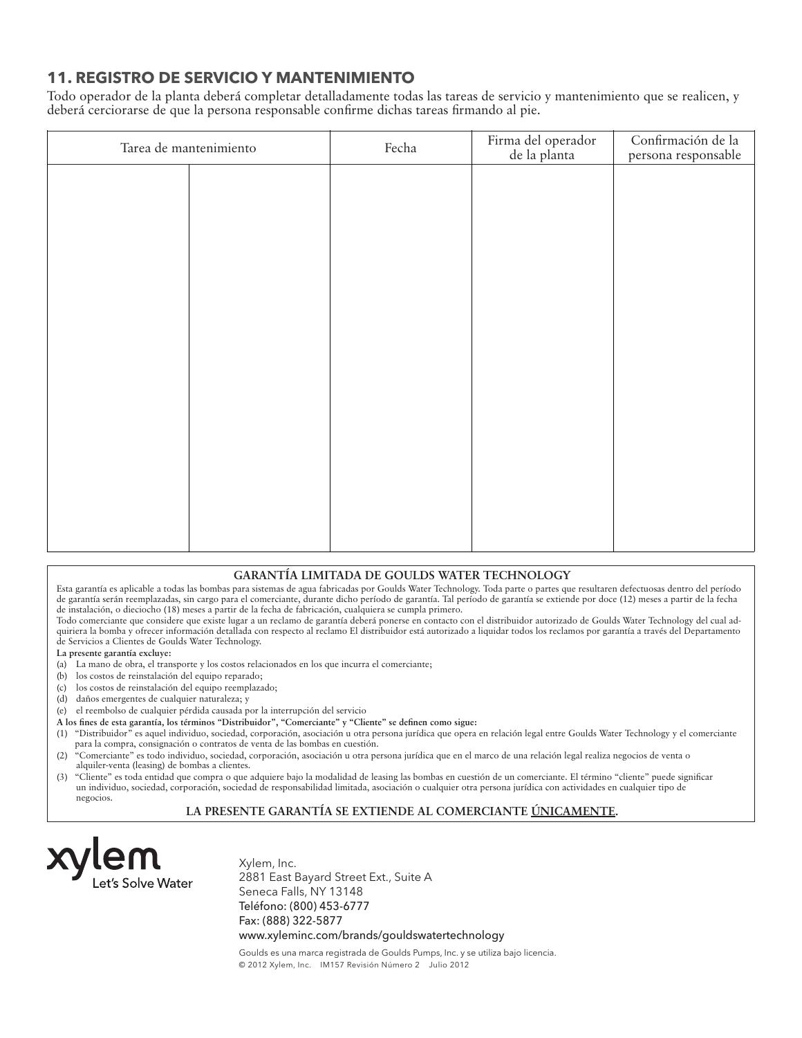## 11. REGISTRO DE SERVICIO Y MANTENIMIENTO

Todo operador de la planta deberá completar detalladamente todas las tareas de servicio y mantenimiento que se realicen, y deberá cerciorarse de que la persona responsable confirme dichas tareas firmando al pie.

| Tarea de mantenimiento | | Fecha | Firma del operador de la planta | Confirmación de la persona responsable |
|---|---|---|---|---|
| | | | | |

**GARANTÍA LIMITADA DE GOULDS WATER TECHNOLOGY**

Esta garantía es aplicable a todas las bombas para sistemas de agua fabricadas por Goulds Water Technology. Toda parte o partes que resultaren defectuosas dentro del período de garantía serán reemplazadas, sin cargo para el comerciante, durante dicho período de garantía. Tal período de garantía se extiende por doce (12) meses a partir de la fecha de instalación, o dieciocho (18) meses a partir de la fecha de fabricación, cualquiera se cumpla primero.

Todo comerciante que considere que existe lugar a un reclamo de garantía deberá ponerse en contacto con el distribuidor autorizado de Goulds Water Technology del cual adquiriera la bomba y ofrecer información detallada con respecto al reclamo El distribuidor está autorizado a liquidar todos los reclamos por garantía a través del Departamento de Servicios a Clientes de Goulds Water Technology.

**La presente garantía excluye:**

(a) La mano de obra, el transporte y los costos relacionados en los que incurra el comerciante;
(b) los costos de reinstalación del equipo reparado;
(c) los costos de reinstalación del equipo reemplazado;
(d) daños emergentes de cualquier naturaleza; y
(e) el reembolso de cualquier pérdida causada por la interrupción del servicio

**A los fines de esta garantía, los términos "Distribuidor", "Comerciante" y "Cliente" se definen como sigue:**

(1) "Distribuidor" es aquel individuo, sociedad, corporación, asociación u otra persona jurídica que opera en relación legal entre Goulds Water Technology y el comerciante para la compra, consignación o contratos de venta de las bombas en cuestión.
(2) "Comerciante" es todo individuo, sociedad, corporación, asociación u otra persona jurídica que en el marco de una relación legal realiza negocios de venta o alquiler-venta (leasing) de bombas a clientes.
(3) "Cliente" es toda entidad que compra o que adquiere bajo la modalidad de leasing las bombas en cuestión de un comerciante. El término "cliente" puede significar un individuo, sociedad, corporación, sociedad de responsabilidad limitada, asociación o cualquier otra persona jurídica con actividades en cualquier tipo de negocios.

**LA PRESENTE GARANTÍA SE EXTIENDE AL COMERCIANTE ÚNICAMENTE.**

xylem
Let's Solve Water

Xylem, Inc.
2881 East Bayard Street Ext., Suite A
Seneca Falls, NY 13148
Teléfono: (800) 453-6777
Fax: (888) 322-5877
www.xyleminc.com/brands/gouldswatertechnology

Goulds es una marca registrada de Goulds Pumps, Inc. y se utiliza bajo licencia.
© 2012 Xylem, Inc. IM157 Revisión Número 2 Julio 2012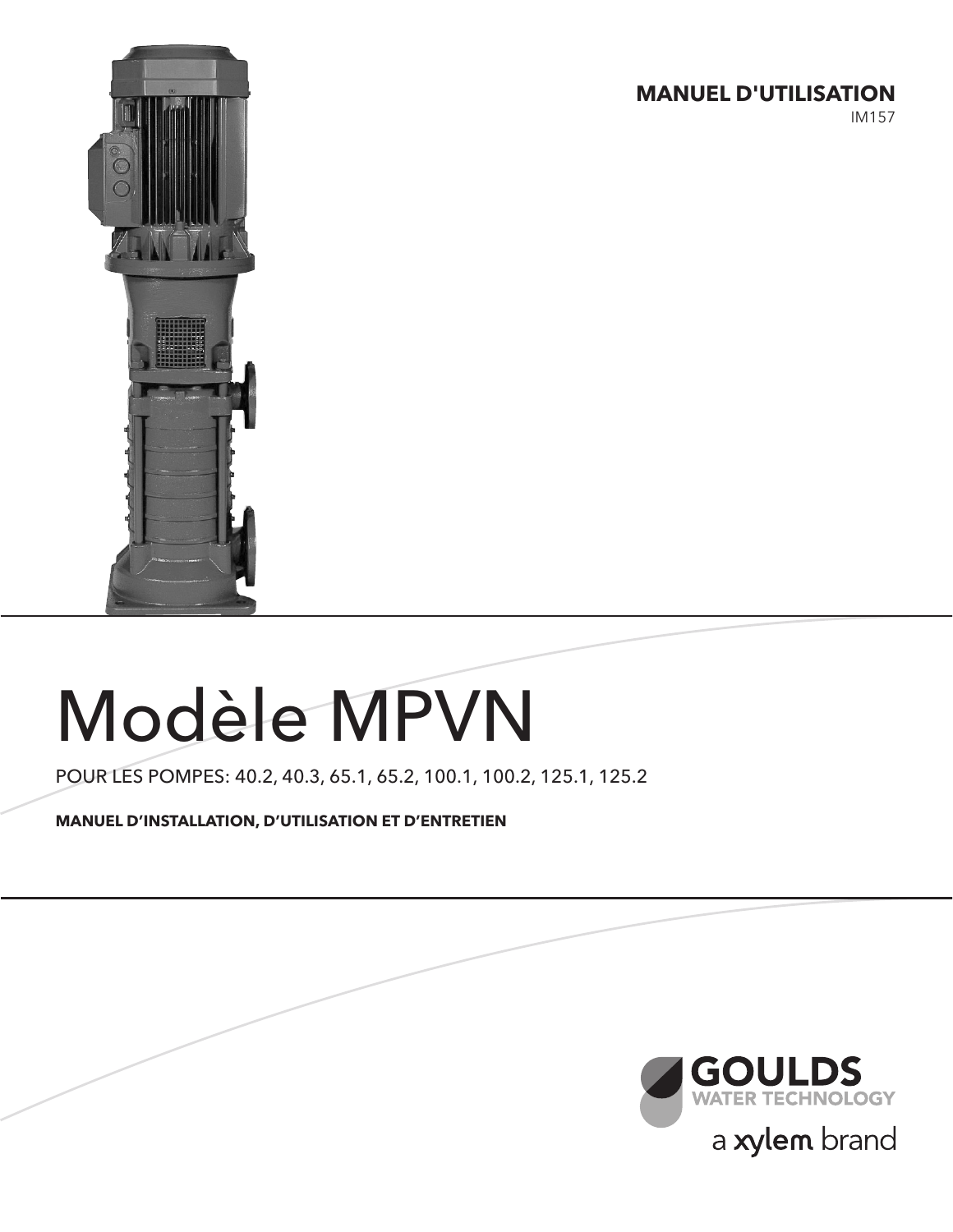**MANUEL D'UTILISATION**
IM157

# Modèle MPVN

POUR LES POMPES: 40.2, 40.3, 65.1, 65.2, 100.1, 100.2, 125.1, 125.2

**MANUEL D'INSTALLATION, D'UTILISATION ET D'ENTRETIEN**

**GOULDS**
**WATER TECHNOLOGY**
a xylem brand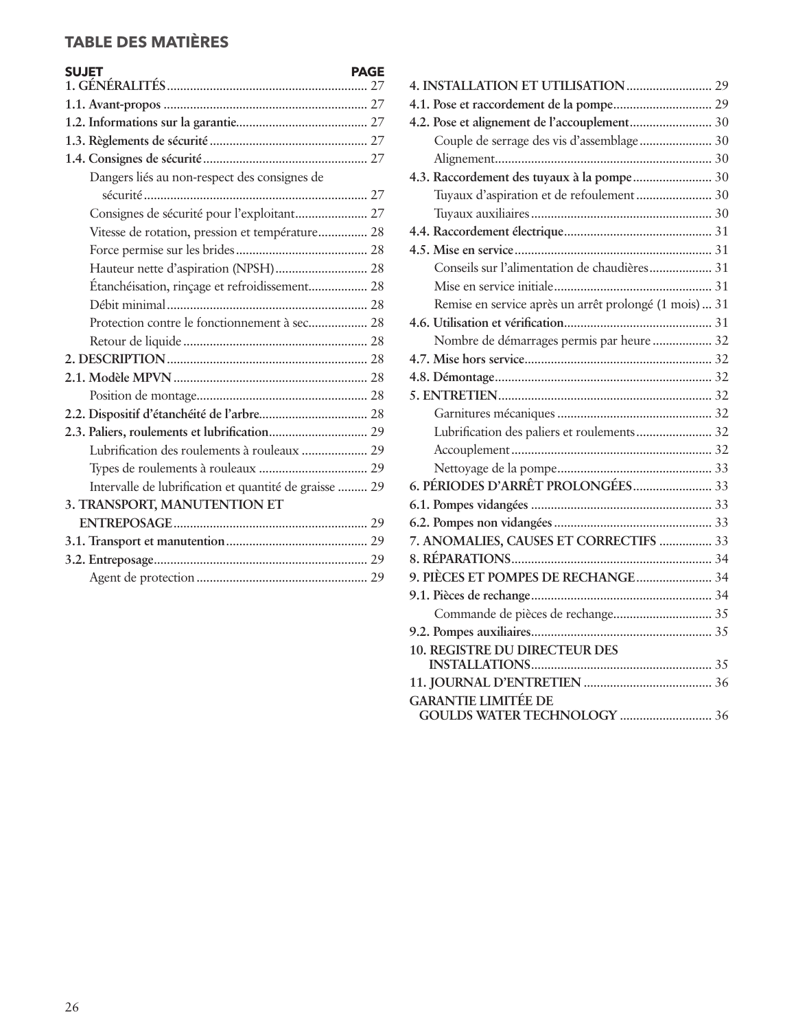## TABLE DES MATIÈRES

| SUJET | PAGE |
|---|---|
| **1. GÉNÉRALITÉS** | 27 |
| **1.1. Avant-propos** | 27 |
| **1.2. Informations sur la garantie** | 27 |
| **1.3. Règlements de sécurité** | 27 |
| **1.4. Consignes de sécurité** | 27 |
| Dangers liés au non-respect des consignes de sécurité | 27 |
| Consignes de sécurité pour l'exploitant | 27 |
| Vitesse de rotation, pression et température | 28 |
| Force permise sur les brides | 28 |
| Hauteur nette d'aspiration (NPSH) | 28 |
| Étanchéisation, rinçage et refroidissement | 28 |
| Débit minimal | 28 |
| Protection contre le fonctionnement à sec | 28 |
| Retour de liquide | 28 |
| **2. DESCRIPTION** | 28 |
| **2.1. Modèle MPVN** | 28 |
| Position de montage | 28 |
| **2.2. Dispositif d'étanchéité de l'arbre** | 28 |
| **2.3. Paliers, roulements et lubrification** | 29 |
| Lubrification des roulements à rouleaux | 29 |
| Types de roulements à rouleaux | 29 |
| Intervalle de lubrification et quantité de graisse | 29 |
| **3. TRANSPORT, MANUTENTION ET ENTREPOSAGE** | 29 |
| **3.1. Transport et manutention** | 29 |
| **3.2. Entreposage** | 29 |
| Agent de protection | 29 |
| **4. INSTALLATION ET UTILISATION** | 29 |
| **4.1. Pose et raccordement de la pompe** | 29 |
| **4.2. Pose et alignement de l'accouplement** | 30 |
| Couple de serrage des vis d'assemblage | 30 |
| Alignement | 30 |
| **4.3. Raccordement des tuyaux à la pompe** | 30 |
| Tuyaux d'aspiration et de refoulement | 30 |
| Tuyaux auxiliaires | 30 |
| **4.4. Raccordement électrique** | 31 |
| **4.5. Mise en service** | 31 |
| Conseils sur l'alimentation de chaudières | 31 |
| Mise en service initiale | 31 |
| Remise en service après un arrêt prolongé (1 mois) | 31 |
| **4.6. Utilisation et vérification** | 31 |
| Nombre de démarrages permis par heure | 32 |
| **4.7. Mise hors service** | 32 |
| **4.8. Démontage** | 32 |
| **5. ENTRETIEN** | 32 |
| Garnitures mécaniques | 32 |
| Lubrification des paliers et roulements | 32 |
| Accouplement | 32 |
| Nettoyage de la pompe | 33 |
| **6. PÉRIODES D'ARRÊT PROLONGÉES** | 33 |
| **6.1. Pompes vidangées** | 33 |
| **6.2. Pompes non vidangées** | 33 |
| **7. ANOMALIES, CAUSES ET CORRECTIFS** | 33 |
| **8. RÉPARATIONS** | 34 |
| **9. PIÈCES ET POMPES DE RECHANGE** | 34 |
| **9.1. Pièces de rechange** | 34 |
| Commande de pièces de rechange | 35 |
| **9.2. Pompes auxiliaires** | 35 |
| **10. REGISTRE DU DIRECTEUR DES INSTALLATIONS** | 35 |
| **11. JOURNAL D'ENTRETIEN** | 36 |
| **GARANTIE LIMITÉE DE GOULDS WATER TECHNOLOGY** | 36 |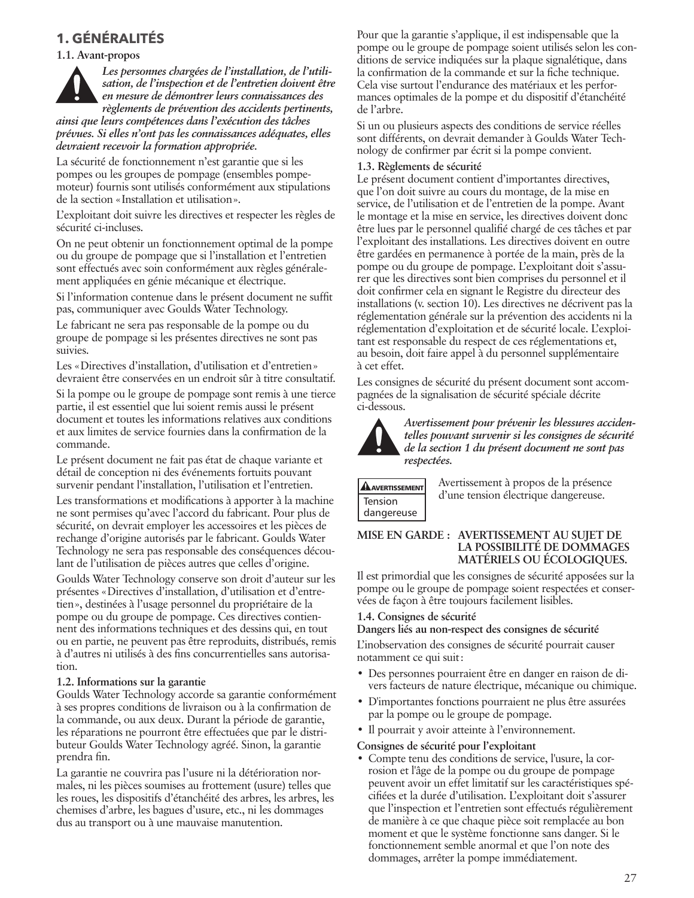# 1. GÉNÉRALITÉS

## 1.1. Avant-propos

***Les personnes chargées de l'installation, de l'utilisation, de l'inspection et de l'entretien doivent être en mesure de démontrer leurs connaissances des règlements de prévention des accidents pertinents, ainsi que leurs compétences dans l'exécution des tâches prévues. Si elles n'ont pas les connaissances adéquates, elles devraient recevoir la formation appropriée.***

La sécurité de fonctionnement n'est garantie que si les pompes ou les groupes de pompage (ensembles pompe-moteur) fournis sont utilisés conformément aux stipulations de la section «Installation et utilisation».

L'exploitant doit suivre les directives et respecter les règles de sécurité ci-incluses.

On ne peut obtenir un fonctionnement optimal de la pompe ou du groupe de pompage que si l'installation et l'entretien sont effectués avec soin conformément aux règles généralement appliquées en génie mécanique et électrique.

Si l'information contenue dans le présent document ne suffit pas, communiquer avec Goulds Water Technology.

Le fabricant ne sera pas responsable de la pompe ou du groupe de pompage si les présentes directives ne sont pas suivies.

Les «Directives d'installation, d'utilisation et d'entretien» devraient être conservées en un endroit sûr à titre consultatif.

Si la pompe ou le groupe de pompage sont remis à une tierce partie, il est essentiel que lui soient remis aussi le présent document et toutes les informations relatives aux conditions et aux limites de service fournies dans la confirmation de la commande.

Le présent document ne fait pas état de chaque variante et détail de conception ni des événements fortuits pouvant survenir pendant l'installation, l'utilisation et l'entretien.

Les transformations et modifications à apporter à la machine ne sont permises qu'avec l'accord du fabricant. Pour plus de sécurité, on devrait employer les accessoires et les pièces de rechange d'origine autorisés par le fabricant. Goulds Water Technology ne sera pas responsable des conséquences découlant de l'utilisation de pièces autres que celles d'origine.

Goulds Water Technology conserve son droit d'auteur sur les présentes «Directives d'installation, d'utilisation et d'entretien», destinées à l'usage personnel du propriétaire de la pompe ou du groupe de pompage. Ces directives contiennent des informations techniques et des dessins qui, en tout ou en partie, ne peuvent pas être reproduits, distribués, remis à d'autres ni utilisés à des fins concurrentielles sans autorisation.

## 1.2. Informations sur la garantie

Goulds Water Technology accorde sa garantie conformément à ses propres conditions de livraison ou à la confirmation de la commande, ou aux deux. Durant la période de garantie, les réparations ne pourront être effectuées que par le distributeur Goulds Water Technology agréé. Sinon, la garantie prendra fin.

La garantie ne couvrira pas l'usure ni la détérioration normales, ni les pièces soumises au frottement (usure) telles que les roues, les dispositifs d'étanchéité des arbres, les arbres, les chemises d'arbre, les bagues d'usure, etc., ni les dommages dus au transport ou à une mauvaise manutention.

Pour que la garantie s'applique, il est indispensable que la pompe ou le groupe de pompage soient utilisés selon les conditions de service indiquées sur la plaque signalétique, dans la confirmation de la commande et sur la fiche technique. Cela vise surtout l'endurance des matériaux et les performances optimales de la pompe et du dispositif d'étanchéité de l'arbre.

Si un ou plusieurs aspects des conditions de service réelles sont différents, on devrait demander à Goulds Water Technology de confirmer par écrit si la pompe convient.

## 1.3. Règlements de sécurité

Le présent document contient d'importantes directives, que l'on doit suivre au cours du montage, de la mise en service, de l'utilisation et de l'entretien de la pompe. Avant le montage et la mise en service, les directives doivent donc être lues par le personnel qualifié chargé de ces tâches et par l'exploitant des installations. Les directives doivent en outre être gardées en permanence à portée de la main, près de la pompe ou du groupe de pompage. L'exploitant doit s'assurer que les directives sont bien comprises du personnel et il doit confirmer cela en signant le Registre du directeur des installations (v. section 10). Les directives ne décrivent pas la réglementation générale sur la prévention des accidents ni la réglementation d'exploitation et de sécurité locale. L'exploitant est responsable du respect de ces réglementations et, au besoin, doit faire appel à du personnel supplémentaire à cet effet.

Les consignes de sécurité du présent document sont accompagnées de la signalisation de sécurité spéciale décrite ci-dessous.

***Avertissement pour prévenir les blessures accidentelles pouvant survenir si les consignes de sécurité de la section 1 du présent document ne sont pas respectées.***

**AVERTISSEMENT** Tension dangereuse — Avertissement à propos de la présence d'une tension électrique dangereuse.

**MISE EN GARDE : AVERTISSEMENT AU SUJET DE LA POSSIBILITÉ DE DOMMAGES MATÉRIELS OU ÉCOLOGIQUES.**

Il est primordial que les consignes de sécurité apposées sur la pompe ou le groupe de pompage soient respectées et conservées de façon à être toujours facilement lisibles.

## 1.4. Consignes de sécurité

**Dangers liés au non-respect des consignes de sécurité**

L'inobservation des consignes de sécurité pourrait causer notamment ce qui suit :

- Des personnes pourraient être en danger en raison de divers facteurs de nature électrique, mécanique ou chimique.
- D'importantes fonctions pourraient ne plus être assurées par la pompe ou le groupe de pompage.
- Il pourrait y avoir atteinte à l'environnement.

**Consignes de sécurité pour l'exploitant**

- Compte tenu des conditions de service, l'usure, la corrosion et l'âge de la pompe ou du groupe de pompage peuvent avoir un effet limitatif sur les caractéristiques spécifiées et la durée d'utilisation. L'exploitant doit s'assurer que l'inspection et l'entretien sont effectués régulièrement de manière à ce que chaque pièce soit remplacée au bon moment et que le système fonctionne sans danger. Si le fonctionnement semble anormal et que l'on note des dommages, arrêter la pompe immédiatement.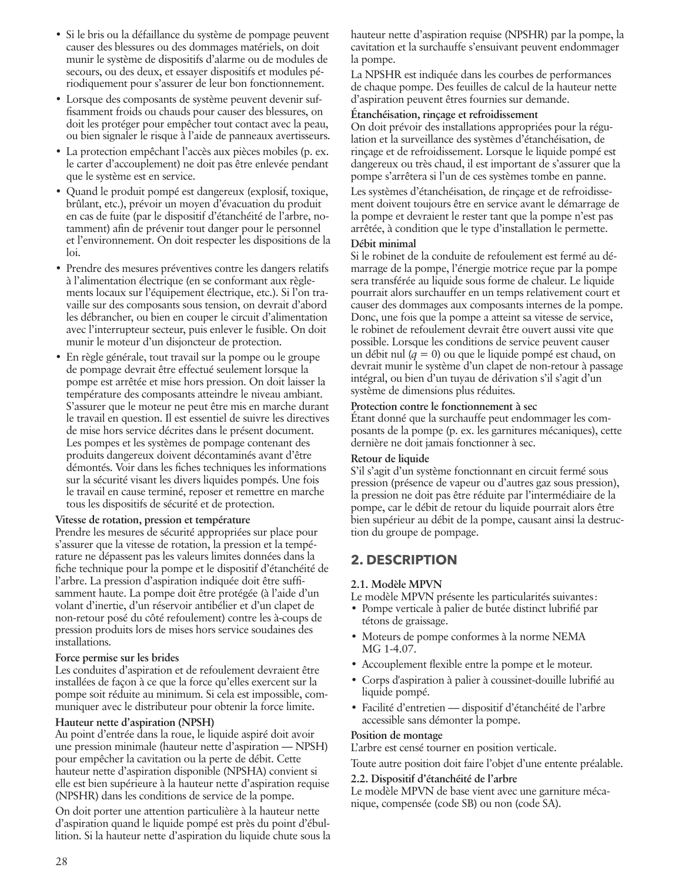- Si le bris ou la défaillance du système de pompage peuvent causer des blessures ou des dommages matériels, on doit munir le système de dispositifs d'alarme ou de modules de secours, ou des deux, et essayer dispositifs et modules périodiquement pour s'assurer de leur bon fonctionnement.
- Lorsque des composants de système peuvent devenir suffisamment froids ou chauds pour causer des blessures, on doit les protéger pour empêcher tout contact avec la peau, ou bien signaler le risque à l'aide de panneaux avertisseurs.
- La protection empêchant l'accès aux pièces mobiles (p. ex. le carter d'accouplement) ne doit pas être enlevée pendant que le système est en service.
- Quand le produit pompé est dangereux (explosif, toxique, brûlant, etc.), prévoir un moyen d'évacuation du produit en cas de fuite (par le dispositif d'étanchéité de l'arbre, notamment) afin de prévenir tout danger pour le personnel et l'environnement. On doit respecter les dispositions de la loi.
- Prendre des mesures préventives contre les dangers relatifs à l'alimentation électrique (en se conformant aux règlements locaux sur l'équipement électrique, etc.). Si l'on travaille sur des composants sous tension, on devrait d'abord les débrancher, ou bien en couper le circuit d'alimentation avec l'interrupteur secteur, puis enlever le fusible. On doit munir le moteur d'un disjoncteur de protection.
- En règle générale, tout travail sur la pompe ou le groupe de pompage devrait être effectué seulement lorsque la pompe est arrêtée et mise hors pression. On doit laisser la température des composants atteindre le niveau ambiant. S'assurer que le moteur ne peut être mis en marche durant le travail en question. Il est essentiel de suivre les directives de mise hors service décrites dans le présent document. Les pompes et les systèmes de pompage contenant des produits dangereux doivent décontaminés avant d'être démontés. Voir dans les fiches techniques les informations sur la sécurité visant les divers liquides pompés. Une fois le travail en cause terminé, reposer et remettre en marche tous les dispositifs de sécurité et de protection.

**Vitesse de rotation, pression et température**

Prendre les mesures de sécurité appropriées sur place pour s'assurer que la vitesse de rotation, la pression et la température ne dépassent pas les valeurs limites données dans la fiche technique pour la pompe et le dispositif d'étanchéité de l'arbre. La pression d'aspiration indiquée doit être suffisamment haute. La pompe doit être protégée (à l'aide d'un volant d'inertie, d'un réservoir antibélier et d'un clapet de non-retour posé du côté refoulement) contre les à-coups de pression produits lors de mises hors service soudaines des installations.

**Force permise sur les brides**

Les conduites d'aspiration et de refoulement devraient être installées de façon à ce que la force qu'elles exercent sur la pompe soit réduite au minimum. Si cela est impossible, communiquer avec le distributeur pour obtenir la force limite.

**Hauteur nette d'aspiration (NPSH)**

Au point d'entrée dans la roue, le liquide aspiré doit avoir une pression minimale (hauteur nette d'aspiration — NPSH) pour empêcher la cavitation ou la perte de débit. Cette hauteur nette d'aspiration disponible (NPSHA) convient si elle est bien supérieure à la hauteur nette d'aspiration requise (NPSHR) dans les conditions de service de la pompe.

On doit porter une attention particulière à la hauteur nette d'aspiration quand le liquide pompé est près du point d'ébullition. Si la hauteur nette d'aspiration du liquide chute sous la hauteur nette d'aspiration requise (NPSHR) par la pompe, la cavitation et la surchauffe s'ensuivant peuvent endommager la pompe.

La NPSHR est indiquée dans les courbes de performances de chaque pompe. Des feuilles de calcul de la hauteur nette d'aspiration peuvent êtres fournies sur demande.

**Étanchéisation, rinçage et refroidissement**

On doit prévoir des installations appropriées pour la régulation et la surveillance des systèmes d'étanchéisation, de rinçage et de refroidissement. Lorsque le liquide pompé est dangereux ou très chaud, il est important de s'assurer que la pompe s'arrêtera si l'un de ces systèmes tombe en panne.

Les systèmes d'étanchéisation, de rinçage et de refroidissement doivent toujours être en service avant le démarrage de la pompe et devraient le rester tant que la pompe n'est pas arrêtée, à condition que le type d'installation le permette.

**Débit minimal**

Si le robinet de la conduite de refoulement est fermé au démarrage de la pompe, l'énergie motrice reçue par la pompe sera transférée au liquide sous forme de chaleur. Le liquide pourrait alors surchauffer en un temps relativement court et causer des dommages aux composants internes de la pompe. Donc, une fois que la pompe a atteint sa vitesse de service, le robinet de refoulement devrait être ouvert aussi vite que possible. Lorsque les conditions de service peuvent causer un débit nul ($q = 0$) ou que le liquide pompé est chaud, on devrait munir le système d'un clapet de non-retour à passage intégral, ou bien d'un tuyau de dérivation s'il s'agit d'un système de dimensions plus réduites.

**Protection contre le fonctionnement à sec**

Étant donné que la surchauffe peut endommager les composants de la pompe (p. ex. les garnitures mécaniques), cette dernière ne doit jamais fonctionner à sec.

**Retour de liquide**

S'il s'agit d'un système fonctionnant en circuit fermé sous pression (présence de vapeur ou d'autres gaz sous pression), la pression ne doit pas être réduite par l'intermédiaire de la pompe, car le débit de retour du liquide pourrait alors être bien supérieur au débit de la pompe, causant ainsi la destruction du groupe de pompage.

## 2. DESCRIPTION

### 2.1. Modèle MPVN

Le modèle MPVN présente les particularités suivantes :

- Pompe verticale à palier de butée distinct lubrifié par tétons de graissage.
- Moteurs de pompe conformes à la norme NEMA MG 1-4.07.
- Accouplement flexible entre la pompe et le moteur.
- Corps d'aspiration à palier à coussinet-douille lubrifié au liquide pompé.
- Facilité d'entretien — dispositif d'étanchéité de l'arbre accessible sans démonter la pompe.

**Position de montage**

L'arbre est censé tourner en position verticale.

Toute autre position doit faire l'objet d'une entente préalable.

### 2.2. Dispositif d'étanchéité de l'arbre

Le modèle MPVN de base vient avec une garniture mécanique, compensée (code SB) ou non (code SA).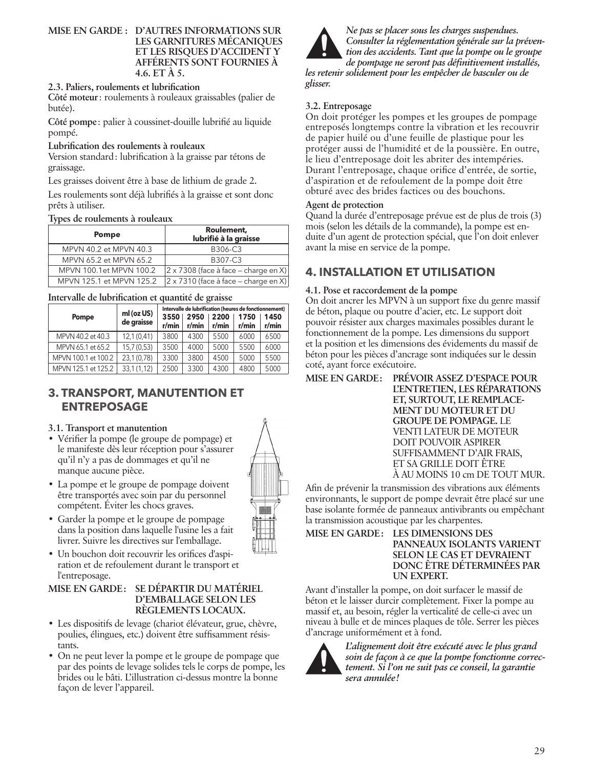**MISE EN GARDE : D'AUTRES INFORMATIONS SUR LES GARNITURES MÉCANIQUES ET LES RISQUES D'ACCIDENT Y AFFÉRENTS SONT FOURNIES À 4.6. ET À 5.**

### 2.3. Paliers, roulements et lubrification

**Côté moteur** : roulements à rouleaux graissables (palier de butée).

**Côté pompe** : palier à coussinet-douille lubrifié au liquide pompé.

**Lubrification des roulements à rouleaux**

Version standard : lubrification à la graisse par tétons de graissage.

Les graisses doivent être à base de lithium de grade 2.

Les roulements sont déjà lubrifiés à la graisse et sont donc prêts à utiliser.

**Types de roulements à rouleaux**

| Pompe | Roulement, lubrifié à la graisse |
|---|---|
| MPVN 40.2 et MPVN 40.3 | B306-C3 |
| MPVN 65.2 et MPVN 65.2 | B307-C3 |
| MPVN 100.1et MPVN 100.2 | 2 x 7308 (face à face – charge en X) |
| MPVN 125.1 et MPVN 125.2 | 2 x 7310 (face à face – charge en X) |

**Intervalle de lubrification et quantité de graisse**

| Pompe | ml (oz US) de graisse | Intervalle de lubrification (heures de fonctionnement) | | | | |
|---|---|---|---|---|---|---|
| | | 3550 r/min | 2950 r/min | 2200 r/min | 1750 r/min | 1450 r/min |
| MPVN 40.2 et 40.3 | 12,1 (0,41) | 3800 | 4300 | 5500 | 6000 | 6500 |
| MPVN 65.1 et 65.2 | 15,7 (0,53) | 3500 | 4000 | 5000 | 5500 | 6000 |
| MPVN 100.1 et 100.2 | 23,1 (0,78) | 3300 | 3800 | 4500 | 5000 | 5500 |
| MPVN 125.1 et 125.2 | 33,1 (1,12) | 2500 | 3300 | 4300 | 4800 | 5000 |

## 3. TRANSPORT, MANUTENTION ET ENTREPOSAGE

### 3.1. Transport et manutention

- Vérifier la pompe (le groupe de pompage) et le manifeste dès leur réception pour s'assurer qu'il n'y a pas de dommages et qu'il ne manque aucune pièce.
- La pompe et le groupe de pompage doivent être transportés avec soin par du personnel compétent. Éviter les chocs graves.
- Garder la pompe et le groupe de pompage dans la position dans laquelle l'usine les a fait livrer. Suivre les directives sur l'emballage.
- Un bouchon doit recouvrir les orifices d'aspiration et de refoulement durant le transport et l'entreposage.

**MISE EN GARDE : SE DÉPARTIR DU MATÉRIEL D'EMBALLAGE SELON LES RÈGLEMENTS LOCAUX.**

- Les dispositifs de levage (chariot élévateur, grue, chèvre, poulies, élingues, etc.) doivent être suffisamment résistants.
- On ne peut lever la pompe et le groupe de pompage que par des points de levage solides tels le corps de pompe, les brides ou le bâti. L'illustration ci-dessus montre la bonne façon de lever l'appareil.

***Ne pas se placer sous les charges suspendues. Consulter la réglementation générale sur la prévention des accidents. Tant que la pompe ou le groupe de pompage ne seront pas définitivement installés, les retenir solidement pour les empêcher de basculer ou de glisser.***

### 3.2. Entreposage

On doit protéger les pompes et les groupes de pompage entreposés longtemps contre la vibration et les recouvrir de papier huilé ou d'une feuille de plastique pour les protéger aussi de l'humidité et de la poussière. En outre, le lieu d'entreposage doit les abriter des intempéries. Durant l'entreposage, chaque orifice d'entrée, de sortie, d'aspiration et de refoulement de la pompe doit être obturé avec des brides factices ou des bouchons.

**Agent de protection**

Quand la durée d'entreposage prévue est de plus de trois (3) mois (selon les détails de la commande), la pompe est enduite d'un agent de protection spécial, que l'on doit enlever avant la mise en service de la pompe.

## 4. INSTALLATION ET UTILISATION

### 4.1. Pose et raccordement de la pompe

On doit ancrer les MPVN à un support fixe du genre massif de béton, plaque ou poutre d'acier, etc. Le support doit pouvoir résister aux charges maximales possibles durant le fonctionnement de la pompe. Les dimensions du support et la position et les dimensions des évidements du massif de béton pour les pièces d'ancrage sont indiquées sur le dessin coté, ayant force exécutoire.

**MISE EN GARDE : PRÉVOIR ASSEZ D'ESPACE POUR L'ENTRETIEN, LES RÉPARATIONS ET, SURTOUT, LE REMPLACEMENT DU MOTEUR ET DU GROUPE DE POMPAGE.** LE VENTI LATEUR DE MOTEUR DOIT POUVOIR ASPIRER SUFFISAMMENT D'AIR FRAIS, ET SA GRILLE DOIT ÊTRE À AU MOINS 10 cm DE TOUT MUR.

Afin de prévenir la transmission des vibrations aux éléments environnants, le support de pompe devrait être placé sur une base isolante formée de panneaux antivibrants ou empêchant la transmission acoustique par les charpentes.

**MISE EN GARDE : LES DIMENSIONS DES PANNEAUX ISOLANTS VARIENT SELON LE CAS ET DEVRAIENT DONC ÊTRE DÉTERMINÉES PAR UN EXPERT.**

Avant d'installer la pompe, on doit surfacer le massif de béton et le laisser durcir complètement. Fixer la pompe au massif et, au besoin, régler la verticalité de celle-ci avec un niveau à bulle et de minces plaques de tôle. Serrer les pièces d'ancrage uniformément et à fond.

***L'alignement doit être exécuté avec le plus grand soin de façon à ce que la pompe fonctionne correctement. Si l'on ne suit pas ce conseil, la garantie sera annulée !***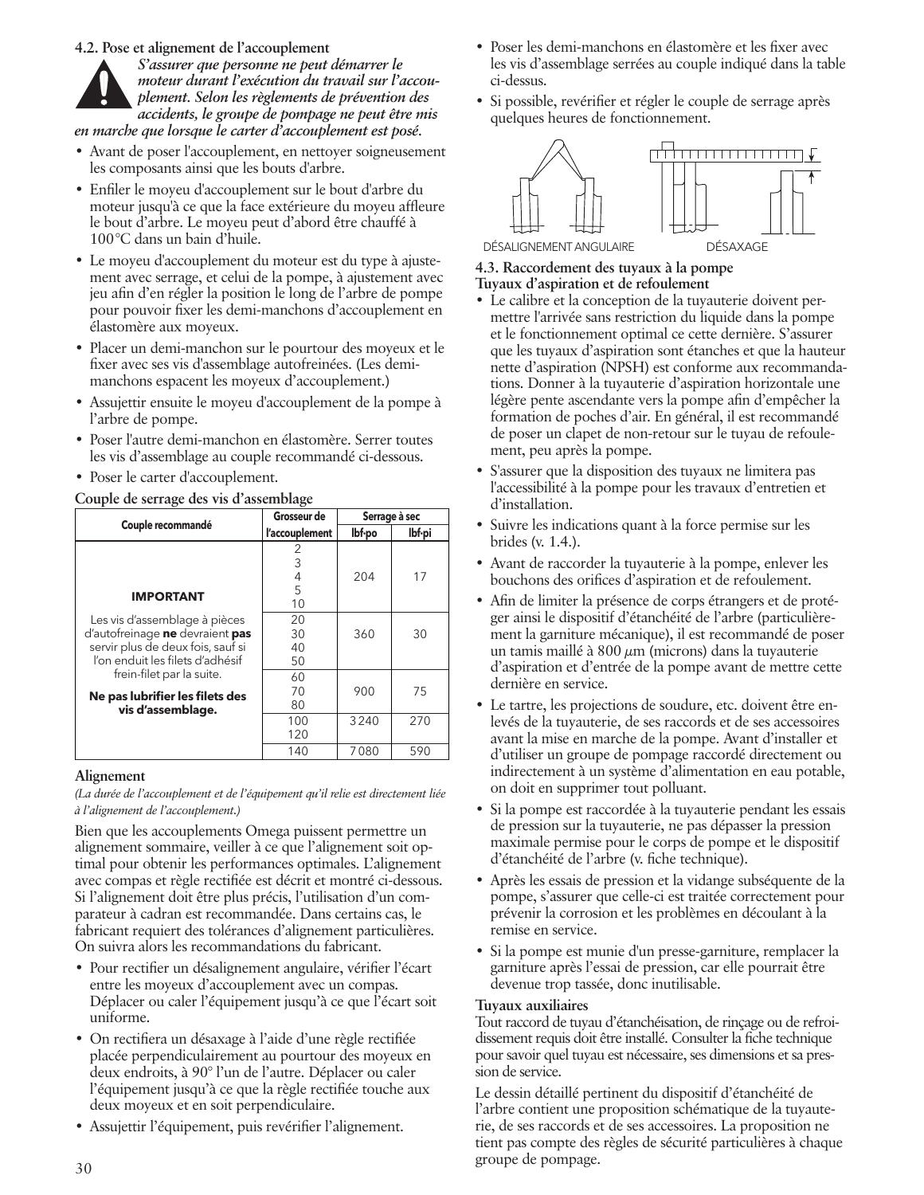### 4.2. Pose et alignement de l'accouplement

***S'assurer que personne ne peut démarrer le moteur durant l'exécution du travail sur l'accouplement. Selon les règlements de prévention des accidents, le groupe de pompage ne peut être mis en marche que lorsque le carter d'accouplement est posé.***

- Avant de poser l'accouplement, en nettoyer soigneusement les composants ainsi que les bouts d'arbre.
- Enfiler le moyeu d'accouplement sur le bout d'arbre du moteur jusqu'à ce que la face extérieure du moyeu affleure le bout d'arbre. Le moyeu peut d'abord être chauffé à 100 °C dans un bain d'huile.
- Le moyeu d'accouplement du moteur est du type à ajustement avec serrage, et celui de la pompe, à ajustement avec jeu afin d'en régler la position le long de l'arbre de pompe pour pouvoir fixer les demi-manchons d'accouplement en élastomère aux moyeux.
- Placer un demi-manchon sur le pourtour des moyeux et le fixer avec ses vis d'assemblage autofreinées. (Les demi-manchons espacent les moyeux d'accouplement.)
- Assujettir ensuite le moyeu d'accouplement de la pompe à l'arbre de pompe.
- Poser l'autre demi-manchon en élastomère. Serrer toutes les vis d'assemblage au couple recommandé ci-dessous.
- Poser le carter d'accouplement.

**Couple de serrage des vis d'assemblage**

| Couple recommandé | Grosseur de l'accouplement | Serrage à sec | |
|---|---|---|---|
| | | lbf·po | lbf·pi |
| **IMPORTANT** Les vis d'assemblage à pièces d'autofreinage **ne** devraient **pas** servir plus de deux fois, sauf si l'on enduit les filets d'adhésif frein-filet par la suite. **Ne pas lubrifier les filets des vis d'assemblage.** | 2, 3, 4, 5, 10 | 204 | 17 |
| | 20, 30, 40, 50 | 360 | 30 |
| | 60, 70, 80 | 900 | 75 |
| | 100, 120 | 3 240 | 270 |
| | 140 | 7 080 | 590 |

**Alignement**

*(La durée de l'accouplement et de l'équipement qu'il relie est directement liée à l'alignement de l'accouplement.)*

Bien que les accouplements Omega puissent permettre un alignement sommaire, veiller à ce que l'alignement soit optimal pour obtenir les performances optimales. L'alignement avec compas et règle rectifiée est décrit et montré ci-dessous. Si l'alignement doit être plus précis, l'utilisation d'un comparateur à cadran est recommandée. Dans certains cas, le fabricant requiert des tolérances d'alignement particulières. On suivra alors les recommandations du fabricant.

- Pour rectifier un désalignement angulaire, vérifier l'écart entre les moyeux d'accouplement avec un compas. Déplacer ou caler l'équipement jusqu'à ce que l'écart soit uniforme.
- On rectifiera un désaxage à l'aide d'une règle rectifiée placée perpendiculairement au pourtour des moyeux en deux endroits, à 90° l'un de l'autre. Déplacer ou caler l'équipement jusqu'à ce que la règle rectifiée touche aux deux moyeux et en soit perpendiculaire.
- Assujettir l'équipement, puis revérifier l'alignement.
- Poser les demi-manchons en élastomère et les fixer avec les vis d'assemblage serrées au couple indiqué dans la table ci-dessus.
- Si possible, revérifier et régler le couple de serrage après quelques heures de fonctionnement.

DÉSALIGNEMENT ANGULAIRE    DÉSAXAGE

### 4.3. Raccordement des tuyaux à la pompe

**Tuyaux d'aspiration et de refoulement**

- Le calibre et la conception de la tuyauterie doivent permettre l'arrivée sans restriction du liquide dans la pompe et le fonctionnement optimal ce cette dernière. S'assurer que les tuyaux d'aspiration sont étanches et que la hauteur nette d'aspiration (NPSH) est conforme aux recommandations. Donner à la tuyauterie d'aspiration horizontale une légère pente ascendante vers la pompe afin d'empêcher la formation de poches d'air. En général, il est recommandé de poser un clapet de non-retour sur le tuyau de refoulement, peu après la pompe.
- S'assurer que la disposition des tuyaux ne limitera pas l'accessibilité à la pompe pour les travaux d'entretien et d'installation.
- Suivre les indications quant à la force permise sur les brides (v. 1.4.).
- Avant de raccorder la tuyauterie à la pompe, enlever les bouchons des orifices d'aspiration et de refoulement.
- Afin de limiter la présence de corps étrangers et de protéger ainsi le dispositif d'étanchéité de l'arbre (particulièrement la garniture mécanique), il est recommandé de poser un tamis maillé à 800 $\mu$m (microns) dans la tuyauterie d'aspiration et d'entrée de la pompe avant de mettre cette dernière en service.
- Le tartre, les projections de soudure, etc. doivent être enlevés de la tuyauterie, de ses raccords et de ses accessoires avant la mise en marche de la pompe. Avant d'installer et d'utiliser un groupe de pompage raccordé directement ou indirectement à un système d'alimentation en eau potable, on doit en supprimer tout polluant.
- Si la pompe est raccordée à la tuyauterie pendant les essais de pression sur la tuyauterie, ne pas dépasser la pression maximale permise pour le corps de pompe et le dispositif d'étanchéité de l'arbre (v. fiche technique).
- Après les essais de pression et la vidange subséquente de la pompe, s'assurer que celle-ci est traitée correctement pour prévenir la corrosion et les problèmes en découlant à la remise en service.
- Si la pompe est munie d'un presse-garniture, remplacer la garniture après l'essai de pression, car elle pourrait être devenue trop tassée, donc inutilisable.

**Tuyaux auxiliaires**

Tout raccord de tuyau d'étanchéisation, de rinçage ou de refroidissement requis doit être installé. Consulter la fiche technique pour savoir quel tuyau est nécessaire, ses dimensions et sa pression de service.

Le dessin détaillé pertinent du dispositif d'étanchéité de l'arbre contient une proposition schématique de la tuyauterie, de ses raccords et de ses accessoires. La proposition ne tient pas compte des règles de sécurité particulières à chaque groupe de pompage.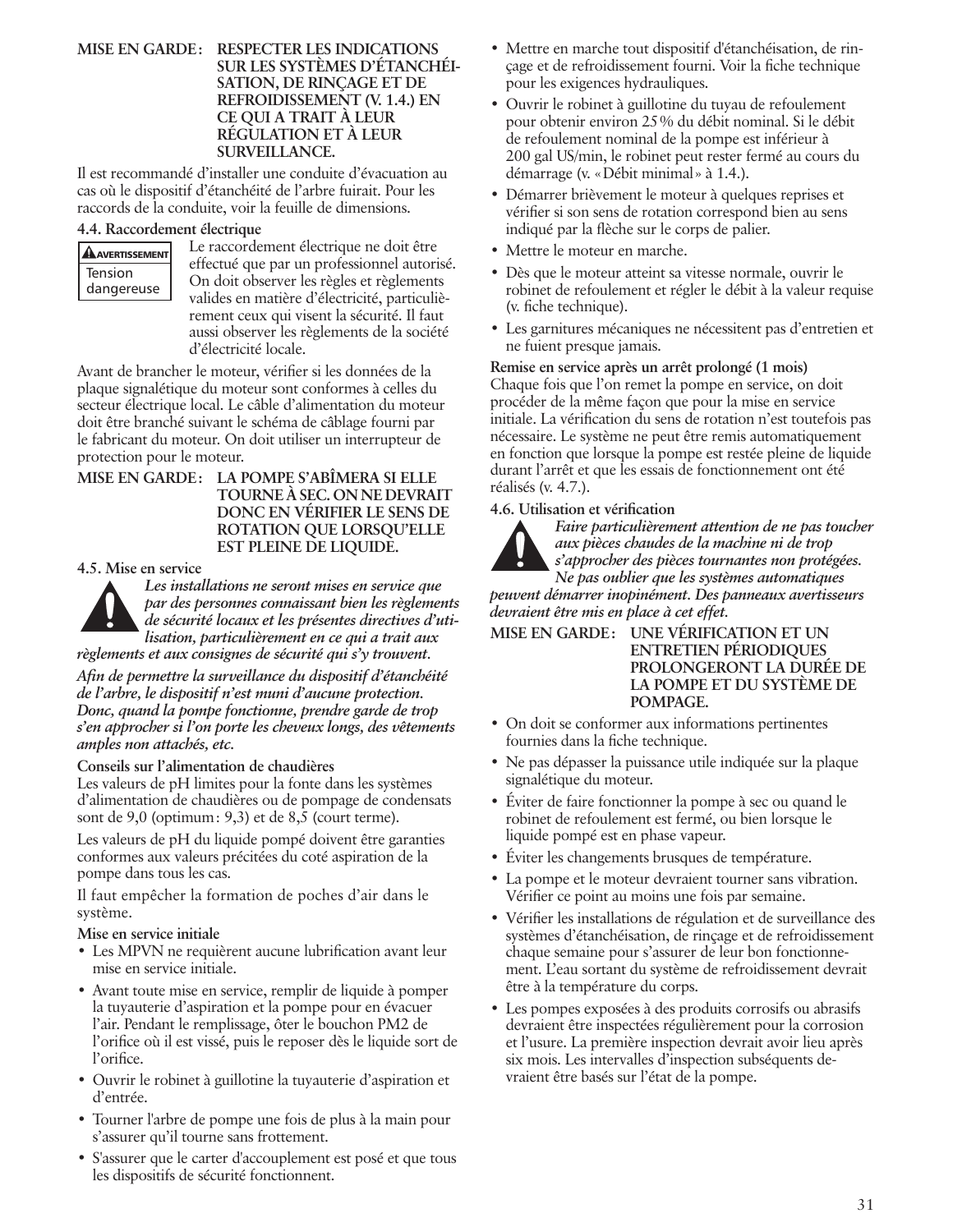**MISE EN GARDE : RESPECTER LES INDICATIONS SUR LES SYSTÈMES D'ÉTANCHÉISATION, DE RINÇAGE ET DE REFROIDISSEMENT (V. 1.4.) EN CE QUI A TRAIT À LEUR RÉGULATION ET À LEUR SURVEILLANCE.**

Il est recommandé d'installer une conduite d'évacuation au cas où le dispositif d'étanchéité de l'arbre fuirait. Pour les raccords de la conduite, voir la feuille de dimensions.

### 4.4. Raccordement électrique

**AVERTISSEMENT**
Tension dangereuse

Le raccordement électrique ne doit être effectué que par un professionnel autorisé. On doit observer les règles et règlements valides en matière d'électricité, particulièrement ceux qui visent la sécurité. Il faut aussi observer les règlements de la société d'électricité locale.

Avant de brancher le moteur, vérifier si les données de la plaque signalétique du moteur sont conformes à celles du secteur électrique local. Le câble d'alimentation du moteur doit être branché suivant le schéma de câblage fourni par le fabricant du moteur. On doit utiliser un interrupteur de protection pour le moteur.

**MISE EN GARDE : LA POMPE S'ABÎMERA SI ELLE TOURNE À SEC. ON NE DEVRAIT DONC EN VÉRIFIER LE SENS DE ROTATION QUE LORSQU'ELLE EST PLEINE DE LIQUIDE.**

### 4.5. Mise en service

***Les installations ne seront mises en service que par des personnes connaissant bien les règlements de sécurité locaux et les présentes directives d'utilisation, particulièrement en ce qui a trait aux règlements et aux consignes de sécurité qui s'y trouvent.***

***Afin de permettre la surveillance du dispositif d'étanchéité de l'arbre, le dispositif n'est muni d'aucune protection. Donc, quand la pompe fonctionne, prendre garde de trop s'en approcher si l'on porte les cheveux longs, des vêtements amples non attachés, etc.***

**Conseils sur l'alimentation de chaudières**

Les valeurs de pH limites pour la fonte dans les systèmes d'alimentation de chaudières ou de pompage de condensats sont de 9,0 (optimum : 9,3) et de 8,5 (court terme).

Les valeurs de pH du liquide pompé doivent être garanties conformes aux valeurs précitées du coté aspiration de la pompe dans tous les cas.

Il faut empêcher la formation de poches d'air dans le système.

**Mise en service initiale**

- Les MPVN ne requièrent aucune lubrification avant leur mise en service initiale.
- Avant toute mise en service, remplir de liquide à pomper la tuyauterie d'aspiration et la pompe pour en évacuer l'air. Pendant le remplissage, ôter le bouchon PM2 de l'orifice où il est vissé, puis le reposer dès le liquide sort de l'orifice.
- Ouvrir le robinet à guillotine la tuyauterie d'aspiration et d'entrée.
- Tourner l'arbre de pompe une fois de plus à la main pour s'assurer qu'il tourne sans frottement.
- S'assurer que le carter d'accouplement est posé et que tous les dispositifs de sécurité fonctionnent.
- Mettre en marche tout dispositif d'étanchéisation, de rinçage et de refroidissement fourni. Voir la fiche technique pour les exigences hydrauliques.
- Ouvrir le robinet à guillotine du tuyau de refoulement pour obtenir environ 25 % du débit nominal. Si le débit de refoulement nominal de la pompe est inférieur à 200 gal US/min, le robinet peut rester fermé au cours du démarrage (v. « Débit minimal » à 1.4.).
- Démarrer brièvement le moteur à quelques reprises et vérifier si son sens de rotation correspond bien au sens indiqué par la flèche sur le corps de palier.
- Mettre le moteur en marche.
- Dès que le moteur atteint sa vitesse normale, ouvrir le robinet de refoulement et régler le débit à la valeur requise (v. fiche technique).
- Les garnitures mécaniques ne nécessitent pas d'entretien et ne fuient presque jamais.

**Remise en service après un arrêt prolongé (1 mois)**

Chaque fois que l'on remet la pompe en service, on doit procéder de la même façon que pour la mise en service initiale. La vérification du sens de rotation n'est toutefois pas nécessaire. Le système ne peut être remis automatiquement en fonction que lorsque la pompe est restée pleine de liquide durant l'arrêt et que les essais de fonctionnement ont été réalisés (v. 4.7.).

### 4.6. Utilisation et vérification

***Faire particulièrement attention de ne pas toucher aux pièces chaudes de la machine ni de trop s'approcher des pièces tournantes non protégées. Ne pas oublier que les systèmes automatiques peuvent démarrer inopinément. Des panneaux avertisseurs devraient être mis en place à cet effet.***

**MISE EN GARDE : UNE VÉRIFICATION ET UN ENTRETIEN PÉRIODIQUES PROLONGERONT LA DURÉE DE LA POMPE ET DU SYSTÈME DE POMPAGE.**

- On doit se conformer aux informations pertinentes fournies dans la fiche technique.
- Ne pas dépasser la puissance utile indiquée sur la plaque signalétique du moteur.
- Éviter de faire fonctionner la pompe à sec ou quand le robinet de refoulement est fermé, ou bien lorsque le liquide pompé est en phase vapeur.
- Éviter les changements brusques de température.
- La pompe et le moteur devraient tourner sans vibration. Vérifier ce point au moins une fois par semaine.
- Vérifier les installations de régulation et de surveillance des systèmes d'étanchéisation, de rinçage et de refroidissement chaque semaine pour s'assurer de leur bon fonctionnement. L'eau sortant du système de refroidissement devrait être à la température du corps.
- Les pompes exposées à des produits corrosifs ou abrasifs devraient être inspectées régulièrement pour la corrosion et l'usure. La première inspection devrait avoir lieu après six mois. Les intervalles d'inspection subséquents devraient être basés sur l'état de la pompe.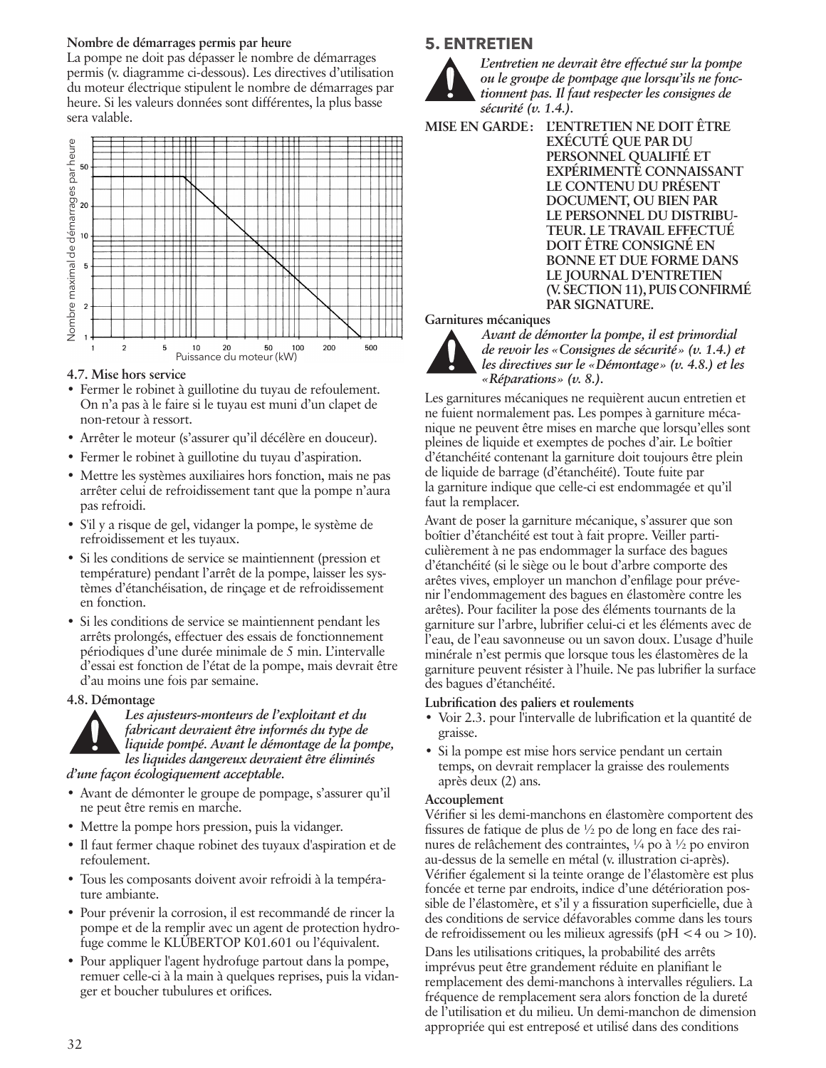**Nombre de démarrages permis par heure**

La pompe ne doit pas dépasser le nombre de démarrages permis (v. diagramme ci-dessous). Les directives d'utilisation du moteur électrique stipulent le nombre de démarrages par heure. Si les valeurs données sont différentes, la plus basse sera valable.

Nombre maximal de démarrages par heure

Puissance du moteur (kW)

### 4.7. Mise hors service

- Fermer le robinet à guillotine du tuyau de refoulement. On n'a pas à le faire si le tuyau est muni d'un clapet de non-retour à ressort.
- Arrêter le moteur (s'assurer qu'il décélère en douceur).
- Fermer le robinet à guillotine du tuyau d'aspiration.
- Mettre les systèmes auxiliaires hors fonction, mais ne pas arrêter celui de refroidissement tant que la pompe n'aura pas refroidi.
- S'il y a risque de gel, vidanger la pompe, le système de refroidissement et les tuyaux.
- Si les conditions de service se maintiennent (pression et température) pendant l'arrêt de la pompe, laisser les systèmes d'étanchéisation, de rinçage et de refroidissement en fonction.
- Si les conditions de service se maintiennent pendant les arrêts prolongés, effectuer des essais de fonctionnement périodiques d'une durée minimale de 5 min. L'intervalle d'essai est fonction de l'état de la pompe, mais devrait être d'au moins une fois par semaine.

### 4.8. Démontage

***Les ajusteurs-monteurs de l'exploitant et du fabricant devraient être informés du type de liquide pompé. Avant le démontage de la pompe, les liquides dangereux devraient être éliminés d'une façon écologiquement acceptable.***

- Avant de démonter le groupe de pompage, s'assurer qu'il ne peut être remis en marche.
- Mettre la pompe hors pression, puis la vidanger.
- Il faut fermer chaque robinet des tuyaux d'aspiration et de refoulement.
- Tous les composants doivent avoir refroidi à la température ambiante.
- Pour prévenir la corrosion, il est recommandé de rincer la pompe et de la remplir avec un agent de protection hydrofuge comme le KLÜBERTOP K01.601 ou l'équivalent.
- Pour appliquer l'agent hydrofuge partout dans la pompe, remuer celle-ci à la main à quelques reprises, puis la vidanger et boucher tubulures et orifices.

## 5. ENTRETIEN

***L'entretien ne devrait être effectué sur la pompe ou le groupe de pompage que lorsqu'ils ne fonctionnent pas. Il faut respecter les consignes de sécurité (v. 1.4.).***

**MISE EN GARDE : L'ENTRETIEN NE DOIT ÊTRE EXÉCUTÉ QUE PAR DU PERSONNEL QUALIFIÉ ET EXPÉRIMENTÉ CONNAISSANT LE CONTENU DU PRÉSENT DOCUMENT, OU BIEN PAR LE PERSONNEL DU DISTRIBUTEUR. LE TRAVAIL EFFECTUÉ DOIT ÊTRE CONSIGNÉ EN BONNE ET DUE FORME DANS LE JOURNAL D'ENTRETIEN (V. SECTION 11), PUIS CONFIRMÉ PAR SIGNATURE.**

**Garnitures mécaniques**

***Avant de démonter la pompe, il est primordial de revoir les «Consignes de sécurité» (v. 1.4.) et les directives sur le «Démontage» (v. 4.8.) et les «Réparations» (v. 8.).***

Les garnitures mécaniques ne requièrent aucun entretien et ne fuient normalement pas. Les pompes à garniture mécanique ne peuvent être mises en marche que lorsqu'elles sont pleines de liquide et exemptes de poches d'air. Le boîtier d'étanchéité contenant la garniture doit toujours être plein de liquide de barrage (d'étanchéité). Toute fuite par la garniture indique que celle-ci est endommagée et qu'il faut la remplacer.

Avant de poser la garniture mécanique, s'assurer que son boîtier d'étanchéité est tout à fait propre. Veiller particulièrement à ne pas endommager la surface des bagues d'étanchéité (si le siège ou le bout d'arbre comporte des arêtes vives, employer un manchon d'enfilage pour prévenir l'endommagement des bagues en élastomère contre les arêtes). Pour faciliter la pose des éléments tournants de la garniture sur l'arbre, lubrifier celui-ci et les éléments avec de l'eau, de l'eau savonneuse ou un savon doux. L'usage d'huile minérale n'est permis que lorsque tous les élastomères de la garniture peuvent résister à l'huile. Ne pas lubrifier la surface des bagues d'étanchéité.

**Lubrification des paliers et roulements**

- Voir 2.3. pour l'intervalle de lubrification et la quantité de graisse.
- Si la pompe est mise hors service pendant un certain temps, on devrait remplacer la graisse des roulements après deux (2) ans.

**Accouplement**

Vérifier si les demi-manchons en élastomère comportent des fissures de fatigue de plus de ½ po de long en face des rainures de relâchement des contraintes, ¼ po à ½ po environ au-dessus de la semelle en métal (v. illustration ci-après). Vérifier également si la teinte orange de l'élastomère est plus foncée et terne par endroits, indice d'une détérioration possible de l'élastomère, et s'il y a fissuration superficielle, due à des conditions de service défavorables comme dans les tours de refroidissement ou les milieux agressifs (pH < 4 ou > 10).

Dans les utilisations critiques, la probabilité des arrêts imprévus peut être grandement réduite en planifiant le remplacement des demi-manchons à intervalles réguliers. La fréquence de remplacement sera alors fonction de la dureté de l'utilisation et du milieu. Un demi-manchon de dimension appropriée qui est entreposé et utilisé dans des conditions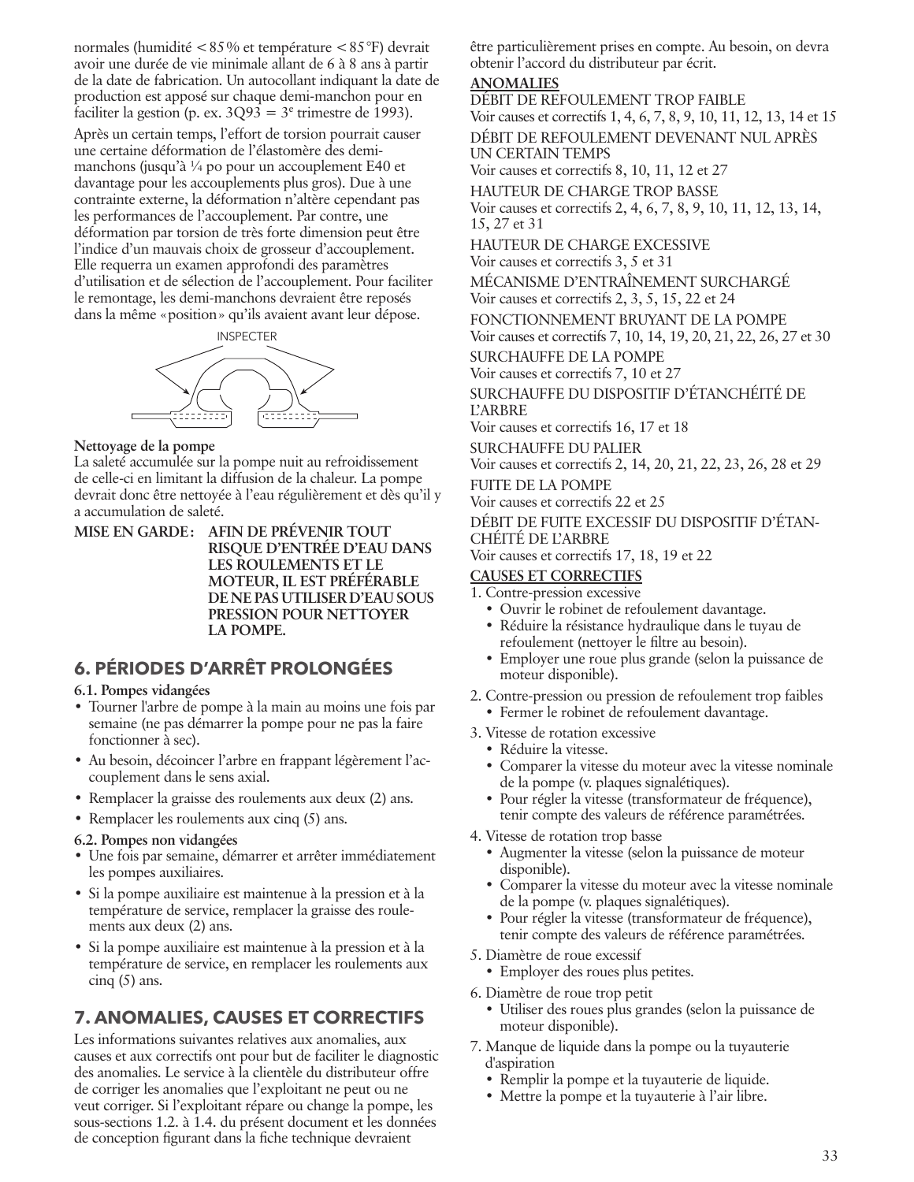normales (humidité < 85 % et température < 85 °F) devrait avoir une durée de vie minimale allant de 6 à 8 ans à partir de la date de fabrication. Un autocollant indiquant la date de production est apposé sur chaque demi-manchon pour en faciliter la gestion (p. ex. 3Q93 = 3e trimestre de 1993).

Après un certain temps, l'effort de torsion pourrait causer une certaine déformation de l'élastomère des demi-manchons (jusqu'à ¼ po pour un accouplement E40 et davantage pour les accouplements plus gros). Due à une contrainte externe, la déformation n'altère cependant pas les performances de l'accouplement. Par contre, une déformation par torsion de très forte dimension peut être l'indice d'un mauvais choix de grosseur d'accouplement. Elle requerra un examen approfondi des paramètres d'utilisation et de sélection de l'accouplement. Pour faciliter le remontage, les demi-manchons devraient être reposés dans la même « position » qu'ils avaient avant leur dépose.

INSPECTER

**Nettoyage de la pompe**

La saleté accumulée sur la pompe nuit au refroidissement de celle-ci en limitant la diffusion de la chaleur. La pompe devrait donc être nettoyée à l'eau régulièrement et dès qu'il y a accumulation de saleté.

**MISE EN GARDE : AFIN DE PRÉVENIR TOUT RISQUE D'ENTRÉE D'EAU DANS LES ROULEMENTS ET LE MOTEUR, IL EST PRÉFÉRABLE DE NE PAS UTILISER D'EAU SOUS PRESSION POUR NETTOYER LA POMPE.**

## 6. PÉRIODES D'ARRÊT PROLONGÉES

**6.1. Pompes vidangées**

- Tourner l'arbre de pompe à la main au moins une fois par semaine (ne pas démarrer la pompe pour ne pas la faire fonctionner à sec).
- Au besoin, décoincer l'arbre en frappant légèrement l'accouplement dans le sens axial.
- Remplacer la graisse des roulements aux deux (2) ans.
- Remplacer les roulements aux cinq (5) ans.

**6.2. Pompes non vidangées**

- Une fois par semaine, démarrer et arrêter immédiatement les pompes auxiliaires.
- Si la pompe auxiliaire est maintenue à la pression et à la température de service, remplacer la graisse des roulements aux deux (2) ans.
- Si la pompe auxiliaire est maintenue à la pression et à la température de service, en remplacer les roulements aux cinq (5) ans.

## 7. ANOMALIES, CAUSES ET CORRECTIFS

Les informations suivantes relatives aux anomalies, aux causes et aux correctifs ont pour but de faciliter le diagnostic des anomalies. Le service à la clientèle du distributeur offre de corriger les anomalies que l'exploitant ne peut ou ne veut corriger. Si l'exploitant répare ou change la pompe, les sous-sections 1.2. à 1.4. du présent document et les données de conception figurant dans la fiche technique devraient être particulièrement prises en compte. Au besoin, on devra obtenir l'accord du distributeur par écrit.

**ANOMALIES**

DÉBIT DE REFOULEMENT TROP FAIBLE
Voir causes et correctifs 1, 4, 6, 7, 8, 9, 10, 11, 12, 13, 14 et 15

DÉBIT DE REFOULEMENT DEVENANT NUL APRÈS UN CERTAIN TEMPS
Voir causes et correctifs 8, 10, 11, 12 et 27

HAUTEUR DE CHARGE TROP BASSE
Voir causes et correctifs 2, 4, 6, 7, 8, 9, 10, 11, 12, 13, 14, 15, 27 et 31

HAUTEUR DE CHARGE EXCESSIVE
Voir causes et correctifs 3, 5 et 31

MÉCANISME D'ENTRAÎNEMENT SURCHARGÉ
Voir causes et correctifs 2, 3, 5, 15, 22 et 24

FONCTIONNEMENT BRUYANT DE LA POMPE
Voir causes et correctifs 7, 10, 14, 19, 20, 21, 22, 26, 27 et 30

SURCHAUFFE DE LA POMPE
Voir causes et correctifs 7, 10 et 27

SURCHAUFFE DU DISPOSITIF D'ÉTANCHÉITÉ DE L'ARBRE
Voir causes et correctifs 16, 17 et 18

SURCHAUFFE DU PALIER
Voir causes et correctifs 2, 14, 20, 21, 22, 23, 26, 28 et 29

FUITE DE LA POMPE
Voir causes et correctifs 22 et 25

DÉBIT DE FUITE EXCESSIF DU DISPOSITIF D'ÉTANCHÉITÉ DE L'ARBRE
Voir causes et correctifs 17, 18, 19 et 22

**CAUSES ET CORRECTIFS**

1. Contre-pression excessive
   - Ouvrir le robinet de refoulement davantage.
   - Réduire la résistance hydraulique dans le tuyau de refoulement (nettoyer le filtre au besoin).
   - Employer une roue plus grande (selon la puissance de moteur disponible).
2. Contre-pression ou pression de refoulement trop faibles
   - Fermer le robinet de refoulement davantage.
3. Vitesse de rotation excessive
   - Réduire la vitesse.
   - Comparer la vitesse du moteur avec la vitesse nominale de la pompe (v. plaques signalétiques).
   - Pour régler la vitesse (transformateur de fréquence), tenir compte des valeurs de référence paramétrées.
4. Vitesse de rotation trop basse
   - Augmenter la vitesse (selon la puissance de moteur disponible).
   - Comparer la vitesse du moteur avec la vitesse nominale de la pompe (v. plaques signalétiques).
   - Pour régler la vitesse (transformateur de fréquence), tenir compte des valeurs de référence paramétrées.
5. Diamètre de roue excessif
   - Employer des roues plus petites.
6. Diamètre de roue trop petit
   - Utiliser des roues plus grandes (selon la puissance de moteur disponible).
7. Manque de liquide dans la pompe ou la tuyauterie d'aspiration
   - Remplir la pompe et la tuyauterie de liquide.
   - Mettre la pompe et la tuyauterie à l'air libre.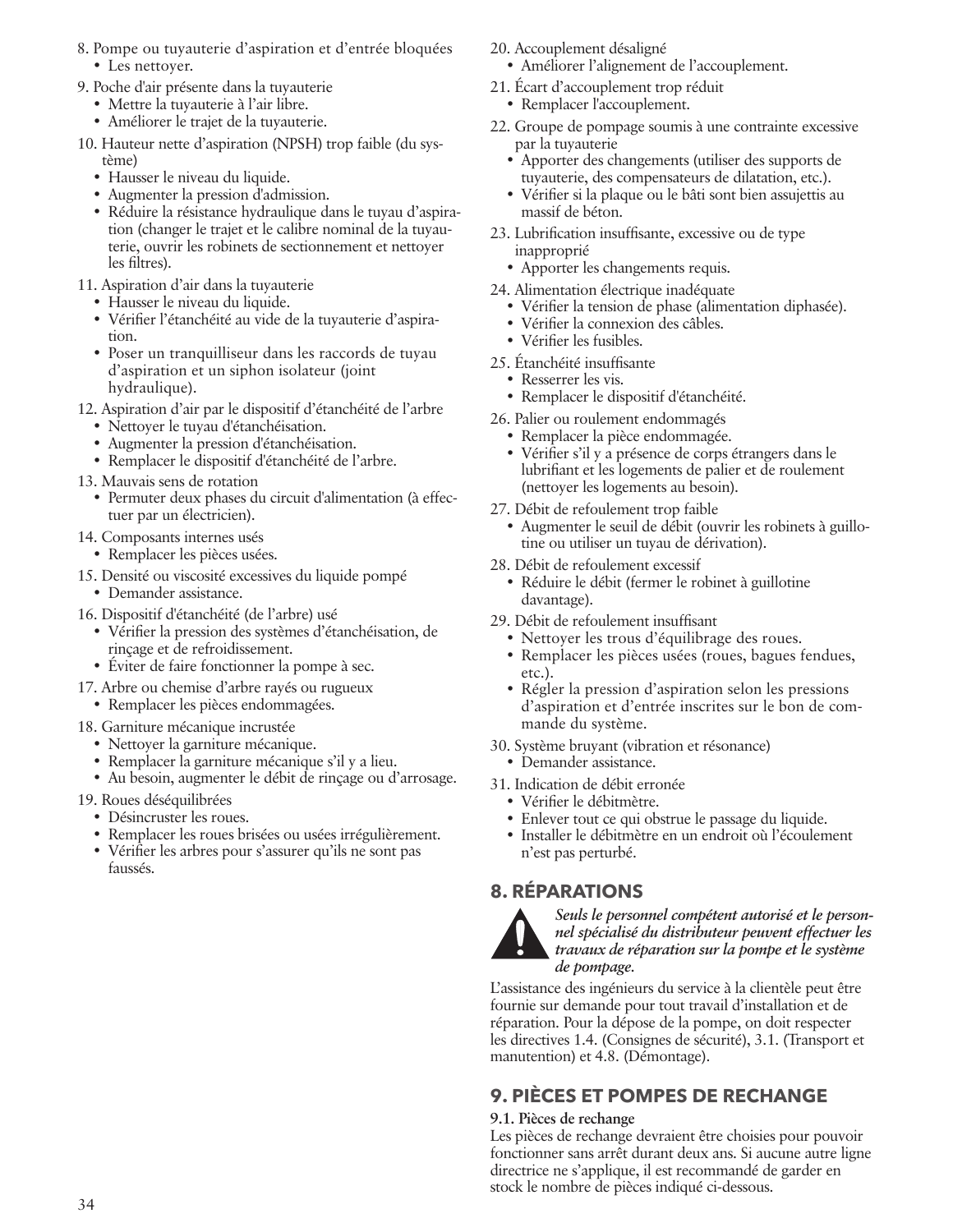8. Pompe ou tuyauterie d'aspiration et d'entrée bloquées
   - Les nettoyer.
9. Poche d'air présente dans la tuyauterie
   - Mettre la tuyauterie à l'air libre.
   - Améliorer le trajet de la tuyauterie.
10. Hauteur nette d'aspiration (NPSH) trop faible (du système)
    - Hausser le niveau du liquide.
    - Augmenter la pression d'admission.
    - Réduire la résistance hydraulique dans le tuyau d'aspiration (changer le trajet et le calibre nominal de la tuyauterie, ouvrir les robinets de sectionnement et nettoyer les filtres).
11. Aspiration d'air dans la tuyauterie
    - Hausser le niveau du liquide.
    - Vérifier l'étanchéité au vide de la tuyauterie d'aspiration.
    - Poser un tranquilliseur dans les raccords de tuyau d'aspiration et un siphon isolateur (joint hydraulique).
12. Aspiration d'air par le dispositif d'étanchéité de l'arbre
    - Nettoyer le tuyau d'étanchéisation.
    - Augmenter la pression d'étanchéisation.
    - Remplacer le dispositif d'étanchéité de l'arbre.
13. Mauvais sens de rotation
    - Permuter deux phases du circuit d'alimentation (à effectuer par un électricien).
14. Composants internes usés
    - Remplacer les pièces usées.
15. Densité ou viscosité excessives du liquide pompé
    - Demander assistance.
16. Dispositif d'étanchéité (de l'arbre) usé
    - Vérifier la pression des systèmes d'étanchéisation, de rinçage et de refroidissement.
    - Éviter de faire fonctionner la pompe à sec.
17. Arbre ou chemise d'arbre rayés ou rugueux
    - Remplacer les pièces endommagées.
18. Garniture mécanique incrustée
    - Nettoyer la garniture mécanique.
    - Remplacer la garniture mécanique s'il y a lieu.
    - Au besoin, augmenter le débit de rinçage ou d'arrosage.
19. Roues déséquilibrées
    - Désincruster les roues.
    - Remplacer les roues brisées ou usées irrégulièrement.
    - Vérifier les arbres pour s'assurer qu'ils ne sont pas faussés.
20. Accouplement désaligné
    - Améliorer l'alignement de l'accouplement.
21. Écart d'accouplement trop réduit
    - Remplacer l'accouplement.
22. Groupe de pompage soumis à une contrainte excessive par la tuyauterie
    - Apporter des changements (utiliser des supports de tuyauterie, des compensateurs de dilatation, etc.).
    - Vérifier si la plaque ou le bâti sont bien assujettis au massif de béton.
23. Lubrification insuffisante, excessive ou de type inapproprié
    - Apporter les changements requis.
24. Alimentation électrique inadéquate
    - Vérifier la tension de phase (alimentation diphasée).
    - Vérifier la connexion des câbles.
    - Vérifier les fusibles.
25. Étanchéité insuffisante
    - Resserrer les vis.
    - Remplacer le dispositif d'étanchéité.
26. Palier ou roulement endommagés
    - Remplacer la pièce endommagée.
    - Vérifier s'il y a présence de corps étrangers dans le lubrifiant et les logements de palier et de roulement (nettoyer les logements au besoin).
27. Débit de refoulement trop faible
    - Augmenter le seuil de débit (ouvrir les robinets à guillotine ou utiliser un tuyau de dérivation).
28. Débit de refoulement excessif
    - Réduire le débit (fermer le robinet à guillotine davantage).
29. Débit de refoulement insuffisant
    - Nettoyer les trous d'équilibrage des roues.
    - Remplacer les pièces usées (roues, bagues fendues, etc.).
    - Régler la pression d'aspiration selon les pressions d'aspiration et d'entrée inscrites sur le bon de commande du système.
30. Système bruyant (vibration et résonance)
    - Demander assistance.
31. Indication de débit erronée
    - Vérifier le débitmètre.
    - Enlever tout ce qui obstrue le passage du liquide.
    - Installer le débitmètre en un endroit où l'écoulement n'est pas perturbé.

## 8. RÉPARATIONS

***Seuls le personnel compétent autorisé et le personnel spécialisé du distributeur peuvent effectuer les travaux de réparation sur la pompe et le système de pompage.***

L'assistance des ingénieurs du service à la clientèle peut être fournie sur demande pour tout travail d'installation et de réparation. Pour la dépose de la pompe, on doit respecter les directives 1.4. (Consignes de sécurité), 3.1. (Transport et manutention) et 4.8. (Démontage).

## 9. PIÈCES ET POMPES DE RECHANGE

### 9.1. Pièces de rechange

Les pièces de rechange devraient être choisies pour pouvoir fonctionner sans arrêt durant deux ans. Si aucune autre ligne directrice ne s'applique, il est recommandé de garder en stock le nombre de pièces indiqué ci-dessous.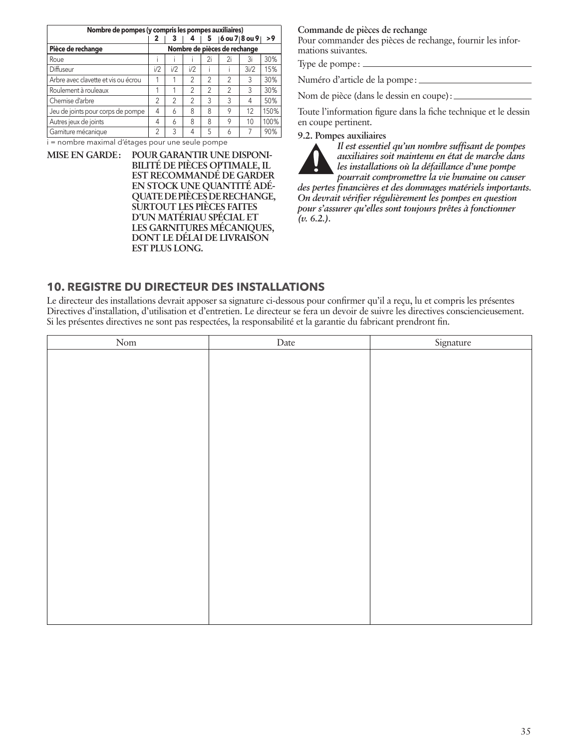| Nombre de pompes (y compris les pompes auxiliaires) | 2 | 3 | 4 | 5 | 6 ou 7 | 8 ou 9 | >9 |
|---|---|---|---|---|---|---|---|
| **Pièce de rechange** | **Nombre de pièces de rechange** | | | | | | |
| Roue | i | i | i | 2i | 2i | 3i | 30% |
| Diffuseur | i/2 | i/2 | i/2 | i | i | 3i/2 | 15% |
| Arbre avec clavette et vis ou écrou | 1 | 1 | 2 | 2 | 2 | 3 | 30% |
| Roulement à rouleaux | 1 | 1 | 2 | 2 | 2 | 3 | 30% |
| Chemise d'arbre | 2 | 2 | 2 | 3 | 3 | 4 | 50% |
| Jeu de joints pour corps de pompe | 4 | 6 | 8 | 8 | 9 | 12 | 150% |
| Autres jeux de joints | 4 | 6 | 8 | 8 | 9 | 10 | 100% |
| Garniture mécanique | 2 | 3 | 4 | 5 | 6 | 7 | 90% |

i = nombre maximal d'étages pour une seule pompe

**MISE EN GARDE : POUR GARANTIR UNE DISPONIBILITÉ DE PIÈCES OPTIMALE, IL EST RECOMMANDÉ DE GARDER EN STOCK UNE QUANTITÉ ADÉQUATE DE PIÈCES DE RECHANGE, SURTOUT LES PIÈCES FAITES D'UN MATÉRIAU SPÉCIAL ET LES GARNITURES MÉCANIQUES, DONT LE DÉLAI DE LIVRAISON EST PLUS LONG.**

**Commande de pièces de rechange**

Pour commander des pièces de rechange, fournir les informations suivantes.

Type de pompe : ____________________

Numéro d'article de la pompe : ____________________

Nom de pièce (dans le dessin en coupe) : ____________________

Toute l'information figure dans la fiche technique et le dessin en coupe pertinent.

**9.2. Pompes auxiliaires**

***Il est essentiel qu'un nombre suffisant de pompes auxiliaires soit maintenu en état de marche dans les installations où la défaillance d'une pompe pourrait compromettre la vie humaine ou causer des pertes financières et des dommages matériels importants. On devrait vérifier régulièrement les pompes en question pour s'assurer qu'elles sont toujours prêtes à fonctionner (v. 6.2.).***

## 10. REGISTRE DU DIRECTEUR DES INSTALLATIONS

Le directeur des installations devrait apposer sa signature ci-dessous pour confirmer qu'il a reçu, lu et compris les présentes Directives d'installation, d'utilisation et d'entretien. Le directeur se fera un devoir de suivre les directives consciencieusement. Si les présentes directives ne sont pas respectées, la responsabilité et la garantie du fabricant prendront fin.

| Nom | Date | Signature |
|---|---|---|
| | | |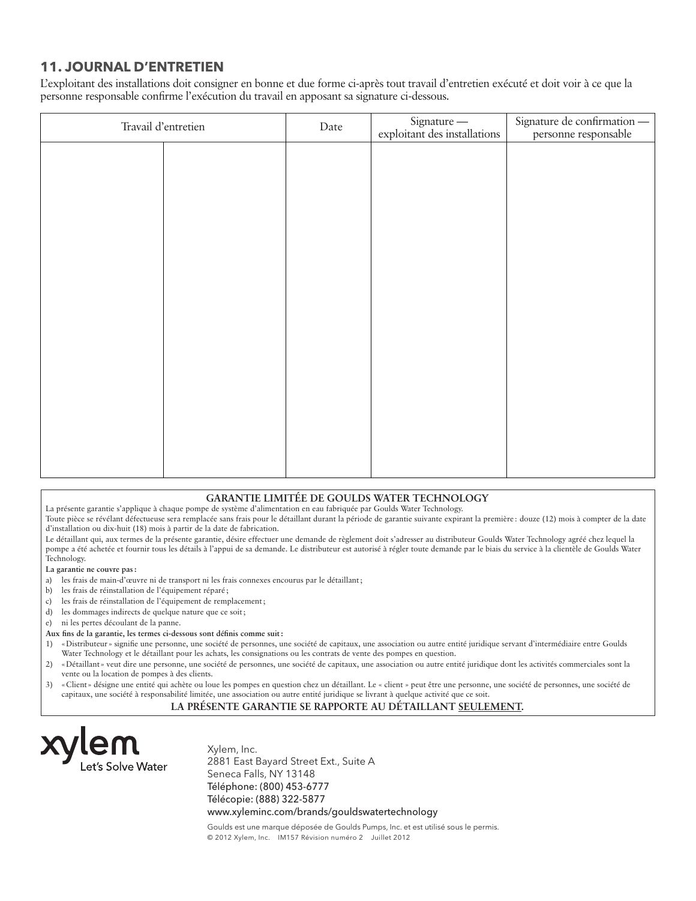## 11. JOURNAL D'ENTRETIEN

L'exploitant des installations doit consigner en bonne et due forme ci-après tout travail d'entretien exécuté et doit voir à ce que la personne responsable confirme l'exécution du travail en apposant sa signature ci-dessous.

| Travail d'entretien | | Date | Signature — exploitant des installations | Signature de confirmation — personne responsable |
|---|---|---|---|---|
| | | | | |

**GARANTIE LIMITÉE DE GOULDS WATER TECHNOLOGY**

La présente garantie s'applique à chaque pompe de système d'alimentation en eau fabriquée par Goulds Water Technology.

Toute pièce se révélant défectueuse sera remplacée sans frais pour le détaillant durant la période de garantie suivante expirant la première : douze (12) mois à compter de la date d'installation ou dix-huit (18) mois à partir de la date de fabrication.

Le détaillant qui, aux termes de la présente garantie, désire effectuer une demande de règlement doit s'adresser au distributeur Goulds Water Technology agréé chez lequel la pompe a été achetée et fournir tous les détails à l'appui de sa demande. Le distributeur est autorisé à régler toute demande par le biais du service à la clientèle de Goulds Water Technology.

**La garantie ne couvre pas :**

a) les frais de main-d'œuvre ni de transport ni les frais connexes encourus par le détaillant ;
b) les frais de réinstallation de l'équipement réparé ;
c) les frais de réinstallation de l'équipement de remplacement ;
d) les dommages indirects de quelque nature que ce soit ;
e) ni les pertes découlant de la panne.

**Aux fins de la garantie, les termes ci-dessous sont définis comme suit :**

1) « Distributeur » signifie une personne, une société de personnes, une société de capitaux, une association ou autre entité juridique servant d'intermédiaire entre Goulds Water Technology et le détaillant pour les achats, les consignations ou les contrats de vente des pompes en question.
2) « Détaillant » veut dire une personne, une société de personnes, une société de capitaux, une association ou autre entité juridique dont les activités commerciales sont la vente ou la location de pompes à des clients.
3) « Client » désigne une entité qui achète ou loue les pompes en question chez un détaillant. Le « client » peut être une personne, une société de personnes, une société de capitaux, une société à responsabilité limitée, une association ou autre entité juridique se livrant à quelque activité que ce soit.

**LA PRÉSENTE GARANTIE SE RAPPORTE AU DÉTAILLANT SEULEMENT.**

xylem
Let's Solve Water

Xylem, Inc.
2881 East Bayard Street Ext., Suite A
Seneca Falls, NY 13148
Téléphone: (800) 453-6777
Télécopie: (888) 322-5877
www.xyleminc.com/brands/gouldswatertechnology

Goulds est une marque déposée de Goulds Pumps, Inc. et est utilisé sous le permis.
© 2012 Xylem, Inc. IM157 Révision numéro 2 Juillet 2012